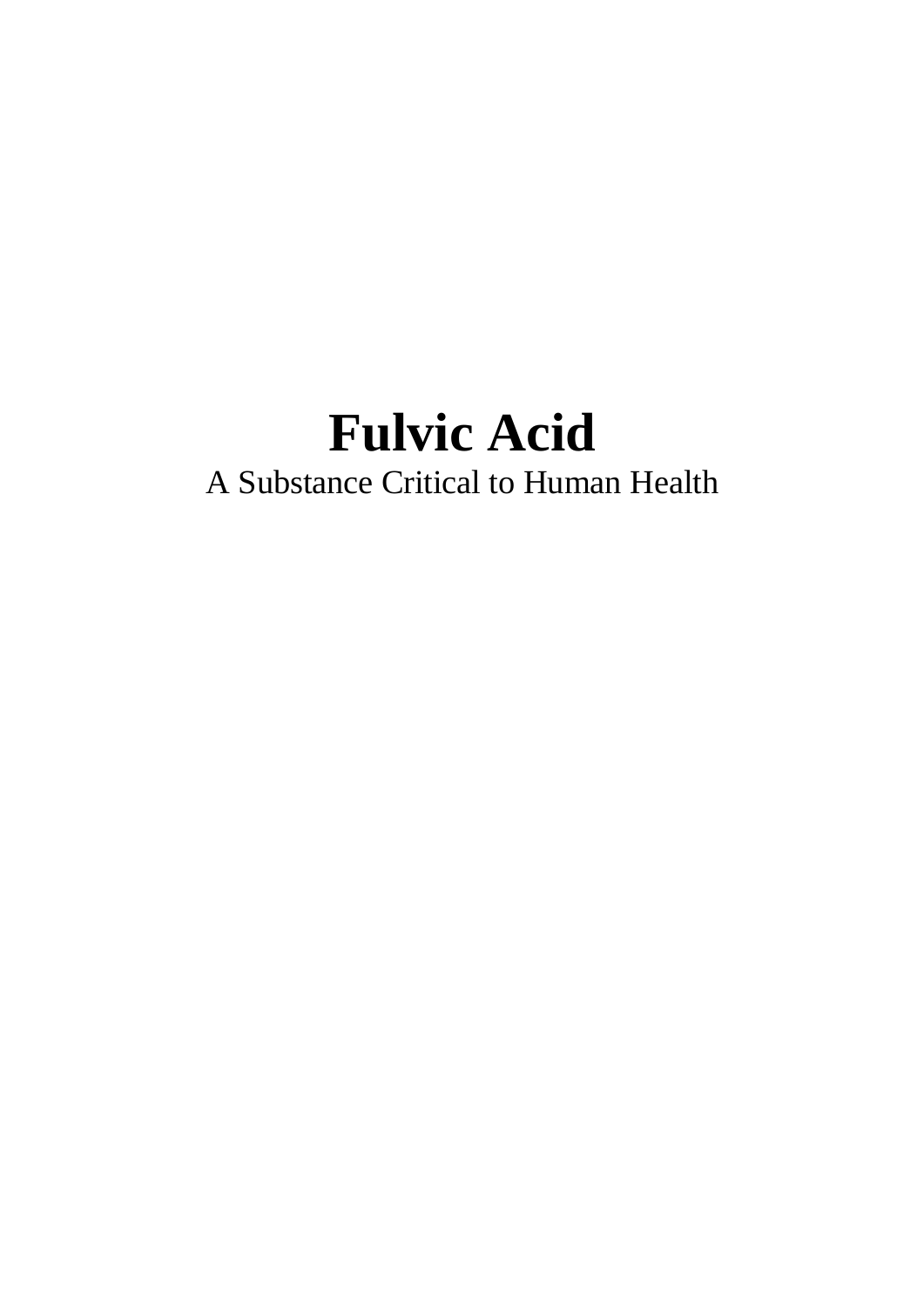# Fulvic Acid

A Substance Critical to Human Health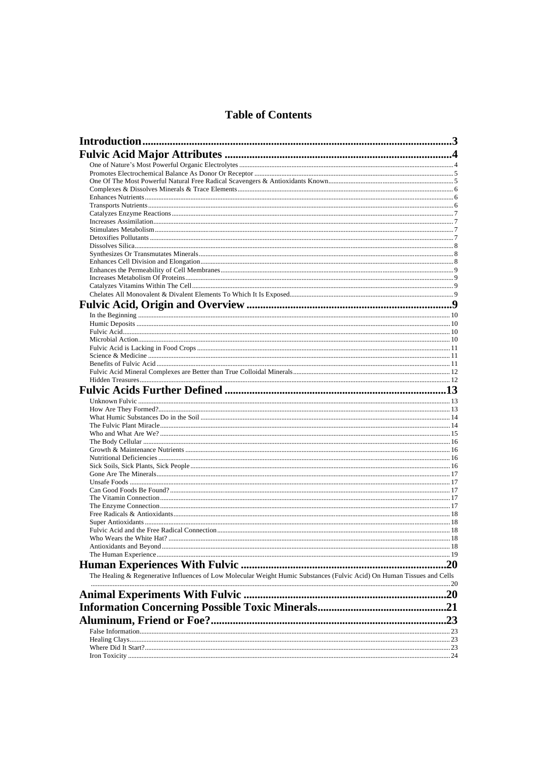# Table of Contents

**Introduction** ..... 3

**Fulvic Acid Major Attributes** ..... 4

- One of Nature's Most Powerful Organic Electrolytes ..... 4
- Promotes Electrochemical Balance As Donor Or Receptor ..... 5
- One Of The Most Powerful Natural Free Radical Scavengers & Antioxidants Known ..... 5
- Complexes & Dissolves Minerals & Trace Elements ..... 6
- Enhances Nutrients ..... 6
- Transports Nutrients ..... 6
- Catalyzes Enzyme Reactions ..... 7
- Increases Assimilation ..... 7
- Stimulates Metabolism ..... 7
- Detoxifies Pollutants ..... 7
- Dissolves Silica ..... 8
- Synthesizes Or Transmutates Minerals ..... 8
- Enhances Cell Division and Elongation ..... 8
- Enhances the Permeability of Cell Membranes ..... 9
- Increases Metabolism Of Proteins ..... 9
- Catalyzes Vitamins Within The Cell ..... 9
- Chelates All Monovalent & Divalent Elements To Which It Is Exposed ..... 9

**Fulvic Acid, Origin and Overview** ..... 9

- In the Beginning ..... 10
- Humic Deposits ..... 10
- Fulvic Acid ..... 10
- Microbial Action ..... 10
- Fulvic Acid is Lacking in Food Crops ..... 11
- Science & Medicine ..... 11
- Benefits of Fulvic Acid ..... 11
- Fulvic Acid Mineral Complexes are Better than True Colloidal Minerals ..... 12
- Hidden Treasures ..... 12

**Fulvic Acids Further Defined** ..... 13

- Unknown Fulvic ..... 13
- How Are They Formed? ..... 13
- What Humic Substances Do in the Soil ..... 14
- The Fulvic Plant Miracle ..... 14
- Who and What Are We? ..... 15
- The Body Cellular ..... 16
- Growth & Maintenance Nutrients ..... 16
- Nutritional Deficiencies ..... 16
- Sick Soils, Sick Plants, Sick People ..... 16
- Gone Are The Minerals ..... 17
- Unsafe Foods ..... 17
- Can Good Foods Be Found? ..... 17
- The Vitamin Connection ..... 17
- The Enzyme Connection ..... 17
- Free Radicals & Antioxidants ..... 18
- Super Antioxidants ..... 18
- Fulvic Acid and the Free Radical Connection ..... 18
- Who Wears the White Hat? ..... 18
- Antioxidants and Beyond ..... 18
- The Human Experience ..... 19

**Human Experiences With Fulvic** ..... 20

- The Healing & Regenerative Influences of Low Molecular Weight Humic Substances (Fulvic Acid) On Human Tissues and Cells ..... 20

**Animal Experiments With Fulvic** ..... 20

**Information Concerning Possible Toxic Minerals** ..... 21

**Aluminum, Friend or Foe?** ..... 23

- False Information ..... 23
- Healing Clays ..... 23
- Where Did It Start? ..... 23
- Iron Toxicity ..... 24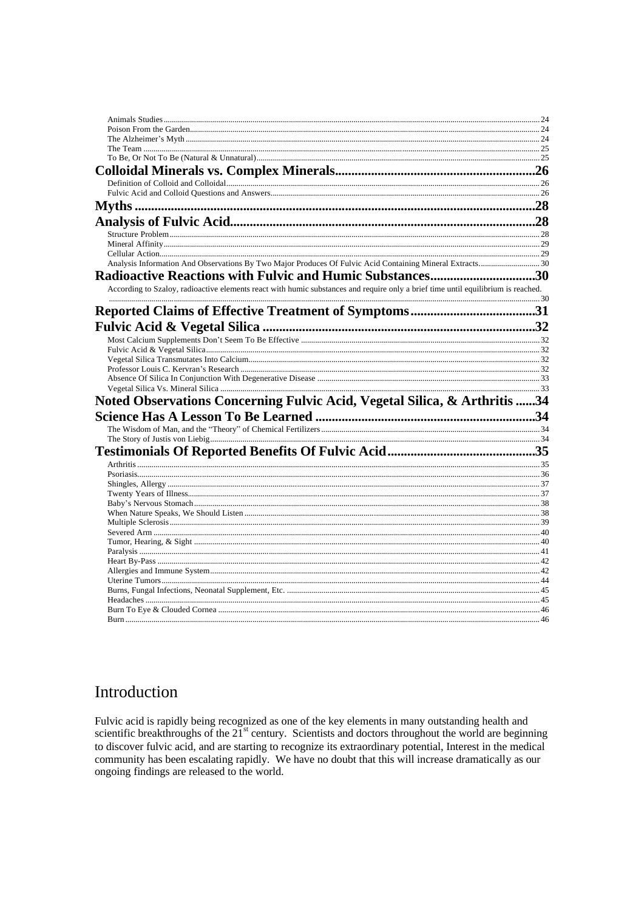Animals Studies ........................................................................................................................ 24
Poison From the Garden ........................................................................................................... 24
The Alzheimer's Myth ............................................................................................................... 24
The Team ................................................................................................................................ 25
To Be, Or Not To Be (Natural & Unnatural) ............................................................................... 25

**Colloidal Minerals vs. Complex Minerals ........................................................ 26**

Definition of Colloid and Colloidal ............................................................................................. 26
Fulvic Acid and Colloid Questions and Answers ........................................................................ 26

**Myths ............................................................................................................. 28**

**Analysis of Fulvic Acid ................................................................................... 28**

Structure Problem ..................................................................................................................... 28
Mineral Affinity ......................................................................................................................... 29
Cellular Action .......................................................................................................................... 29
Analysis Information And Observations By Two Major Produces Of Fulvic Acid Containing Mineral Extracts ............ 30

**Radioactive Reactions with Fulvic and Humic Substances ................................. 30**

According to Szaloy, radioactive elements react with humic substances and require only a brief time until equilibrium is reached. ........ 30

**Reported Claims of Effective Treatment of Symptoms ....................................... 31**

**Fulvic Acid & Vegetal Silica ............................................................................ 32**

Most Calcium Supplements Don't Seem To Be Effective ........................................................... 32
Fulvic Acid & Vegetal Silica ...................................................................................................... 32
Vegetal Silica Transmutates Into Calcium .................................................................................. 32
Professor Louis C. Kervran's Research ..................................................................................... 32
Absence Of Silica In Conjunction With Degenerative Disease .................................................... 33
Vegetal Silica Vs. Mineral Silica ............................................................................................... 33

**Noted Observations Concerning Fulvic Acid, Vegetal Silica, & Arthritis ...... 34**

**Science Has A Lesson To Be Learned ............................................................. 34**

The Wisdom of Man, and the "Theory" of Chemical Fertilizers ................................................... 34
The Story of Justis von Liebig ................................................................................................... 34

**Testimonials Of Reported Benefits Of Fulvic Acid .......................................... 35**

Arthritis .................................................................................................................................... 35
Psoriasis ................................................................................................................................... 36
Shingles, Allergy ....................................................................................................................... 37
Twenty Years of Illness ............................................................................................................. 37
Baby's Nervous Stomach .......................................................................................................... 38
When Nature Speaks, We Should Listen .................................................................................... 38
Multiple Sclerosis ..................................................................................................................... 39
Severed Arm ............................................................................................................................ 40
Tumor, Hearing, & Sight ........................................................................................................... 40
Paralysis ................................................................................................................................... 41
Heart By-Pass ........................................................................................................................... 42
Allergies and Immune System ................................................................................................... 42
Uterine Tumors ......................................................................................................................... 44
Burns, Fungal Infections, Neonatal Supplement, Etc. ................................................................ 45
Headaches ................................................................................................................................ 45
Burn To Eye & Clouded Cornea ................................................................................................ 46
Burn ......................................................................................................................................... 46

# Introduction

Fulvic acid is rapidly being recognized as one of the key elements in many outstanding health and scientific breakthroughs of the 21st century. Scientists and doctors throughout the world are beginning to discover fulvic acid, and are starting to recognize its extraordinary potential, Interest in the medical community has been escalating rapidly. We have no doubt that this will increase dramatically as our ongoing findings are released to the world.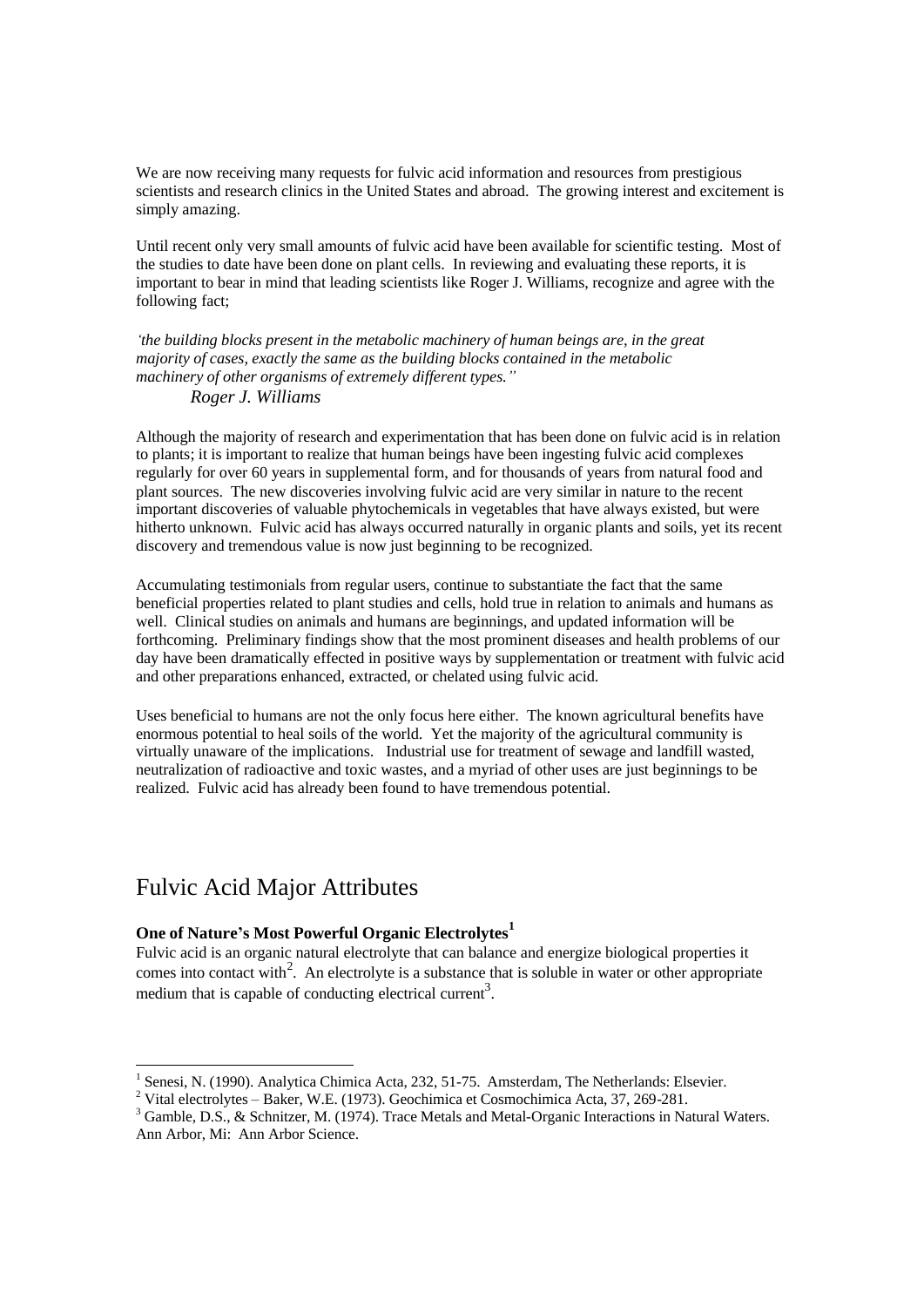We are now receiving many requests for fulvic acid information and resources from prestigious scientists and research clinics in the United States and abroad. The growing interest and excitement is simply amazing.

Until recent only very small amounts of fulvic acid have been available for scientific testing. Most of the studies to date have been done on plant cells. In reviewing and evaluating these reports, it is important to bear in mind that leading scientists like Roger J. Williams, recognize and agree with the following fact;

*'the building blocks present in the metabolic machinery of human beings are, in the great majority of cases, exactly the same as the building blocks contained in the metabolic machinery of other organisms of extremely different types."*
*Roger J. Williams*

Although the majority of research and experimentation that has been done on fulvic acid is in relation to plants; it is important to realize that human beings have been ingesting fulvic acid complexes regularly for over 60 years in supplemental form, and for thousands of years from natural food and plant sources. The new discoveries involving fulvic acid are very similar in nature to the recent important discoveries of valuable phytochemicals in vegetables that have always existed, but were hitherto unknown. Fulvic acid has always occurred naturally in organic plants and soils, yet its recent discovery and tremendous value is now just beginning to be recognized.

Accumulating testimonials from regular users, continue to substantiate the fact that the same beneficial properties related to plant studies and cells, hold true in relation to animals and humans as well. Clinical studies on animals and humans are beginnings, and updated information will be forthcoming. Preliminary findings show that the most prominent diseases and health problems of our day have been dramatically effected in positive ways by supplementation or treatment with fulvic acid and other preparations enhanced, extracted, or chelated using fulvic acid.

Uses beneficial to humans are not the only focus here either. The known agricultural benefits have enormous potential to heal soils of the world. Yet the majority of the agricultural community is virtually unaware of the implications. Industrial use for treatment of sewage and landfill wasted, neutralization of radioactive and toxic wastes, and a myriad of other uses are just beginnings to be realized. Fulvic acid has already been found to have tremendous potential.

# Fulvic Acid Major Attributes

**One of Nature's Most Powerful Organic Electrolytes[1]**

Fulvic acid is an organic natural electrolyte that can balance and energize biological properties it comes into contact with[2]. An electrolyte is a substance that is soluble in water or other appropriate medium that is capable of conducting electrical current[3].

---

[1] Senesi, N. (1990). Analytica Chimica Acta, 232, 51-75. Amsterdam, The Netherlands: Elsevier.

[2] Vital electrolytes – Baker, W.E. (1973). Geochimica et Cosmochimica Acta, 37, 269-281.

[3] Gamble, D.S., & Schnitzer, M. (1974). Trace Metals and Metal-Organic Interactions in Natural Waters. Ann Arbor, Mi: Ann Arbor Science.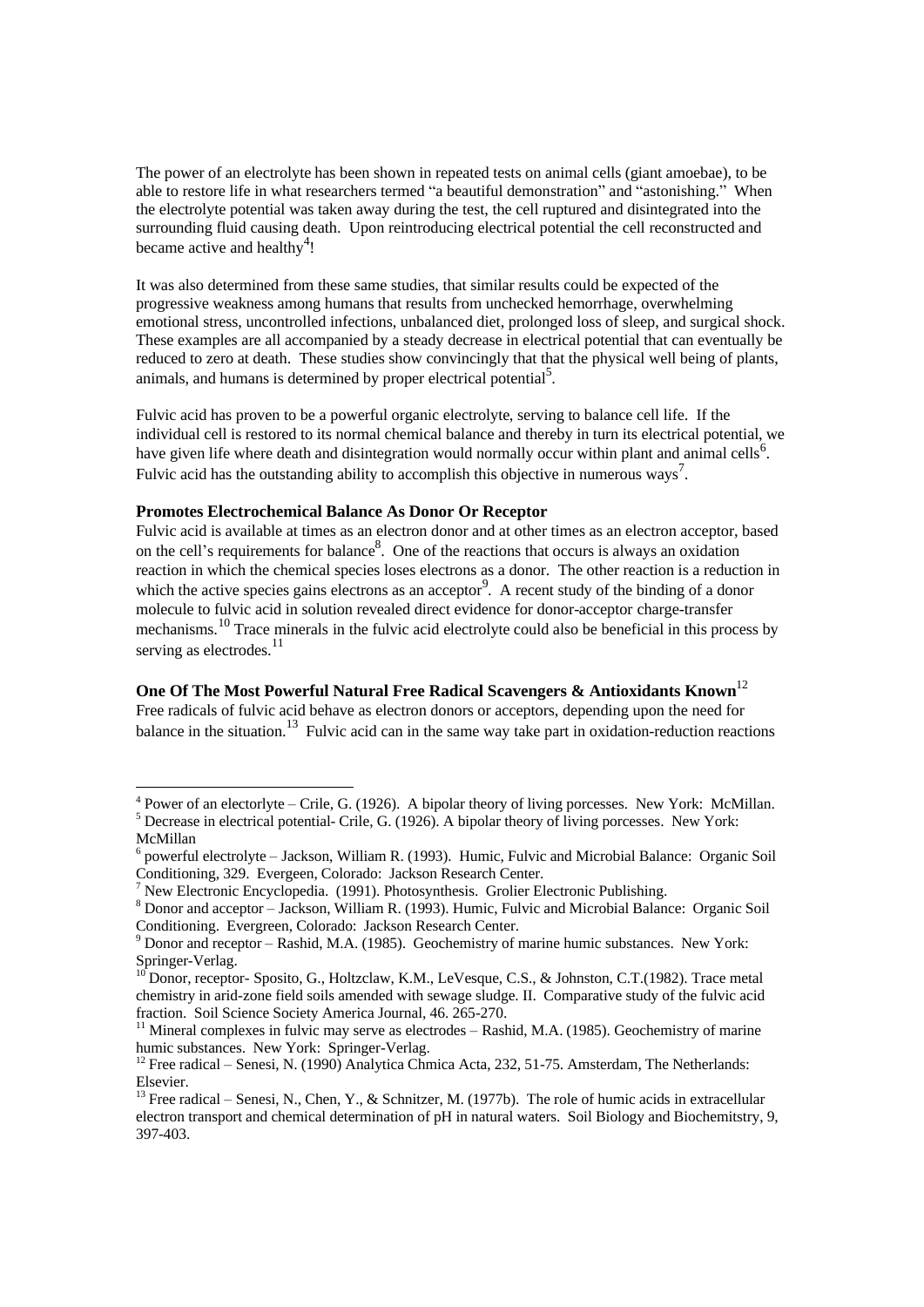The power of an electrolyte has been shown in repeated tests on animal cells (giant amoebae), to be able to restore life in what researchers termed "a beautiful demonstration" and "astonishing." When the electrolyte potential was taken away during the test, the cell ruptured and disintegrated into the surrounding fluid causing death. Upon reintroducing electrical potential the cell reconstructed and became active and healthy[4]!

It was also determined from these same studies, that similar results could be expected of the progressive weakness among humans that results from unchecked hemorrhage, overwhelming emotional stress, uncontrolled infections, unbalanced diet, prolonged loss of sleep, and surgical shock. These examples are all accompanied by a steady decrease in electrical potential that can eventually be reduced to zero at death. These studies show convincingly that that the physical well being of plants, animals, and humans is determined by proper electrical potential[5].

Fulvic acid has proven to be a powerful organic electrolyte, serving to balance cell life. If the individual cell is restored to its normal chemical balance and thereby in turn its electrical potential, we have given life where death and disintegration would normally occur within plant and animal cells[6]. Fulvic acid has the outstanding ability to accomplish this objective in numerous ways[7].

**Promotes Electrochemical Balance As Donor Or Receptor**

Fulvic acid is available at times as an electron donor and at other times as an electron acceptor, based on the cell's requirements for balance[8]. One of the reactions that occurs is always an oxidation reaction in which the chemical species loses electrons as a donor. The other reaction is a reduction in which the active species gains electrons as an acceptor[9]. A recent study of the binding of a donor molecule to fulvic acid in solution revealed direct evidence for donor-acceptor charge-transfer mechanisms.[10] Trace minerals in the fulvic acid electrolyte could also be beneficial in this process by serving as electrodes.[11]

**One Of The Most Powerful Natural Free Radical Scavengers & Antioxidants Known**[12]

Free radicals of fulvic acid behave as electron donors or acceptors, depending upon the need for balance in the situation.[13] Fulvic acid can in the same way take part in oxidation-reduction reactions

---

[4] Power of an electorlyte – Crile, G. (1926). A bipolar theory of living porcesses. New York: McMillan.

[5] Decrease in electrical potential- Crile, G. (1926). A bipolar theory of living porcesses. New York: McMillan

[6] powerful electrolyte – Jackson, William R. (1993). Humic, Fulvic and Microbial Balance: Organic Soil Conditioning, 329. Evergeen, Colorado: Jackson Research Center.

[7] New Electronic Encyclopedia. (1991). Photosynthesis. Grolier Electronic Publishing.

[8] Donor and acceptor – Jackson, William R. (1993). Humic, Fulvic and Microbial Balance: Organic Soil Conditioning. Evergreen, Colorado: Jackson Research Center.

[9] Donor and receptor – Rashid, M.A. (1985). Geochemistry of marine humic substances. New York: Springer-Verlag.

[10] Donor, receptor- Sposito, G., Holtzclaw, K.M., LeVesque, C.S., & Johnston, C.T.(1982). Trace metal chemistry in arid-zone field soils amended with sewage sludge. II. Comparative study of the fulvic acid fraction. Soil Science Society America Journal, 46. 265-270.

[11] Mineral complexes in fulvic may serve as electrodes – Rashid, M.A. (1985). Geochemistry of marine humic substances. New York: Springer-Verlag.

[12] Free radical – Senesi, N. (1990) Analytica Chmica Acta, 232, 51-75. Amsterdam, The Netherlands: Elsevier.

[13] Free radical – Senesi, N., Chen, Y., & Schnitzer, M. (1977b). The role of humic acids in extracellular electron transport and chemical determination of pH in natural waters. Soil Biology and Biochemitstry, 9, 397-403.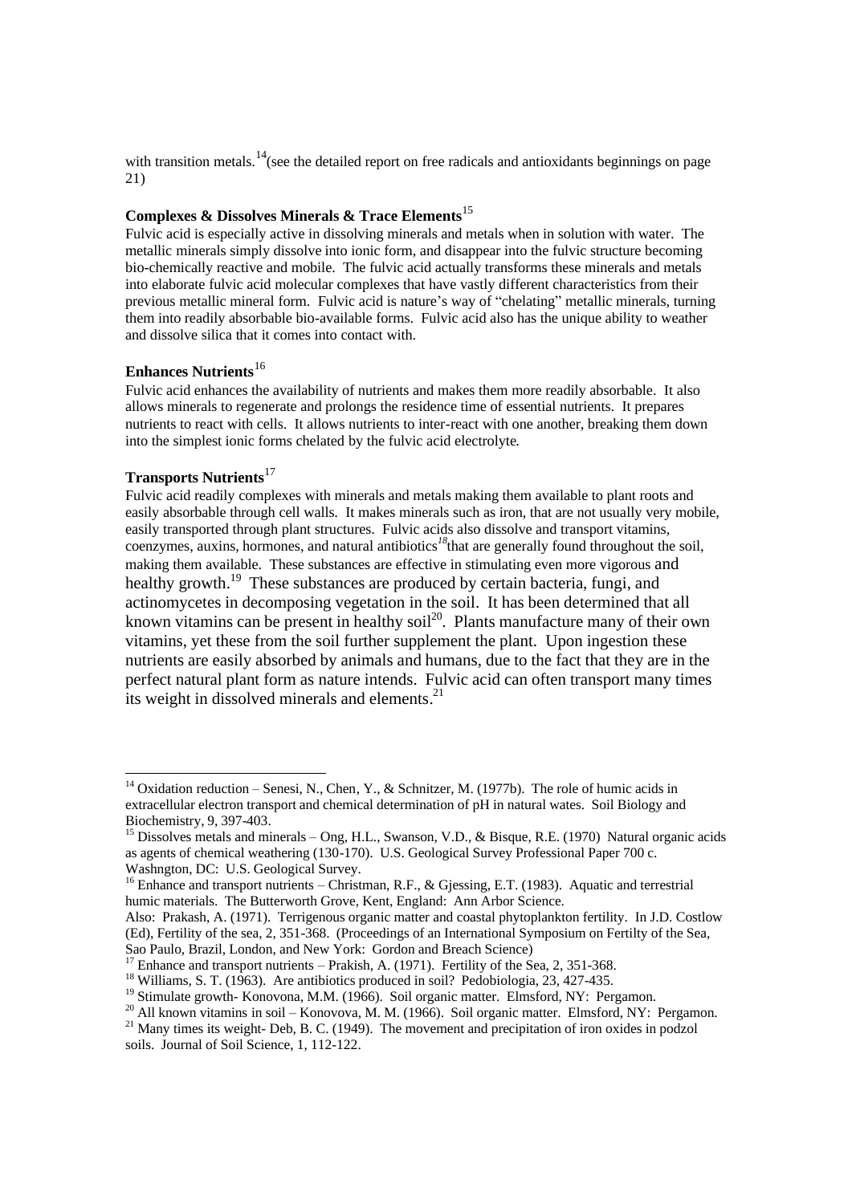with transition metals.[14](see the detailed report on free radicals and antioxidants beginnings on page 21)

**Complexes & Dissolves Minerals & Trace Elements**[15]

Fulvic acid is especially active in dissolving minerals and metals when in solution with water. The metallic minerals simply dissolve into ionic form, and disappear into the fulvic structure becoming bio-chemically reactive and mobile. The fulvic acid actually transforms these minerals and metals into elaborate fulvic acid molecular complexes that have vastly different characteristics from their previous metallic mineral form. Fulvic acid is nature's way of "chelating" metallic minerals, turning them into readily absorbable bio-available forms. Fulvic acid also has the unique ability to weather and dissolve silica that it comes into contact with.

**Enhances Nutrients**[16]

Fulvic acid enhances the availability of nutrients and makes them more readily absorbable. It also allows minerals to regenerate and prolongs the residence time of essential nutrients. It prepares nutrients to react with cells. It allows nutrients to inter-react with one another, breaking them down into the simplest ionic forms chelated by the fulvic acid electrolyte.

**Transports Nutrients**[17]

Fulvic acid readily complexes with minerals and metals making them available to plant roots and easily absorbable through cell walls. It makes minerals such as iron, that are not usually very mobile, easily transported through plant structures. Fulvic acids also dissolve and transport vitamins, coenzymes, auxins, hormones, and natural antibiotics[18]that are generally found throughout the soil, making them available. These substances are effective in stimulating even more vigorous and healthy growth.[19] These substances are produced by certain bacteria, fungi, and actinomycetes in decomposing vegetation in the soil. It has been determined that all known vitamins can be present in healthy soil[20]. Plants manufacture many of their own vitamins, yet these from the soil further supplement the plant. Upon ingestion these nutrients are easily absorbed by animals and humans, due to the fact that they are in the perfect natural plant form as nature intends. Fulvic acid can often transport many times its weight in dissolved minerals and elements.[21]

---

[14] Oxidation reduction – Senesi, N., Chen, Y., & Schnitzer, M. (1977b). The role of humic acids in extracellular electron transport and chemical determination of pH in natural wates. Soil Biology and Biochemistry, 9, 397-403.

[15] Dissolves metals and minerals – Ong, H.L., Swanson, V.D., & Bisque, R.E. (1970) Natural organic acids as agents of chemical weathering (130-170). U.S. Geological Survey Professional Paper 700 c. Washngton, DC: U.S. Geological Survey.

[16] Enhance and transport nutrients – Christman, R.F., & Gjessing, E.T. (1983). Aquatic and terrestrial humic materials. The Butterworth Grove, Kent, England: Ann Arbor Science.
Also: Prakash, A. (1971). Terrigenous organic matter and coastal phytoplankton fertility. In J.D. Costlow (Ed), Fertility of the sea, 2, 351-368. (Proceedings of an International Symposium on Fertilty of the Sea, Sao Paulo, Brazil, London, and New York: Gordon and Breach Science)

[17] Enhance and transport nutrients – Prakish, A. (1971). Fertility of the Sea, 2, 351-368.

[18] Williams, S. T. (1963). Are antibiotics produced in soil? Pedobiologia, 23, 427-435.

[19] Stimulate growth- Konovona, M.M. (1966). Soil organic matter. Elmsford, NY: Pergamon.

[20] All known vitamins in soil – Konovova, M. M. (1966). Soil organic matter. Elmsford, NY: Pergamon.

[21] Many times its weight- Deb, B. C. (1949). The movement and precipitation of iron oxides in podzol soils. Journal of Soil Science, 1, 112-122.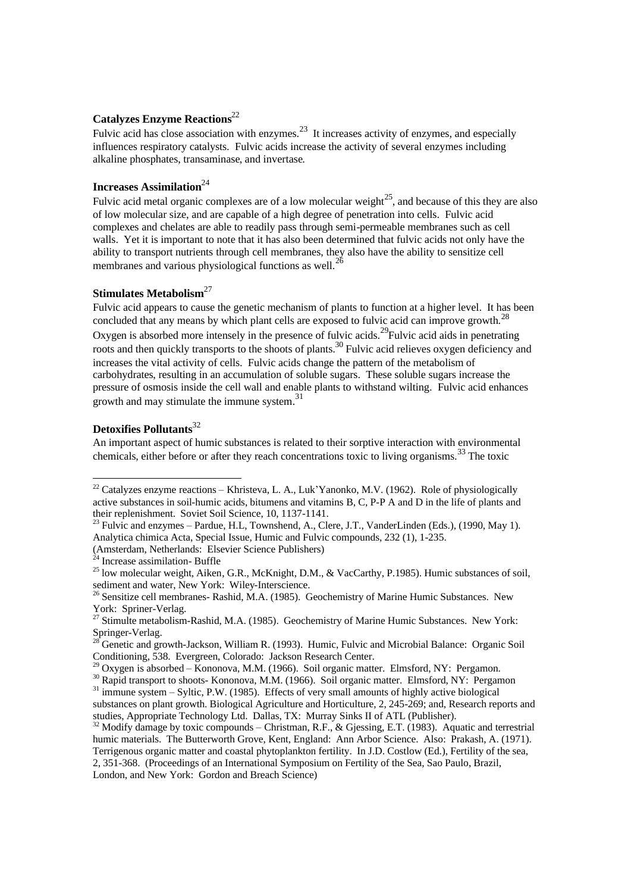**Catalyzes Enzyme Reactions**[22]

Fulvic acid has close association with enzymes.[23] It increases activity of enzymes, and especially influences respiratory catalysts. Fulvic acids increase the activity of several enzymes including alkaline phosphates, transaminase, and invertase.

**Increases Assimilation**[24]

Fulvic acid metal organic complexes are of a low molecular weight[25], and because of this they are also of low molecular size, and are capable of a high degree of penetration into cells. Fulvic acid complexes and chelates are able to readily pass through semi-permeable membranes such as cell walls. Yet it is important to note that it has also been determined that fulvic acids not only have the ability to transport nutrients through cell membranes, they also have the ability to sensitize cell membranes and various physiological functions as well.[26]

**Stimulates Metabolism**[27]

Fulvic acid appears to cause the genetic mechanism of plants to function at a higher level. It has been concluded that any means by which plant cells are exposed to fulvic acid can improve growth.[28] Oxygen is absorbed more intensely in the presence of fulvic acids.[29]Fulvic acid aids in penetrating roots and then quickly transports to the shoots of plants.[30] Fulvic acid relieves oxygen deficiency and increases the vital activity of cells. Fulvic acids change the pattern of the metabolism of carbohydrates, resulting in an accumulation of soluble sugars. These soluble sugars increase the pressure of osmosis inside the cell wall and enable plants to withstand wilting. Fulvic acid enhances growth and may stimulate the immune system.[31]

**Detoxifies Pollutants**[32]

An important aspect of humic substances is related to their sorptive interaction with environmental chemicals, either before or after they reach concentrations toxic to living organisms.[33] The toxic

---

[22] Catalyzes enzyme reactions – Khristeva, L. A., Luk'Yanonko, M.V. (1962). Role of physiologically active substances in soil-humic acids, bitumens and vitamins B, C, P-P A and D in the life of plants and their replenishment. Soviet Soil Science, 10, 1137-1141.

[23] Fulvic and enzymes – Pardue, H.L, Townshend, A., Clere, J.T., VanderLinden (Eds.), (1990, May 1). Analytica chimica Acta, Special Issue, Humic and Fulvic compounds, 232 (1), 1-235. (Amsterdam, Netherlands: Elsevier Science Publishers)

[24] Increase assimilation- Buffle

[25] low molecular weight, Aiken, G.R., McKnight, D.M., & VacCarthy, P.1985). Humic substances of soil, sediment and water, New York: Wiley-Interscience.

[26] Sensitize cell membranes- Rashid, M.A. (1985). Geochemistry of Marine Humic Substances. New York: Spriner-Verlag.

[27] Stimulte metabolism-Rashid, M.A. (1985). Geochemistry of Marine Humic Substances. New York: Springer-Verlag.

[28] Genetic and growth-Jackson, William R. (1993). Humic, Fulvic and Microbial Balance: Organic Soil Conditioning, 538. Evergreen, Colorado: Jackson Research Center.

[29] Oxygen is absorbed – Kononova, M.M. (1966). Soil organic matter. Elmsford, NY: Pergamon.

[30] Rapid transport to shoots- Kononova, M.M. (1966). Soil organic matter. Elmsford, NY: Pergamon

[31] immune system – Syltic, P.W. (1985). Effects of very small amounts of highly active biological substances on plant growth. Biological Agriculture and Horticulture, 2, 245-269; and, Research reports and studies, Appropriate Technology Ltd. Dallas, TX: Murray Sinks II of ATL (Publisher).

[32] Modify damage by toxic compounds – Christman, R.F., & Gjessing, E.T. (1983). Aquatic and terrestrial humic materials. The Butterworth Grove, Kent, England: Ann Arbor Science. Also: Prakash, A. (1971). Terrigenous organic matter and coastal phytoplankton fertility. In J.D. Costlow (Ed.), Fertility of the sea, 2, 351-368. (Proceedings of an International Symposium on Fertility of the Sea, Sao Paulo, Brazil, London, and New York: Gordon and Breach Science)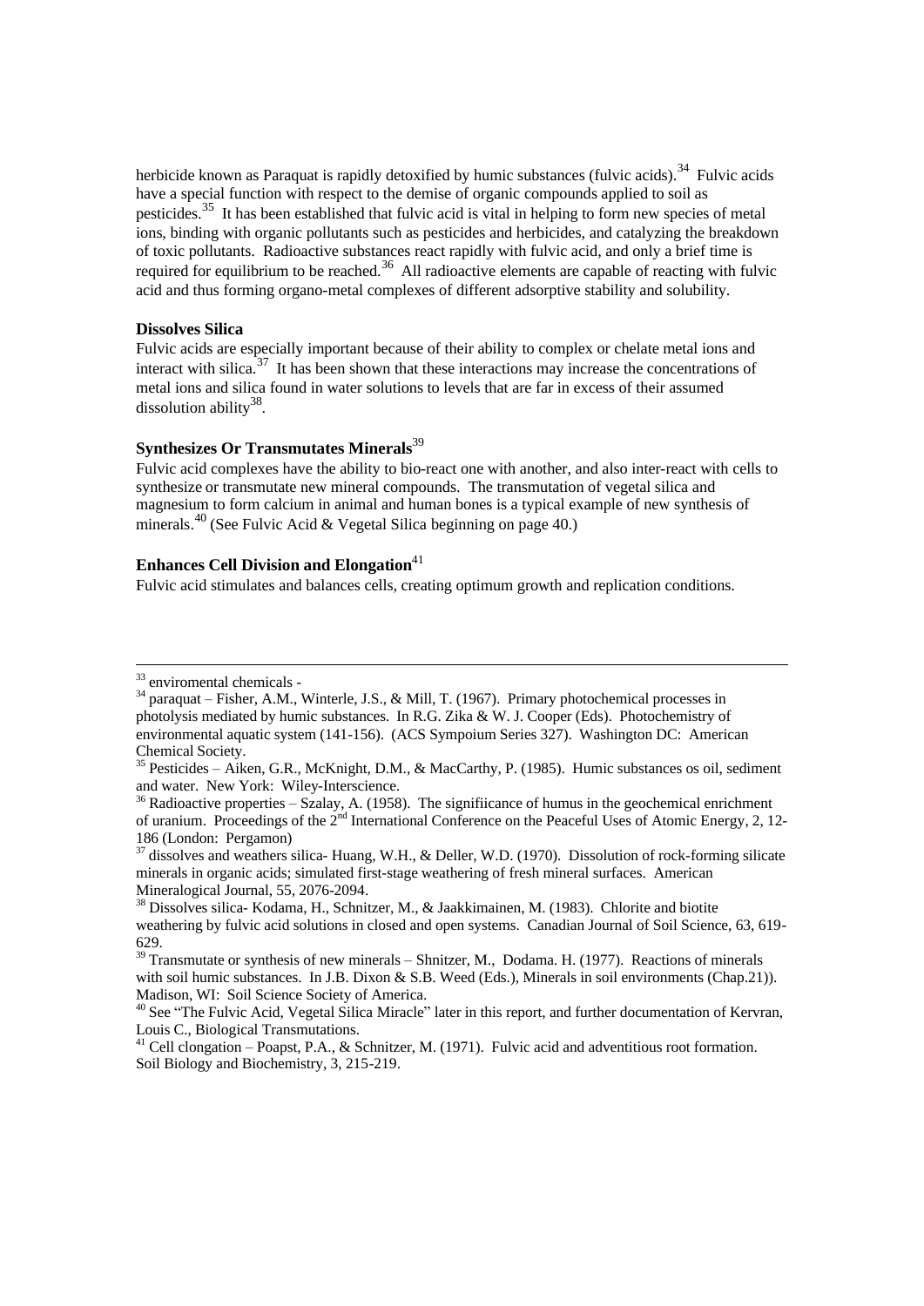herbicide known as Paraquat is rapidly detoxified by humic substances (fulvic acids).[34] Fulvic acids have a special function with respect to the demise of organic compounds applied to soil as pesticides.[35] It has been established that fulvic acid is vital in helping to form new species of metal ions, binding with organic pollutants such as pesticides and herbicides, and catalyzing the breakdown of toxic pollutants. Radioactive substances react rapidly with fulvic acid, and only a brief time is required for equilibrium to be reached.[36] All radioactive elements are capable of reacting with fulvic acid and thus forming organo-metal complexes of different adsorptive stability and solubility.

**Dissolves Silica**

Fulvic acids are especially important because of their ability to complex or chelate metal ions and interact with silica.[37] It has been shown that these interactions may increase the concentrations of metal ions and silica found in water solutions to levels that are far in excess of their assumed dissolution ability[38].

**Synthesizes Or Transmutates Minerals**[39]

Fulvic acid complexes have the ability to bio-react one with another, and also inter-react with cells to synthesize or transmutate new mineral compounds. The transmutation of vegetal silica and magnesium to form calcium in animal and human bones is a typical example of new synthesis of minerals.[40] (See Fulvic Acid & Vegetal Silica beginning on page 40.)

**Enhances Cell Division and Elongation**[41]

Fulvic acid stimulates and balances cells, creating optimum growth and replication conditions.

---

[33] enviromental chemicals -

[34] paraquat – Fisher, A.M., Winterle, J.S., & Mill, T. (1967). Primary photochemical processes in photolysis mediated by humic substances. In R.G. Zika & W. J. Cooper (Eds). Photochemistry of environmental aquatic system (141-156). (ACS Sympoium Series 327). Washington DC: American Chemical Society.

[35] Pesticides – Aiken, G.R., McKnight, D.M., & MacCarthy, P. (1985). Humic substances os oil, sediment and water. New York: Wiley-Interscience.

[36] Radioactive properties – Szalay, A. (1958). The signifiicance of humus in the geochemical enrichment of uranium. Proceedings of the 2nd International Conference on the Peaceful Uses of Atomic Energy, 2, 12-186 (London: Pergamon)

[37] dissolves and weathers silica- Huang, W.H., & Deller, W.D. (1970). Dissolution of rock-forming silicate minerals in organic acids; simulated first-stage weathering of fresh mineral surfaces. American Mineralogical Journal, 55, 2076-2094.

[38] Dissolves silica- Kodama, H., Schnitzer, M., & Jaakkimainen, M. (1983). Chlorite and biotite weathering by fulvic acid solutions in closed and open systems. Canadian Journal of Soil Science, 63, 619-629.

[39] Transmutate or synthesis of new minerals – Shnitzer, M., Dodama. H. (1977). Reactions of minerals with soil humic substances. In J.B. Dixon & S.B. Weed (Eds.), Minerals in soil environments (Chap.21)). Madison, WI: Soil Science Society of America.

[40] See "The Fulvic Acid, Vegetal Silica Miracle" later in this report, and further documentation of Kervran, Louis C., Biological Transmutations.

[41] Cell clongation – Poapst, P.A., & Schnitzer, M. (1971). Fulvic acid and adventitious root formation. Soil Biology and Biochemistry, 3, 215-219.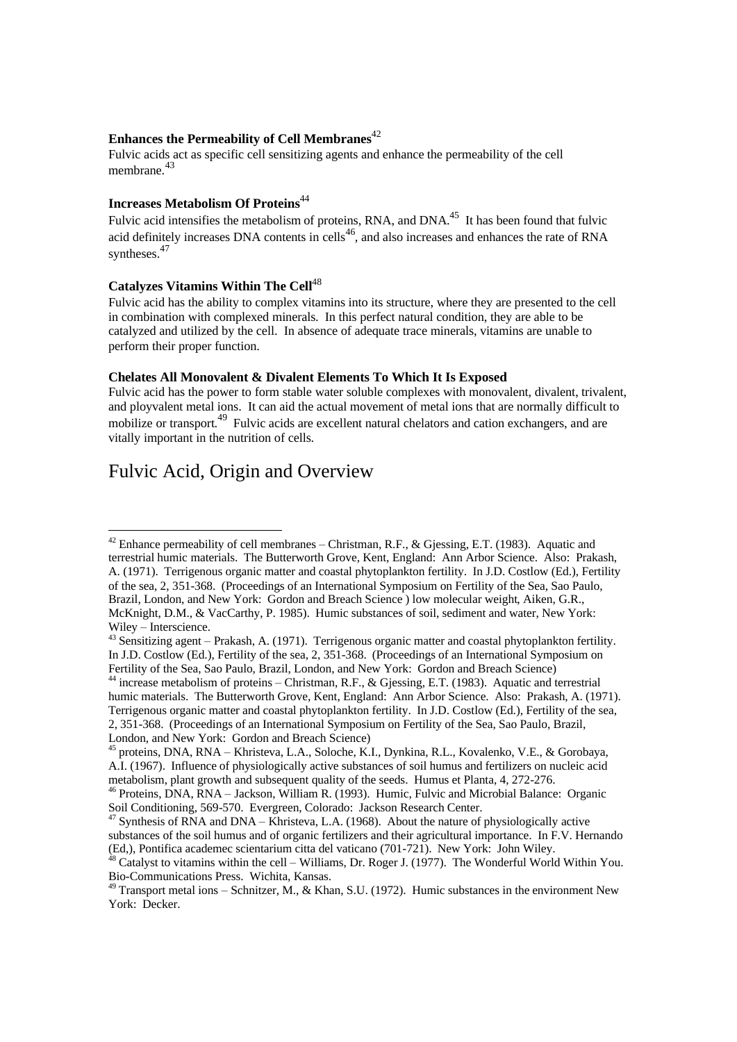**Enhances the Permeability of Cell Membranes**[42]

Fulvic acids act as specific cell sensitizing agents and enhance the permeability of the cell membrane.[43]

**Increases Metabolism Of Proteins**[44]

Fulvic acid intensifies the metabolism of proteins, RNA, and DNA.[45] It has been found that fulvic acid definitely increases DNA contents in cells[46], and also increases and enhances the rate of RNA syntheses.[47]

**Catalyzes Vitamins Within The Cell**[48]

Fulvic acid has the ability to complex vitamins into its structure, where they are presented to the cell in combination with complexed minerals. In this perfect natural condition, they are able to be catalyzed and utilized by the cell. In absence of adequate trace minerals, vitamins are unable to perform their proper function.

**Chelates All Monovalent & Divalent Elements To Which It Is Exposed**

Fulvic acid has the power to form stable water soluble complexes with monovalent, divalent, trivalent, and ployvalent metal ions. It can aid the actual movement of metal ions that are normally difficult to mobilize or transport.[49] Fulvic acids are excellent natural chelators and cation exchangers, and are vitally important in the nutrition of cells.

# Fulvic Acid, Origin and Overview

---

[42] Enhance permeability of cell membranes – Christman, R.F., & Gjessing, E.T. (1983). Aquatic and terrestrial humic materials. The Butterworth Grove, Kent, England: Ann Arbor Science. Also: Prakash, A. (1971). Terrigenous organic matter and coastal phytoplankton fertility. In J.D. Costlow (Ed.), Fertility of the sea, 2, 351-368. (Proceedings of an International Symposium on Fertility of the Sea, Sao Paulo, Brazil, London, and New York: Gordon and Breach Science ) low molecular weight, Aiken, G.R., McKnight, D.M., & VacCarthy, P. 1985). Humic substances of soil, sediment and water, New York: Wiley – Interscience.

[43] Sensitizing agent – Prakash, A. (1971). Terrigenous organic matter and coastal phytoplankton fertility. In J.D. Costlow (Ed.), Fertility of the sea, 2, 351-368. (Proceedings of an International Symposium on Fertility of the Sea, Sao Paulo, Brazil, London, and New York: Gordon and Breach Science)

[44] increase metabolism of proteins – Christman, R.F., & Gjessing, E.T. (1983). Aquatic and terrestrial humic materials. The Butterworth Grove, Kent, England: Ann Arbor Science. Also: Prakash, A. (1971). Terrigenous organic matter and coastal phytoplankton fertility. In J.D. Costlow (Ed.), Fertility of the sea, 2, 351-368. (Proceedings of an International Symposium on Fertility of the Sea, Sao Paulo, Brazil, London, and New York: Gordon and Breach Science)

[45] proteins, DNA, RNA – Khristeva, L.A., Soloche, K.I., Dynkina, R.L., Kovalenko, V.E., & Gorobaya, A.I. (1967). Influence of physiologically active substances of soil humus and fertilizers on nucleic acid metabolism, plant growth and subsequent quality of the seeds. Humus et Planta, 4, 272-276.

[46] Proteins, DNA, RNA – Jackson, William R. (1993). Humic, Fulvic and Microbial Balance: Organic Soil Conditioning, 569-570. Evergreen, Colorado: Jackson Research Center.

[47] Synthesis of RNA and DNA – Khristeva, L.A. (1968). About the nature of physiologically active substances of the soil humus and of organic fertilizers and their agricultural importance. In F.V. Hernando (Ed,), Pontifica academec scientarium citta del vaticano (701-721). New York: John Wiley.

[48] Catalyst to vitamins within the cell – Williams, Dr. Roger J. (1977). The Wonderful World Within You. Bio-Communications Press. Wichita, Kansas.

[49] Transport metal ions – Schnitzer, M., & Khan, S.U. (1972). Humic substances in the environment New York: Decker.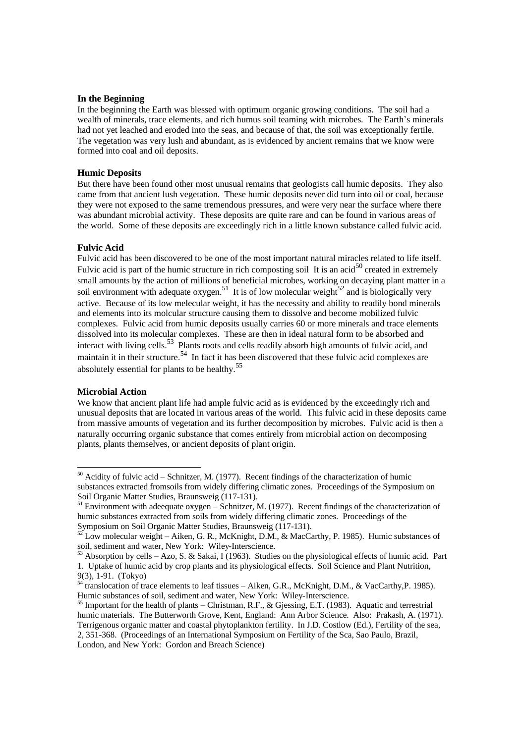**In the Beginning**

In the beginning the Earth was blessed with optimum organic growing conditions. The soil had a wealth of minerals, trace elements, and rich humus soil teaming with microbes. The Earth's minerals had not yet leached and eroded into the seas, and because of that, the soil was exceptionally fertile. The vegetation was very lush and abundant, as is evidenced by ancient remains that we know were formed into coal and oil deposits.

**Humic Deposits**

But there have been found other most unusual remains that geologists call humic deposits. They also came from that ancient lush vegetation. These humic deposits never did turn into oil or coal, because they were not exposed to the same tremendous pressures, and were very near the surface where there was abundant microbial activity. These deposits are quite rare and can be found in various areas of the world. Some of these deposits are exceedingly rich in a little known substance called fulvic acid.

**Fulvic Acid**

Fulvic acid has been discovered to be one of the most important natural miracles related to life itself. Fulvic acid is part of the humic structure in rich composting soil It is an acid[50] created in extremely small amounts by the action of millions of beneficial microbes, working on decaying plant matter in a soil environment with adequate oxygen.[51] It is of low molecular weight[52] and is biologically very active. Because of its low melecular weight, it has the necessity and ability to readily bond minerals and elements into its molcular structure causing them to dissolve and become mobilized fulvic complexes. Fulvic acid from humic deposits usually carries 60 or more minerals and trace elements dissolved into its molecular complexes. These are then in ideal natural form to be absorbed and interact with living cells.[53] Plants roots and cells readily absorb high amounts of fulvic acid, and maintain it in their structure.[54] In fact it has been discovered that these fulvic acid complexes are absolutely essential for plants to be healthy.[55]

**Microbial Action**

We know that ancient plant life had ample fulvic acid as is evidenced by the exceedingly rich and unusual deposits that are located in various areas of the world. This fulvic acid in these deposits came from massive amounts of vegetation and its further decomposition by microbes. Fulvic acid is then a naturally occurring organic substance that comes entirely from microbial action on decomposing plants, plants themselves, or ancient deposits of plant origin.

---

[50] Acidity of fulvic acid – Schnitzer, M. (1977). Recent findings of the characterization of humic substances extracted fromsoils from widely differing climatic zones. Proceedings of the Symposium on Soil Organic Matter Studies, Braunsweig (117-131).

[51] Environment with adeequate oxygen – Schnitzer, M. (1977). Recent findings of the characterization of humic substances extracted from soils from widely differing climatic zones. Proceedings of the Symposium on Soil Organic Matter Studies, Braunsweig (117-131).

[52] Low molecular weight – Aiken, G. R., McKnight, D.M., & MacCarthy, P. 1985). Humic substances of soil, sediment and water, New York: Wiley-Interscience.

[53] Absorption by cells – Azo, S. & Sakai, I (1963). Studies on the physiological effects of humic acid. Part 1. Uptake of humic acid by crop plants and its physiological effects. Soil Science and Plant Nutrition, 9(3), 1-91. (Tokyo)

[54] translocation of trace elements to leaf tissues – Aiken, G.R., McKnight, D.M., & VacCarthy,P. 1985). Humic substances of soil, sediment and water, New York: Wiley-Interscience.

[55] Important for the health of plants – Christman, R.F., & Gjessing, E.T. (1983). Aquatic and terrestrial humic materials. The Butterworth Grove, Kent, England: Ann Arbor Science. Also: Prakash, A. (1971). Terrigenous organic matter and coastal phytoplankton fertility. In J.D. Costlow (Ed.), Fertility of the sea, 2, 351-368. (Proceedings of an International Symposium on Fertility of the Sca, Sao Paulo, Brazil, London, and New York: Gordon and Breach Science)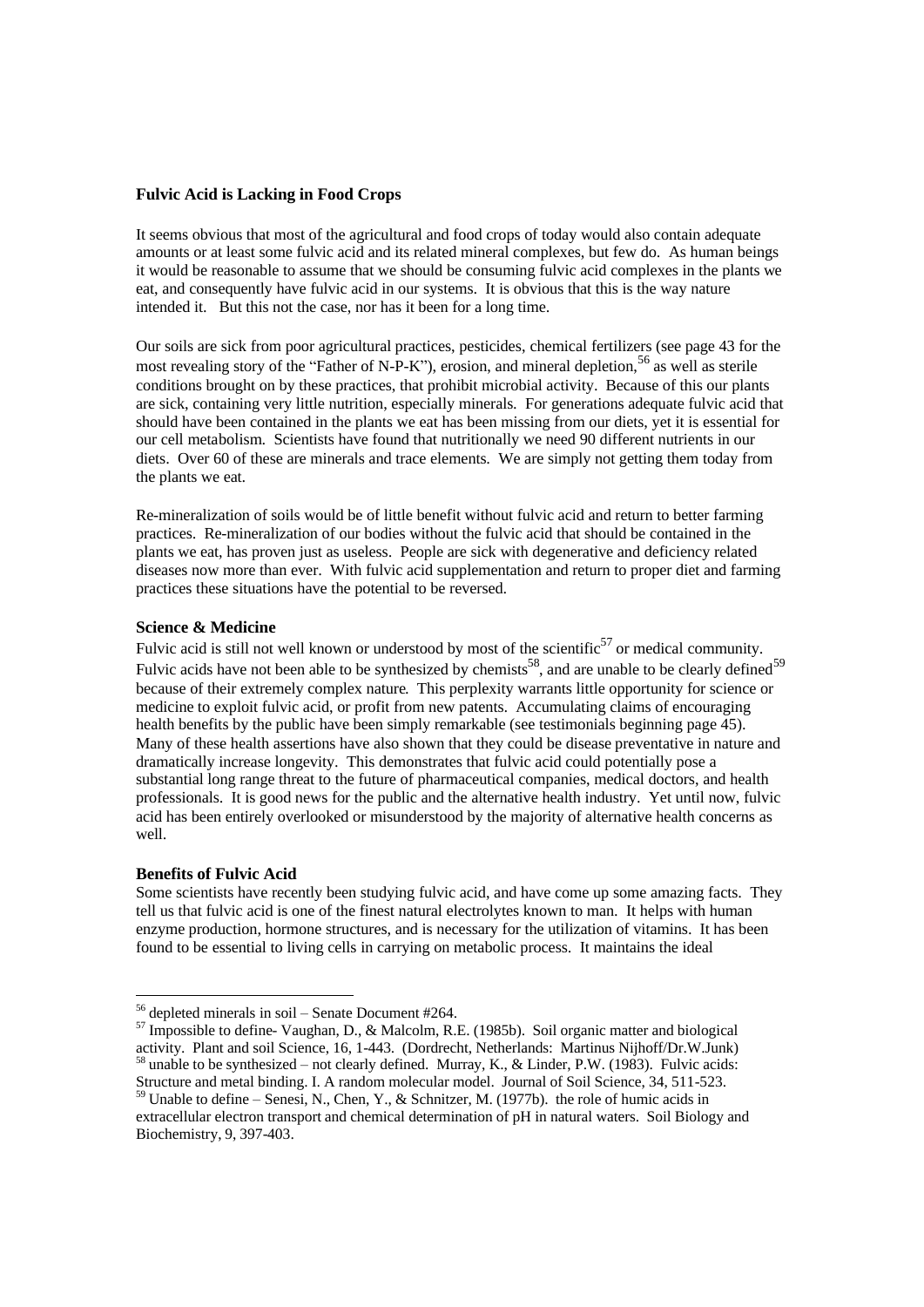**Fulvic Acid is Lacking in Food Crops**

It seems obvious that most of the agricultural and food crops of today would also contain adequate amounts or at least some fulvic acid and its related mineral complexes, but few do. As human beings it would be reasonable to assume that we should be consuming fulvic acid complexes in the plants we eat, and consequently have fulvic acid in our systems. It is obvious that this is the way nature intended it. But this not the case, nor has it been for a long time.

Our soils are sick from poor agricultural practices, pesticides, chemical fertilizers (see page 43 for the most revealing story of the "Father of N-P-K"), erosion, and mineral depletion,[56] as well as sterile conditions brought on by these practices, that prohibit microbial activity. Because of this our plants are sick, containing very little nutrition, especially minerals. For generations adequate fulvic acid that should have been contained in the plants we eat has been missing from our diets, yet it is essential for our cell metabolism. Scientists have found that nutritionally we need 90 different nutrients in our diets. Over 60 of these are minerals and trace elements. We are simply not getting them today from the plants we eat.

Re-mineralization of soils would be of little benefit without fulvic acid and return to better farming practices. Re-mineralization of our bodies without the fulvic acid that should be contained in the plants we eat, has proven just as useless. People are sick with degenerative and deficiency related diseases now more than ever. With fulvic acid supplementation and return to proper diet and farming practices these situations have the potential to be reversed.

**Science & Medicine**

Fulvic acid is still not well known or understood by most of the scientific[57] or medical community. Fulvic acids have not been able to be synthesized by chemists[58], and are unable to be clearly defined[59] because of their extremely complex nature. This perplexity warrants little opportunity for science or medicine to exploit fulvic acid, or profit from new patents. Accumulating claims of encouraging health benefits by the public have been simply remarkable (see testimonials beginning page 45). Many of these health assertions have also shown that they could be disease preventative in nature and dramatically increase longevity. This demonstrates that fulvic acid could potentially pose a substantial long range threat to the future of pharmaceutical companies, medical doctors, and health professionals. It is good news for the public and the alternative health industry. Yet until now, fulvic acid has been entirely overlooked or misunderstood by the majority of alternative health concerns as well.

**Benefits of Fulvic Acid**

Some scientists have recently been studying fulvic acid, and have come up some amazing facts. They tell us that fulvic acid is one of the finest natural electrolytes known to man. It helps with human enzyme production, hormone structures, and is necessary for the utilization of vitamins. It has been found to be essential to living cells in carrying on metabolic process. It maintains the ideal

---

[56] depleted minerals in soil – Senate Document #264.

[57] Impossible to define- Vaughan, D., & Malcolm, R.E. (1985b). Soil organic matter and biological activity. Plant and soil Science, 16, 1-443. (Dordrecht, Netherlands: Martinus Nijhoff/Dr.W.Junk)

[58] unable to be synthesized – not clearly defined. Murray, K., & Linder, P.W. (1983). Fulvic acids: Structure and metal binding. I. A random molecular model. Journal of Soil Science, 34, 511-523.

[59] Unable to define – Senesi, N., Chen, Y., & Schnitzer, M. (1977b). the role of humic acids in extracellular electron transport and chemical determination of pH in natural waters. Soil Biology and Biochemistry, 9, 397-403.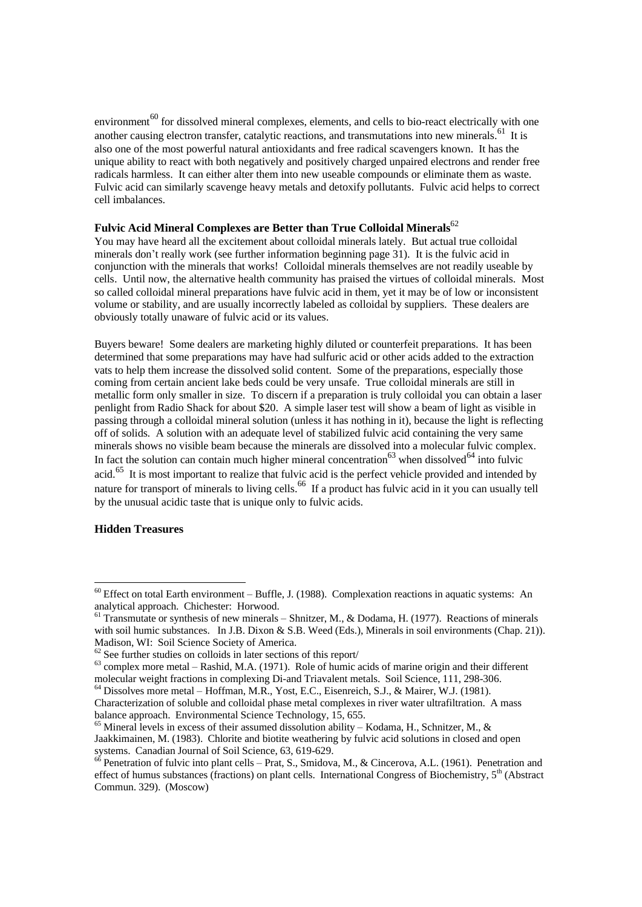environment[60] for dissolved mineral complexes, elements, and cells to bio-react electrically with one another causing electron transfer, catalytic reactions, and transmutations into new minerals.[61] It is also one of the most powerful natural antioxidants and free radical scavengers known. It has the unique ability to react with both negatively and positively charged unpaired electrons and render free radicals harmless. It can either alter them into new useable compounds or eliminate them as waste. Fulvic acid can similarly scavenge heavy metals and detoxify pollutants. Fulvic acid helps to correct cell imbalances.

**Fulvic Acid Mineral Complexes are Better than True Colloidal Minerals**[62]

You may have heard all the excitement about colloidal minerals lately. But actual true colloidal minerals don't really work (see further information beginning page 31). It is the fulvic acid in conjunction with the minerals that works! Colloidal minerals themselves are not readily useable by cells. Until now, the alternative health community has praised the virtues of colloidal minerals. Most so called colloidal mineral preparations have fulvic acid in them, yet it may be of low or inconsistent volume or stability, and are usually incorrectly labeled as colloidal by suppliers. These dealers are obviously totally unaware of fulvic acid or its values.

Buyers beware! Some dealers are marketing highly diluted or counterfeit preparations. It has been determined that some preparations may have had sulfuric acid or other acids added to the extraction vats to help them increase the dissolved solid content. Some of the preparations, especially those coming from certain ancient lake beds could be very unsafe. True colloidal minerals are still in metallic form only smaller in size. To discern if a preparation is truly colloidal you can obtain a laser penlight from Radio Shack for about $20. A simple laser test will show a beam of light as visible in passing through a colloidal mineral solution (unless it has nothing in it), because the light is reflecting off of solids. A solution with an adequate level of stabilized fulvic acid containing the very same minerals shows no visible beam because the minerals are dissolved into a molecular fulvic complex. In fact the solution can contain much higher mineral concentration[63] when dissolved[64] into fulvic acid.[65] It is most important to realize that fulvic acid is the perfect vehicle provided and intended by nature for transport of minerals to living cells.[66] If a product has fulvic acid in it you can usually tell by the unusual acidic taste that is unique only to fulvic acids.

**Hidden Treasures**

---

[60] Effect on total Earth environment – Buffle, J. (1988). Complexation reactions in aquatic systems: An analytical approach. Chichester: Horwood.

[61] Transmutate or synthesis of new minerals – Shnitzer, M., & Dodama, H. (1977). Reactions of minerals with soil humic substances. In J.B. Dixon & S.B. Weed (Eds.), Minerals in soil environments (Chap. 21)). Madison, WI: Soil Science Society of America.

[62] See further studies on colloids in later sections of this report/

[63] complex more metal – Rashid, M.A. (1971). Role of humic acids of marine origin and their different molecular weight fractions in complexing Di-and Triavalent metals. Soil Science, 111, 298-306.

[64] Dissolves more metal – Hoffman, M.R., Yost, E.C., Eisenreich, S.J., & Mairer, W.J. (1981). Characterization of soluble and colloidal phase metal complexes in river water ultrafiltration. A mass balance approach. Environmental Science Technology, 15, 655.

[65] Mineral levels in excess of their assumed dissolution ability – Kodama, H., Schnitzer, M., & Jaakkimainen, M. (1983). Chlorite and biotite weathering by fulvic acid solutions in closed and open systems. Canadian Journal of Soil Science, 63, 619-629.

[66] Penetration of fulvic into plant cells – Prat, S., Smidova, M., & Cincerova, A.L. (1961). Penetration and effect of humus substances (fractions) on plant cells. International Congress of Biochemistry, 5th (Abstract Commun. 329). (Moscow)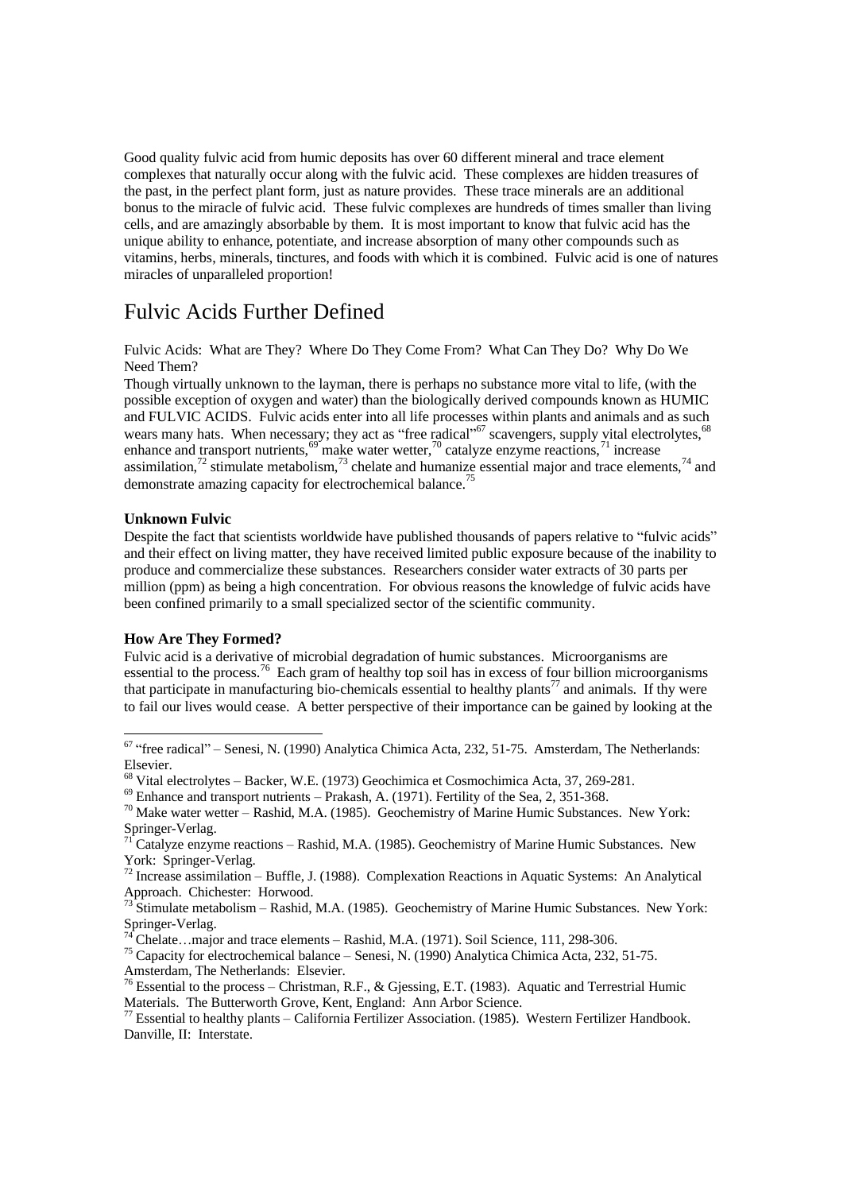Good quality fulvic acid from humic deposits has over 60 different mineral and trace element complexes that naturally occur along with the fulvic acid. These complexes are hidden treasures of the past, in the perfect plant form, just as nature provides. These trace minerals are an additional bonus to the miracle of fulvic acid. These fulvic complexes are hundreds of times smaller than living cells, and are amazingly absorbable by them. It is most important to know that fulvic acid has the unique ability to enhance, potentiate, and increase absorption of many other compounds such as vitamins, herbs, minerals, tinctures, and foods with which it is combined. Fulvic acid is one of natures miracles of unparalleled proportion!

## Fulvic Acids Further Defined

Fulvic Acids: What are They? Where Do They Come From? What Can They Do? Why Do We Need Them?

Though virtually unknown to the layman, there is perhaps no substance more vital to life, (with the possible exception of oxygen and water) than the biologically derived compounds known as HUMIC and FULVIC ACIDS. Fulvic acids enter into all life processes within plants and animals and as such wears many hats. When necessary; they act as "free radical"[67] scavengers, supply vital electrolytes,[68] enhance and transport nutrients,[69] make water wetter,[70] catalyze enzyme reactions,[71] increase assimilation,[72] stimulate metabolism,[73] chelate and humanize essential major and trace elements,[74] and demonstrate amazing capacity for electrochemical balance.[75]

**Unknown Fulvic**

Despite the fact that scientists worldwide have published thousands of papers relative to "fulvic acids" and their effect on living matter, they have received limited public exposure because of the inability to produce and commercialize these substances. Researchers consider water extracts of 30 parts per million (ppm) as being a high concentration. For obvious reasons the knowledge of fulvic acids have been confined primarily to a small specialized sector of the scientific community.

**How Are They Formed?**

Fulvic acid is a derivative of microbial degradation of humic substances. Microorganisms are essential to the process.[76] Each gram of healthy top soil has in excess of four billion microorganisms that participate in manufacturing bio-chemicals essential to healthy plants[77] and animals. If thy were to fail our lives would cease. A better perspective of their importance can be gained by looking at the

---

[67] "free radical" – Senesi, N. (1990) Analytica Chimica Acta, 232, 51-75. Amsterdam, The Netherlands: Elsevier.

[68] Vital electrolytes – Backer, W.E. (1973) Geochimica et Cosmochimica Acta, 37, 269-281.

[69] Enhance and transport nutrients – Prakash, A. (1971). Fertility of the Sea, 2, 351-368.

[70] Make water wetter – Rashid, M.A. (1985). Geochemistry of Marine Humic Substances. New York: Springer-Verlag.

[71] Catalyze enzyme reactions – Rashid, M.A. (1985). Geochemistry of Marine Humic Substances. New York: Springer-Verlag.

[72] Increase assimilation – Buffle, J. (1988). Complexation Reactions in Aquatic Systems: An Analytical Approach. Chichester: Horwood.

[73] Stimulate metabolism – Rashid, M.A. (1985). Geochemistry of Marine Humic Substances. New York: Springer-Verlag.

[74] Chelate…major and trace elements – Rashid, M.A. (1971). Soil Science, 111, 298-306.

[75] Capacity for electrochemical balance – Senesi, N. (1990) Analytica Chimica Acta, 232, 51-75. Amsterdam, The Netherlands: Elsevier.

[76] Essential to the process – Christman, R.F., & Gjessing, E.T. (1983). Aquatic and Terrestrial Humic Materials. The Butterworth Grove, Kent, England: Ann Arbor Science.

[77] Essential to healthy plants – California Fertilizer Association. (1985). Western Fertilizer Handbook. Danville, II: Interstate.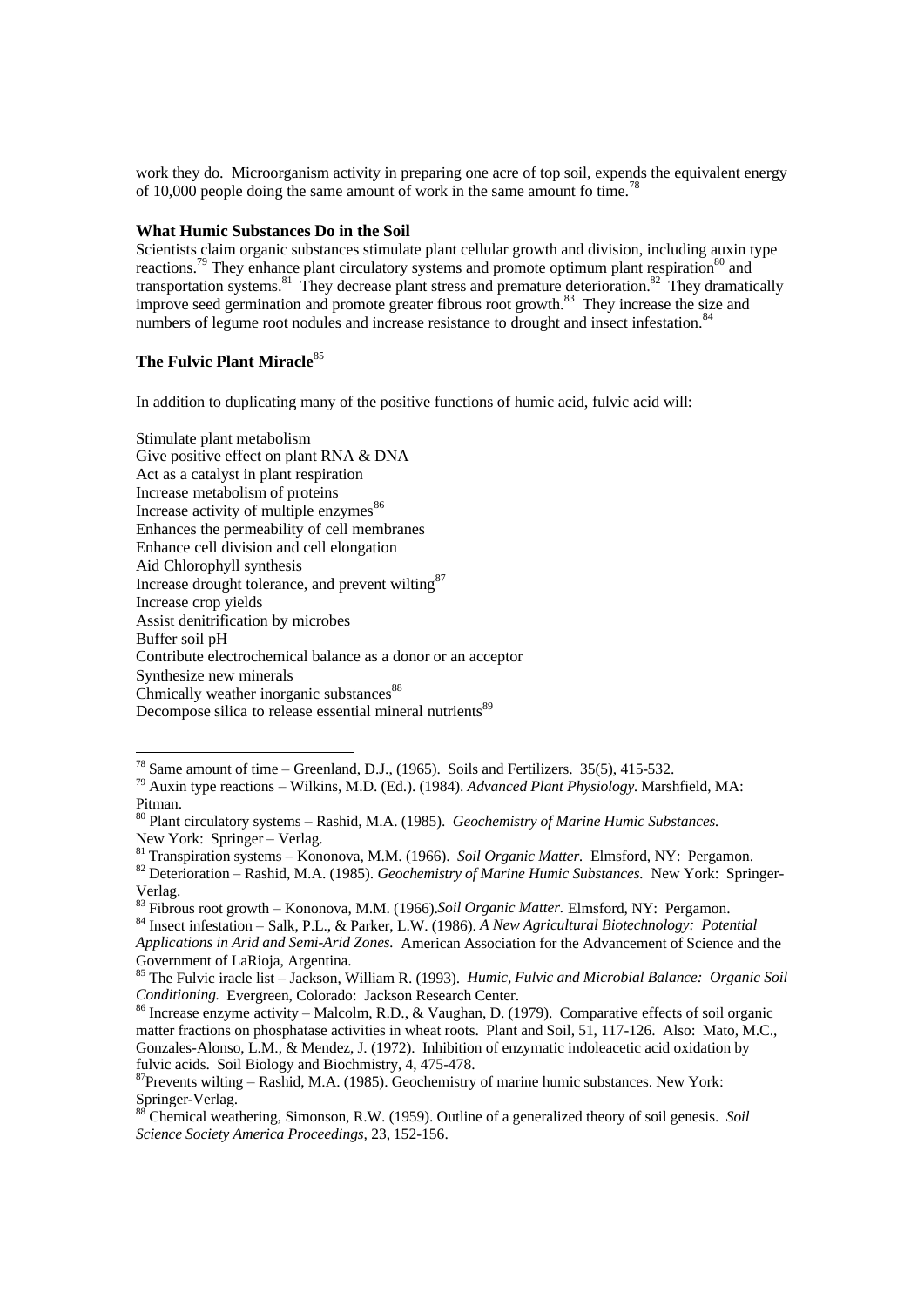work they do. Microorganism activity in preparing one acre of top soil, expends the equivalent energy of 10,000 people doing the same amount of work in the same amount fo time.[78]

### What Humic Substances Do in the Soil

Scientists claim organic substances stimulate plant cellular growth and division, including auxin type reactions.[79] They enhance plant circulatory systems and promote optimum plant respiration[80] and transportation systems.[81] They decrease plant stress and premature deterioration.[82] They dramatically improve seed germination and promote greater fibrous root growth.[83] They increase the size and numbers of legume root nodules and increase resistance to drought and insect infestation.[84]

### The Fulvic Plant Miracle[85]

In addition to duplicating many of the positive functions of humic acid, fulvic acid will:

Stimulate plant metabolism
Give positive effect on plant RNA & DNA
Act as a catalyst in plant respiration
Increase metabolism of proteins
Increase activity of multiple enzymes[86]
Enhances the permeability of cell membranes
Enhance cell division and cell elongation
Aid Chlorophyll synthesis
Increase drought tolerance, and prevent wilting[87]
Increase crop yields
Assist denitrification by microbes
Buffer soil pH
Contribute electrochemical balance as a donor or an acceptor
Synthesize new minerals
Chmically weather inorganic substances[88]
Decompose silica to release essential mineral nutrients[89]

---

[78] Same amount of time – Greenland, D.J., (1965). Soils and Fertilizers. 35(5), 415-532.

[79] Auxin type reactions – Wilkins, M.D. (Ed.). (1984). *Advanced Plant Physiology.* Marshfield, MA: Pitman.

[80] Plant circulatory systems – Rashid, M.A. (1985). *Geochemistry of Marine Humic Substances.* New York: Springer – Verlag.

[81] Transpiration systems – Kononova, M.M. (1966). *Soil Organic Matter.* Elmsford, NY: Pergamon.

[82] Deterioration – Rashid, M.A. (1985). *Geochemistry of Marine Humic Substances.* New York: Springer-Verlag.

[83] Fibrous root growth – Kononova, M.M. (1966).*Soil Organic Matter.* Elmsford, NY: Pergamon.

[84] Insect infestation – Salk, P.L., & Parker, L.W. (1986). *A New Agricultural Biotechnology: Potential Applications in Arid and Semi-Arid Zones.* American Association for the Advancement of Science and the Government of LaRioja, Argentina.

[85] The Fulvic iracle list – Jackson, William R. (1993). *Humic, Fulvic and Microbial Balance: Organic Soil Conditioning.* Evergreen, Colorado: Jackson Research Center.

[86] Increase enzyme activity – Malcolm, R.D., & Vaughan, D. (1979). Comparative effects of soil organic matter fractions on phosphatase activities in wheat roots. Plant and Soil, 51, 117-126. Also: Mato, M.C., Gonzales-Alonso, L.M., & Mendez, J. (1972). Inhibition of enzymatic indoleacetic acid oxidation by fulvic acids. Soil Biology and Biochmistry, 4, 475-478.

[87] Prevents wilting – Rashid, M.A. (1985). Geochemistry of marine humic substances. New York: Springer-Verlag.

[88] Chemical weathering, Simonson, R.W. (1959). Outline of a generalized theory of soil genesis. *Soil Science Society America Proceedings,* 23, 152-156.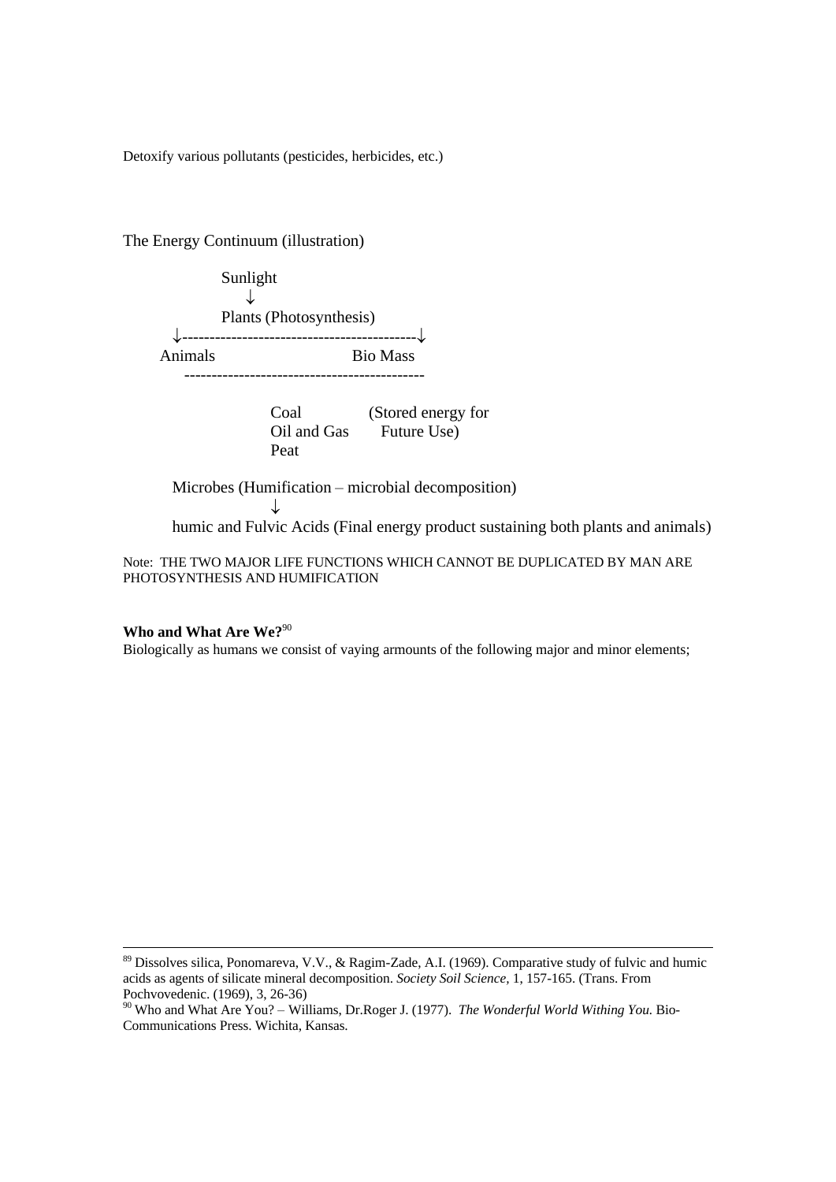Detoxify various pollutants (pesticides, herbicides, etc.)

The Energy Continuum (illustration)

```
              Sunlight
                 ↓
              Plants (Photosynthesis)
   ↓------------------------------------------↓
 Animals                         Bio Mass
     ------------------------------------------

                     Coal            (Stored energy for
                     Oil and Gas       Future Use)
                     Peat

   Microbes (Humification – microbial decomposition)
                   ↓
   humic and Fulvic Acids (Final energy product sustaining both plants and animals)
```

Note: THE TWO MAJOR LIFE FUNCTIONS WHICH CANNOT BE DUPLICATED BY MAN ARE PHOTOSYNTHESIS AND HUMIFICATION

**Who and What Are We?**[90]

Biologically as humans we consist of vaying armounts of the following major and minor elements;

---

[89] Dissolves silica, Ponomareva, V.V., & Ragim-Zade, A.I. (1969). Comparative study of fulvic and humic acids as agents of silicate mineral decomposition. *Society Soil Science,* 1, 157-165. (Trans. From Pochvovedenic. (1969), 3, 26-36)

[90] Who and What Are You? – Williams, Dr.Roger J. (1977). *The Wonderful World Withing You.* Bio-Communications Press. Wichita, Kansas.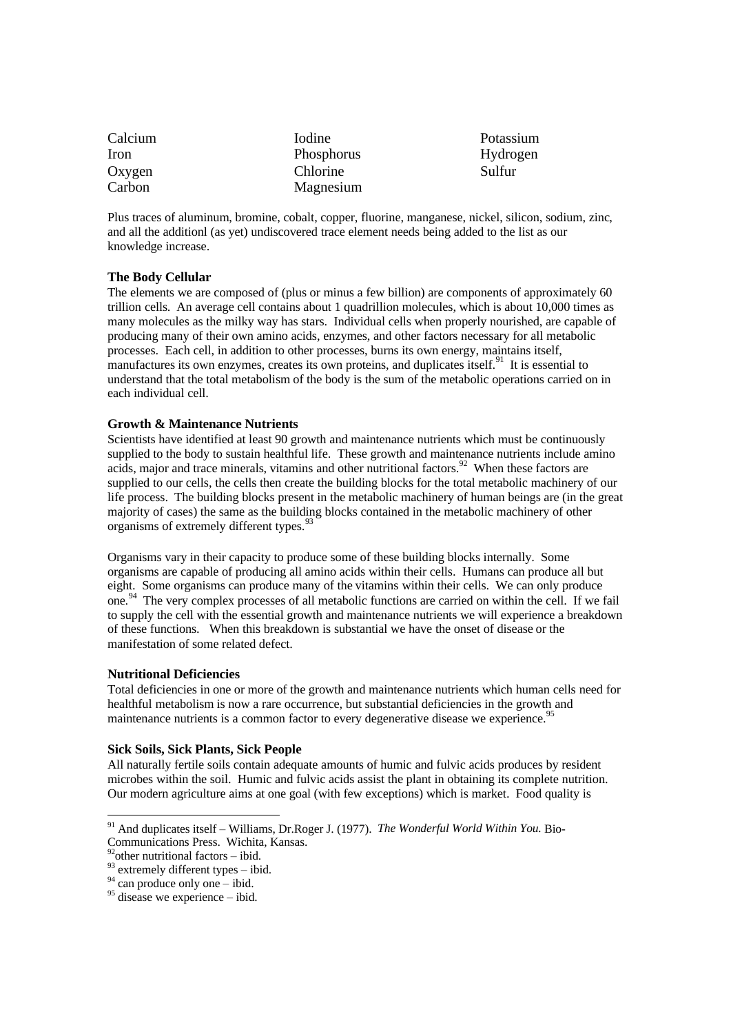| | | |
|---|---|---|
| Calcium | Iodine | Potassium |
| Iron | Phosphorus | Hydrogen |
| Oxygen | Chlorine | Sulfur |
| Carbon | Magnesium | |

Plus traces of aluminum, bromine, cobalt, copper, fluorine, manganese, nickel, silicon, sodium, zinc, and all the additionl (as yet) undiscovered trace element needs being added to the list as our knowledge increase.

**The Body Cellular**

The elements we are composed of (plus or minus a few billion) are components of approximately 60 trillion cells. An average cell contains about 1 quadrillion molecules, which is about 10,000 times as many molecules as the milky way has stars. Individual cells when properly nourished, are capable of producing many of their own amino acids, enzymes, and other factors necessary for all metabolic processes. Each cell, in addition to other processes, burns its own energy, maintains itself, manufactures its own enzymes, creates its own proteins, and duplicates itself.[91] It is essential to understand that the total metabolism of the body is the sum of the metabolic operations carried on in each individual cell.

**Growth & Maintenance Nutrients**

Scientists have identified at least 90 growth and maintenance nutrients which must be continuously supplied to the body to sustain healthful life. These growth and maintenance nutrients include amino acids, major and trace minerals, vitamins and other nutritional factors.[92] When these factors are supplied to our cells, the cells then create the building blocks for the total metabolic machinery of our life process. The building blocks present in the metabolic machinery of human beings are (in the great majority of cases) the same as the building blocks contained in the metabolic machinery of other organisms of extremely different types.[93]

Organisms vary in their capacity to produce some of these building blocks internally. Some organisms are capable of producing all amino acids within their cells. Humans can produce all but eight. Some organisms can produce many of the vitamins within their cells. We can only produce one.[94] The very complex processes of all metabolic functions are carried on within the cell. If we fail to supply the cell with the essential growth and maintenance nutrients we will experience a breakdown of these functions. When this breakdown is substantial we have the onset of disease or the manifestation of some related defect.

**Nutritional Deficiencies**

Total deficiencies in one or more of the growth and maintenance nutrients which human cells need for healthful metabolism is now a rare occurrence, but substantial deficiencies in the growth and maintenance nutrients is a common factor to every degenerative disease we experience.[95]

**Sick Soils, Sick Plants, Sick People**

All naturally fertile soils contain adequate amounts of humic and fulvic acids produces by resident microbes within the soil. Humic and fulvic acids assist the plant in obtaining its complete nutrition. Our modern agriculture aims at one goal (with few exceptions) which is market. Food quality is

---

[91] And duplicates itself – Williams, Dr.Roger J. (1977). *The Wonderful World Within You.* Bio-Communications Press. Wichita, Kansas.

[92] other nutritional factors – ibid.

[93] extremely different types – ibid.

[94] can produce only one – ibid.

[95] disease we experience – ibid.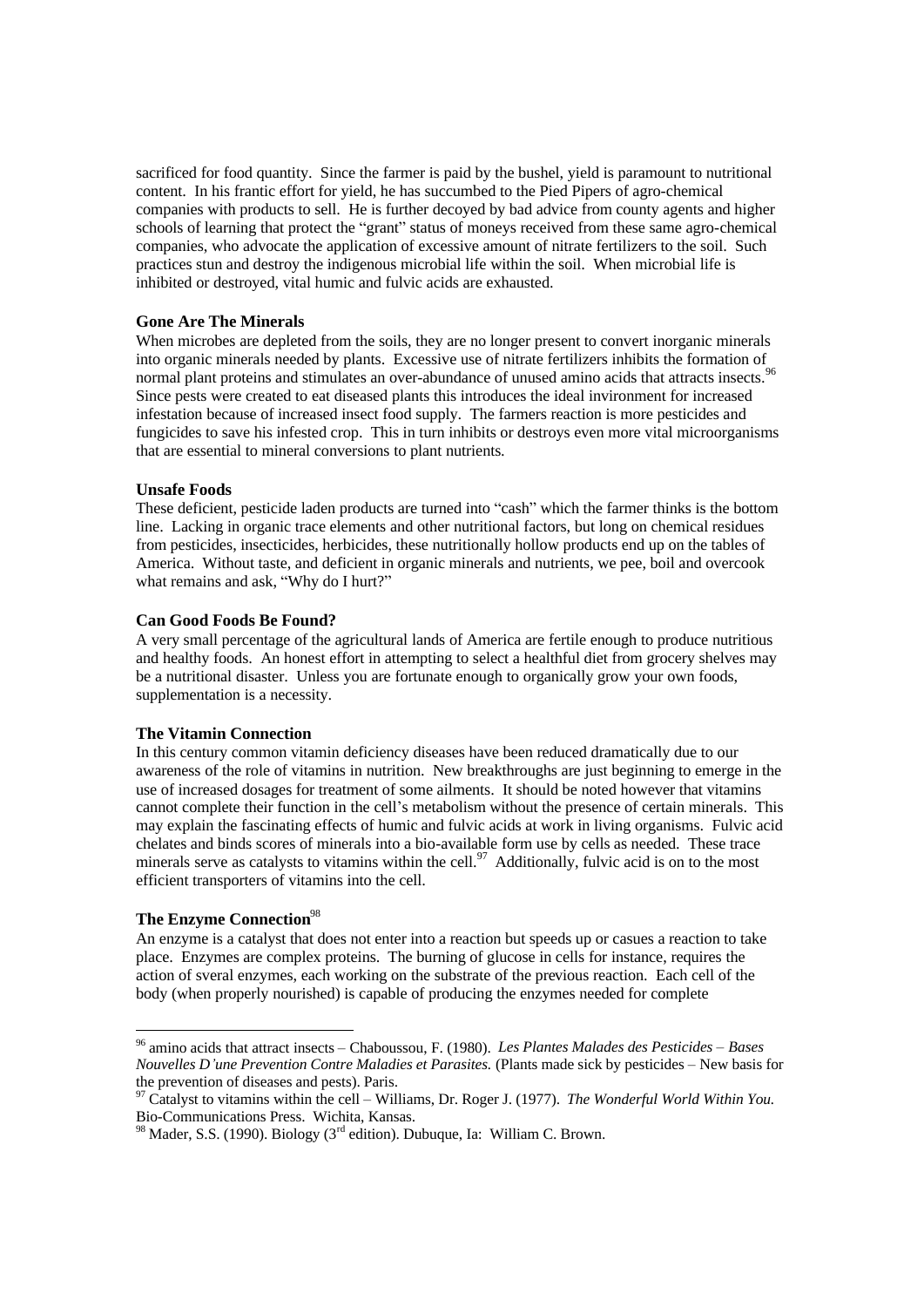sacrificed for food quantity. Since the farmer is paid by the bushel, yield is paramount to nutritional content. In his frantic effort for yield, he has succumbed to the Pied Pipers of agro-chemical companies with products to sell. He is further decoyed by bad advice from county agents and higher schools of learning that protect the "grant" status of moneys received from these same agro-chemical companies, who advocate the application of excessive amount of nitrate fertilizers to the soil. Such practices stun and destroy the indigenous microbial life within the soil. When microbial life is inhibited or destroyed, vital humic and fulvic acids are exhausted.

**Gone Are The Minerals**

When microbes are depleted from the soils, they are no longer present to convert inorganic minerals into organic minerals needed by plants. Excessive use of nitrate fertilizers inhibits the formation of normal plant proteins and stimulates an over-abundance of unused amino acids that attracts insects.[96] Since pests were created to eat diseased plants this introduces the ideal invironment for increased infestation because of increased insect food supply. The farmers reaction is more pesticides and fungicides to save his infested crop. This in turn inhibits or destroys even more vital microorganisms that are essential to mineral conversions to plant nutrients.

**Unsafe Foods**

These deficient, pesticide laden products are turned into "cash" which the farmer thinks is the bottom line. Lacking in organic trace elements and other nutritional factors, but long on chemical residues from pesticides, insecticides, herbicides, these nutritionally hollow products end up on the tables of America. Without taste, and deficient in organic minerals and nutrients, we pee, boil and overcook what remains and ask, "Why do I hurt?"

**Can Good Foods Be Found?**

A very small percentage of the agricultural lands of America are fertile enough to produce nutritious and healthy foods. An honest effort in attempting to select a healthful diet from grocery shelves may be a nutritional disaster. Unless you are fortunate enough to organically grow your own foods, supplementation is a necessity.

**The Vitamin Connection**

In this century common vitamin deficiency diseases have been reduced dramatically due to our awareness of the role of vitamins in nutrition. New breakthroughs are just beginning to emerge in the use of increased dosages for treatment of some ailments. It should be noted however that vitamins cannot complete their function in the cell's metabolism without the presence of certain minerals. This may explain the fascinating effects of humic and fulvic acids at work in living organisms. Fulvic acid chelates and binds scores of minerals into a bio-available form use by cells as needed. These trace minerals serve as catalysts to vitamins within the cell.[97] Additionally, fulvic acid is on to the most efficient transporters of vitamins into the cell.

**The Enzyme Connection**[98]

An enzyme is a catalyst that does not enter into a reaction but speeds up or casues a reaction to take place. Enzymes are complex proteins. The burning of glucose in cells for instance, requires the action of sveral enzymes, each working on the substrate of the previous reaction. Each cell of the body (when properly nourished) is capable of producing the enzymes needed for complete

---

[96] amino acids that attract insects – Chaboussou, F. (1980). *Les Plantes Malades des Pesticides – Bases Nouvelles D'une Prevention Contre Maladies et Parasites.* (Plants made sick by pesticides – New basis for the prevention of diseases and pests). Paris.

[97] Catalyst to vitamins within the cell – Williams, Dr. Roger J. (1977). *The Wonderful World Within You.* Bio-Communications Press. Wichita, Kansas.

[98] Mader, S.S. (1990). Biology (3rd edition). Dubuque, Ia: William C. Brown.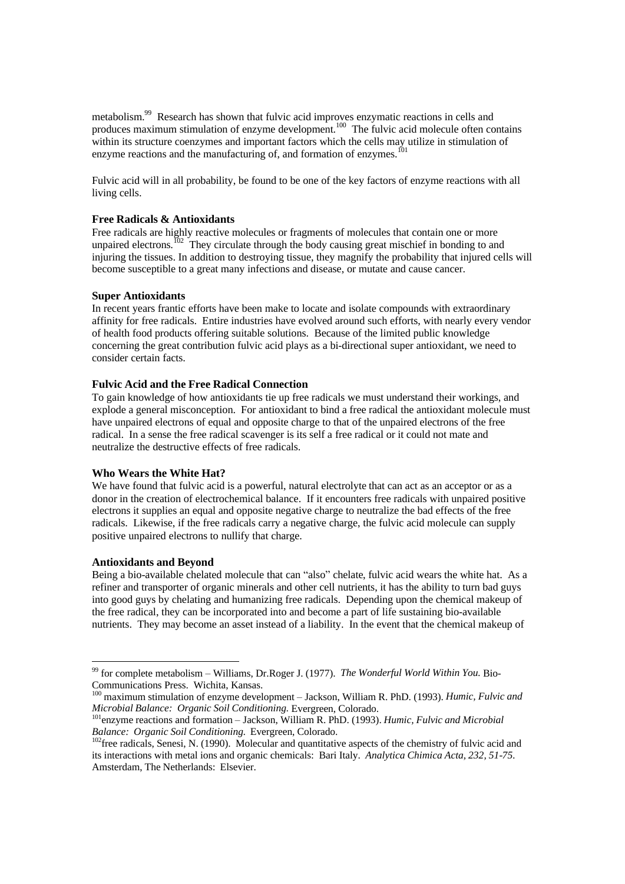metabolism.[99] Research has shown that fulvic acid improves enzymatic reactions in cells and produces maximum stimulation of enzyme development.[100] The fulvic acid molecule often contains within its structure coenzymes and important factors which the cells may utilize in stimulation of enzyme reactions and the manufacturing of, and formation of enzymes.[101]

Fulvic acid will in all probability, be found to be one of the key factors of enzyme reactions with all living cells.

**Free Radicals & Antioxidants**

Free radicals are highly reactive molecules or fragments of molecules that contain one or more unpaired electrons.[102] They circulate through the body causing great mischief in bonding to and injuring the tissues. In addition to destroying tissue, they magnify the probability that injured cells will become susceptible to a great many infections and disease, or mutate and cause cancer.

**Super Antioxidants**

In recent years frantic efforts have been make to locate and isolate compounds with extraordinary affinity for free radicals. Entire industries have evolved around such efforts, with nearly every vendor of health food products offering suitable solutions. Because of the limited public knowledge concerning the great contribution fulvic acid plays as a bi-directional super antioxidant, we need to consider certain facts.

**Fulvic Acid and the Free Radical Connection**

To gain knowledge of how antioxidants tie up free radicals we must understand their workings, and explode a general misconception. For antioxidant to bind a free radical the antioxidant molecule must have unpaired electrons of equal and opposite charge to that of the unpaired electrons of the free radical. In a sense the free radical scavenger is its self a free radical or it could not mate and neutralize the destructive effects of free radicals.

**Who Wears the White Hat?**

We have found that fulvic acid is a powerful, natural electrolyte that can act as an acceptor or as a donor in the creation of electrochemical balance. If it encounters free radicals with unpaired positive electrons it supplies an equal and opposite negative charge to neutralize the bad effects of the free radicals. Likewise, if the free radicals carry a negative charge, the fulvic acid molecule can supply positive unpaired electrons to nullify that charge.

**Antioxidants and Beyond**

Being a bio-available chelated molecule that can "also" chelate, fulvic acid wears the white hat. As a refiner and transporter of organic minerals and other cell nutrients, it has the ability to turn bad guys into good guys by chelating and humanizing free radicals. Depending upon the chemical makeup of the free radical, they can be incorporated into and become a part of life sustaining bio-available nutrients. They may become an asset instead of a liability. In the event that the chemical makeup of

---

[99] for complete metabolism – Williams, Dr.Roger J. (1977). *The Wonderful World Within You.* Bio-Communications Press. Wichita, Kansas.

[100] maximum stimulation of enzyme development – Jackson, William R. PhD. (1993). *Humic, Fulvic and Microbial Balance: Organic Soil Conditioning.* Evergreen, Colorado.

[101] enzyme reactions and formation – Jackson, William R. PhD. (1993). *Humic, Fulvic and Microbial Balance: Organic Soil Conditioning.* Evergreen, Colorado.

[102] free radicals, Senesi, N. (1990). Molecular and quantitative aspects of the chemistry of fulvic acid and its interactions with metal ions and organic chemicals: Bari Italy. *Analytica Chimica Acta, 232, 51-75.* Amsterdam, The Netherlands: Elsevier.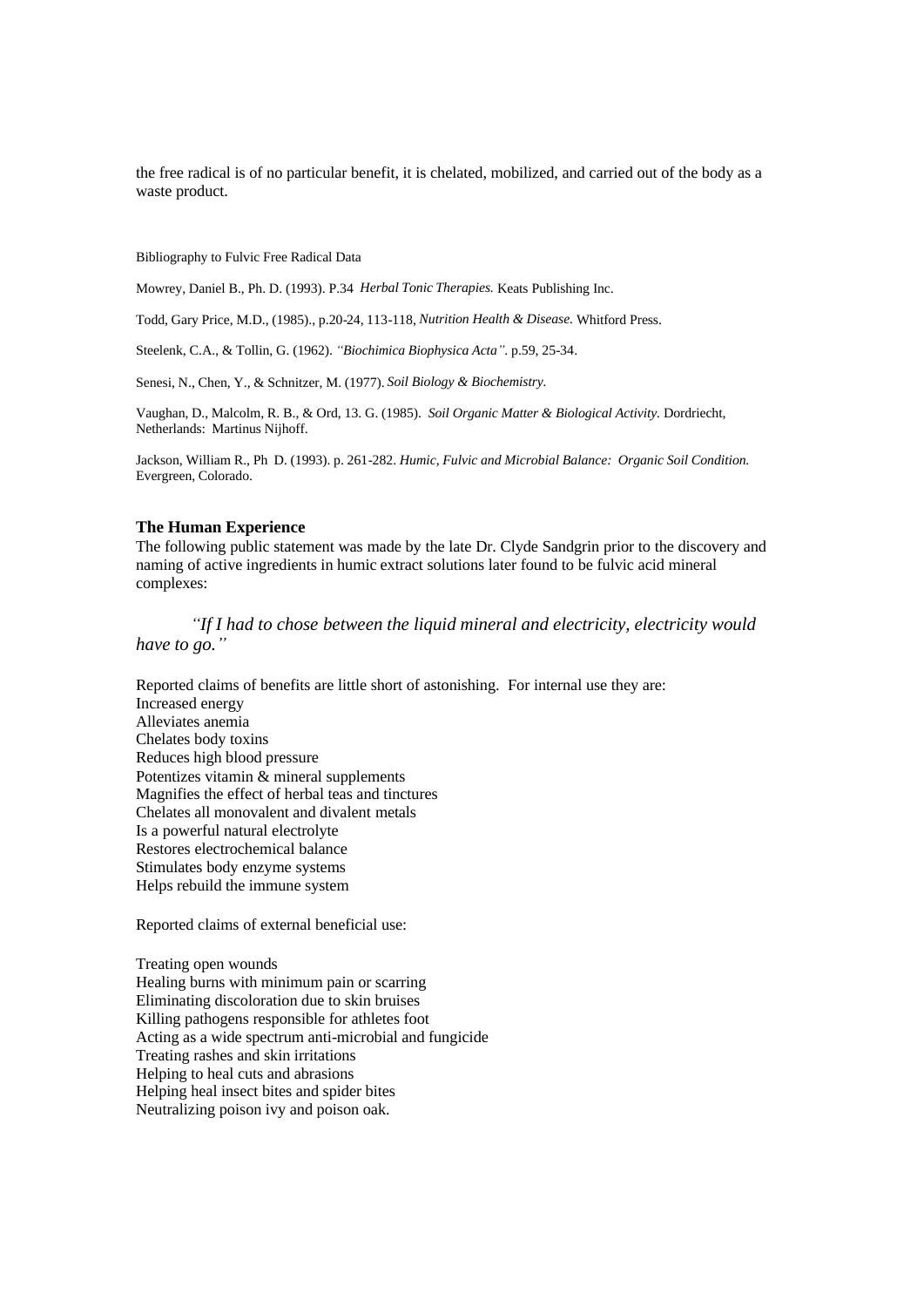the free radical is of no particular benefit, it is chelated, mobilized, and carried out of the body as a waste product.

Bibliography to Fulvic Free Radical Data

Mowrey, Daniel B., Ph. D. (1993). P.34 *Herbal Tonic Therapies.* Keats Publishing Inc.

Todd, Gary Price, M.D., (1985)., p.20-24, 113-118, *Nutrition Health & Disease.* Whitford Press.

Steelenk, C.A., & Tollin, G. (1962). *"Biochimica Biophysica Acta".* p.59, 25-34.

Senesi, N., Chen, Y., & Schnitzer, M. (1977). *Soil Biology & Biochemistry.*

Vaughan, D., Malcolm, R. B., & Ord, 13. G. (1985). *Soil Organic Matter & Biological Activity.* Dordriecht, Netherlands: Martinus Nijhoff.

Jackson, William R., Ph D. (1993). p. 261-282. *Humic, Fulvic and Microbial Balance: Organic Soil Condition.* Evergreen, Colorado.

**The Human Experience**

The following public statement was made by the late Dr. Clyde Sandgrin prior to the discovery and naming of active ingredients in humic extract solutions later found to be fulvic acid mineral complexes:

> *"If I had to chose between the liquid mineral and electricity, electricity would have to go."*

Reported claims of benefits are little short of astonishing. For internal use they are:

Increased energy
Alleviates anemia
Chelates body toxins
Reduces high blood pressure
Potentizes vitamin & mineral supplements
Magnifies the effect of herbal teas and tinctures
Chelates all monovalent and divalent metals
Is a powerful natural electrolyte
Restores electrochemical balance
Stimulates body enzyme systems
Helps rebuild the immune system

Reported claims of external beneficial use:

Treating open wounds
Healing burns with minimum pain or scarring
Eliminating discoloration due to skin bruises
Killing pathogens responsible for athletes foot
Acting as a wide spectrum anti-microbial and fungicide
Treating rashes and skin irritations
Helping to heal cuts and abrasions
Helping heal insect bites and spider bites
Neutralizing poison ivy and poison oak.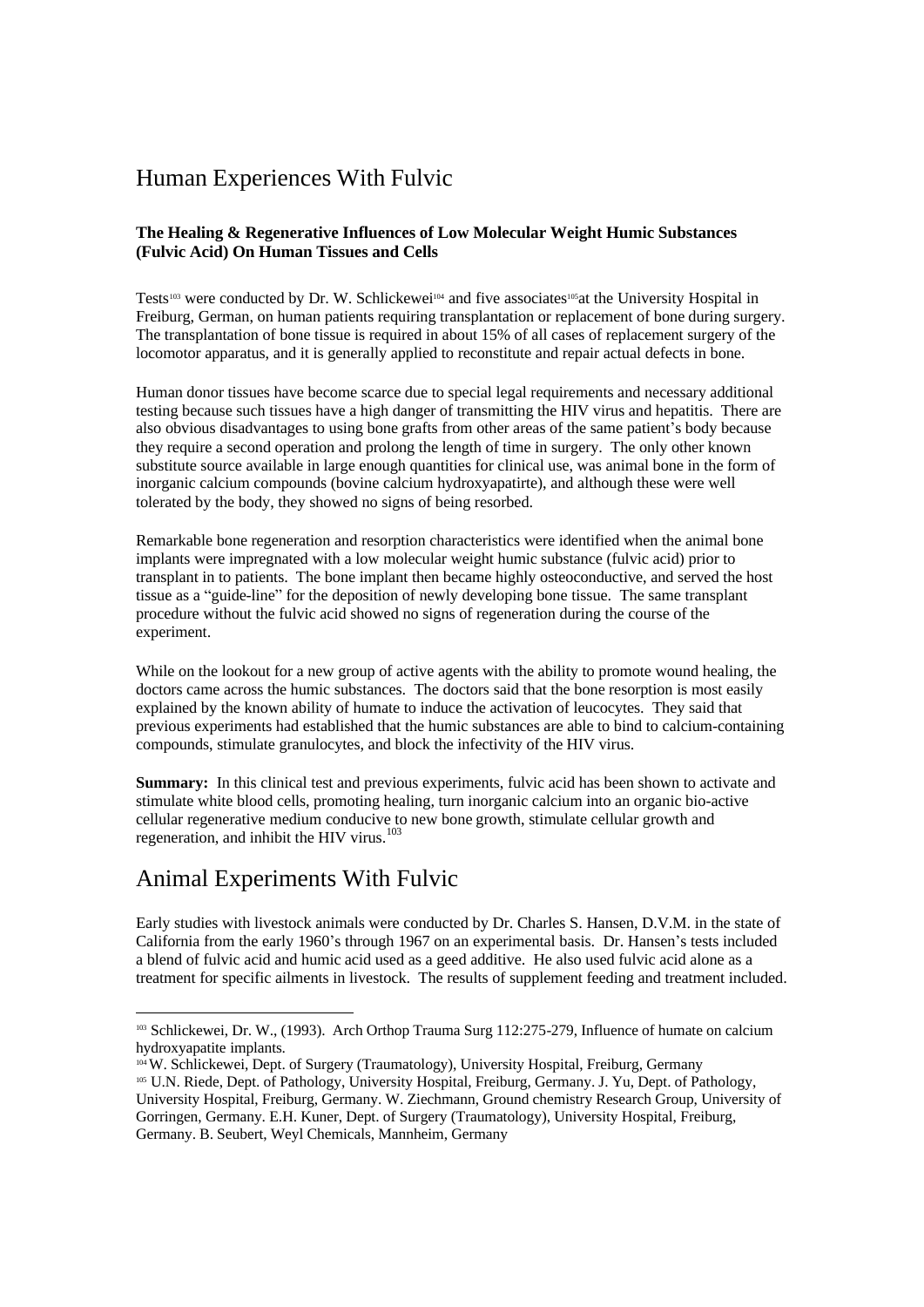# Human Experiences With Fulvic

**The Healing & Regenerative Influences of Low Molecular Weight Humic Substances (Fulvic Acid) On Human Tissues and Cells**

Tests[103] were conducted by Dr. W. Schlickewei[104] and five associates[105]at the University Hospital in Freiburg, German, on human patients requiring transplantation or replacement of bone during surgery. The transplantation of bone tissue is required in about 15% of all cases of replacement surgery of the locomotor apparatus, and it is generally applied to reconstitute and repair actual defects in bone.

Human donor tissues have become scarce due to special legal requirements and necessary additional testing because such tissues have a high danger of transmitting the HIV virus and hepatitis. There are also obvious disadvantages to using bone grafts from other areas of the same patient's body because they require a second operation and prolong the length of time in surgery. The only other known substitute source available in large enough quantities for clinical use, was animal bone in the form of inorganic calcium compounds (bovine calcium hydroxyapatirte), and although these were well tolerated by the body, they showed no signs of being resorbed.

Remarkable bone regeneration and resorption characteristics were identified when the animal bone implants were impregnated with a low molecular weight humic substance (fulvic acid) prior to transplant in to patients. The bone implant then became highly osteoconductive, and served the host tissue as a "guide-line" for the deposition of newly developing bone tissue. The same transplant procedure without the fulvic acid showed no signs of regeneration during the course of the experiment.

While on the lookout for a new group of active agents with the ability to promote wound healing, the doctors came across the humic substances. The doctors said that the bone resorption is most easily explained by the known ability of humate to induce the activation of leucocytes. They said that previous experiments had established that the humic substances are able to bind to calcium-containing compounds, stimulate granulocytes, and block the infectivity of the HIV virus.

**Summary:** In this clinical test and previous experiments, fulvic acid has been shown to activate and stimulate white blood cells, promoting healing, turn inorganic calcium into an organic bio-active cellular regenerative medium conducive to new bone growth, stimulate cellular growth and regeneration, and inhibit the HIV virus.[103]

# Animal Experiments With Fulvic

Early studies with livestock animals were conducted by Dr. Charles S. Hansen, D.V.M. in the state of California from the early 1960's through 1967 on an experimental basis. Dr. Hansen's tests included a blend of fulvic acid and humic acid used as a geed additive. He also used fulvic acid alone as a treatment for specific ailments in livestock. The results of supplement feeding and treatment included.

---

[103] Schlickewei, Dr. W., (1993). Arch Orthop Trauma Surg 112:275-279, Influence of humate on calcium hydroxyapatite implants.

[104] W. Schlickewei, Dept. of Surgery (Traumatology), University Hospital, Freiburg, Germany

[105] U.N. Riede, Dept. of Pathology, University Hospital, Freiburg, Germany. J. Yu, Dept. of Pathology, University Hospital, Freiburg, Germany. W. Ziechmann, Ground chemistry Research Group, University of Gorringen, Germany. E.H. Kuner, Dept. of Surgery (Traumatology), University Hospital, Freiburg, Germany. B. Seubert, Weyl Chemicals, Mannheim, Germany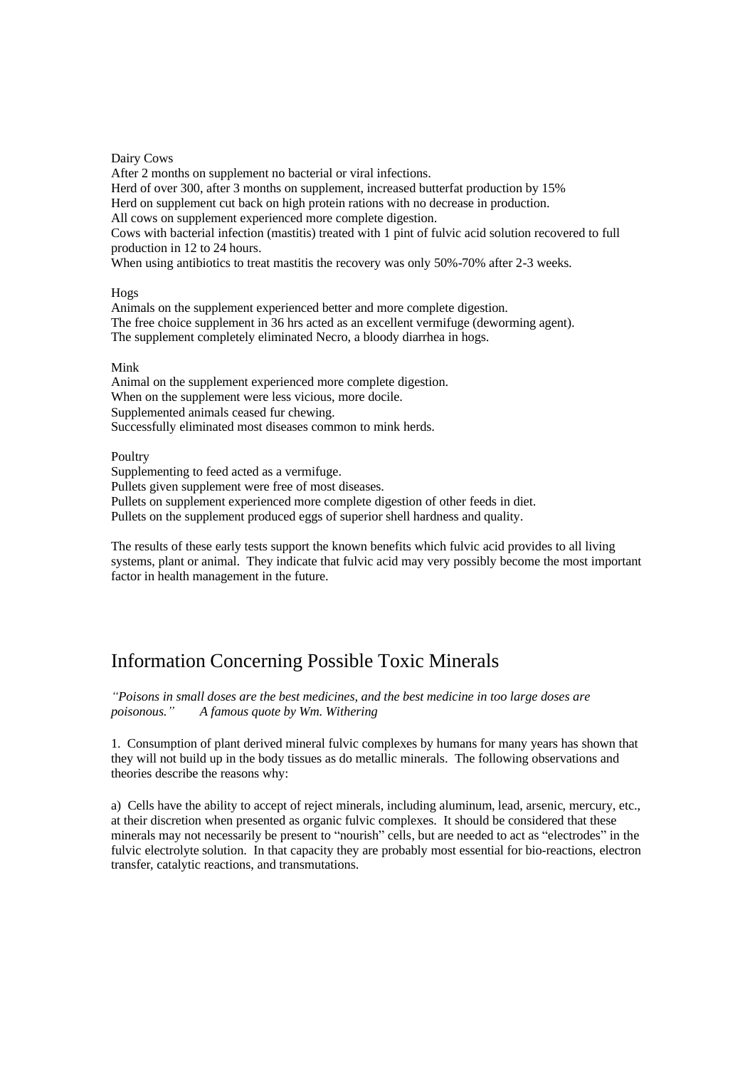Dairy Cows
After 2 months on supplement no bacterial or viral infections.
Herd of over 300, after 3 months on supplement, increased butterfat production by 15%
Herd on supplement cut back on high protein rations with no decrease in production.
All cows on supplement experienced more complete digestion.
Cows with bacterial infection (mastitis) treated with 1 pint of fulvic acid solution recovered to full production in 12 to 24 hours.
When using antibiotics to treat mastitis the recovery was only 50%-70% after 2-3 weeks.

Hogs
Animals on the supplement experienced better and more complete digestion.
The free choice supplement in 36 hrs acted as an excellent vermifuge (deworming agent).
The supplement completely eliminated Necro, a bloody diarrhea in hogs.

Mink
Animal on the supplement experienced more complete digestion.
When on the supplement were less vicious, more docile.
Supplemented animals ceased fur chewing.
Successfully eliminated most diseases common to mink herds.

Poultry
Supplementing to feed acted as a vermifuge.
Pullets given supplement were free of most diseases.
Pullets on supplement experienced more complete digestion of other feeds in diet.
Pullets on the supplement produced eggs of superior shell hardness and quality.

The results of these early tests support the known benefits which fulvic acid provides to all living systems, plant or animal. They indicate that fulvic acid may very possibly become the most important factor in health management in the future.

# Information Concerning Possible Toxic Minerals

*"Poisons in small doses are the best medicines, and the best medicine in too large doses are poisonous."* *A famous quote by Wm. Withering*

1. Consumption of plant derived mineral fulvic complexes by humans for many years has shown that they will not build up in the body tissues as do metallic minerals. The following observations and theories describe the reasons why:

a) Cells have the ability to accept of reject minerals, including aluminum, lead, arsenic, mercury, etc., at their discretion when presented as organic fulvic complexes. It should be considered that these minerals may not necessarily be present to "nourish" cells, but are needed to act as "electrodes" in the fulvic electrolyte solution. In that capacity they are probably most essential for bio-reactions, electron transfer, catalytic reactions, and transmutations.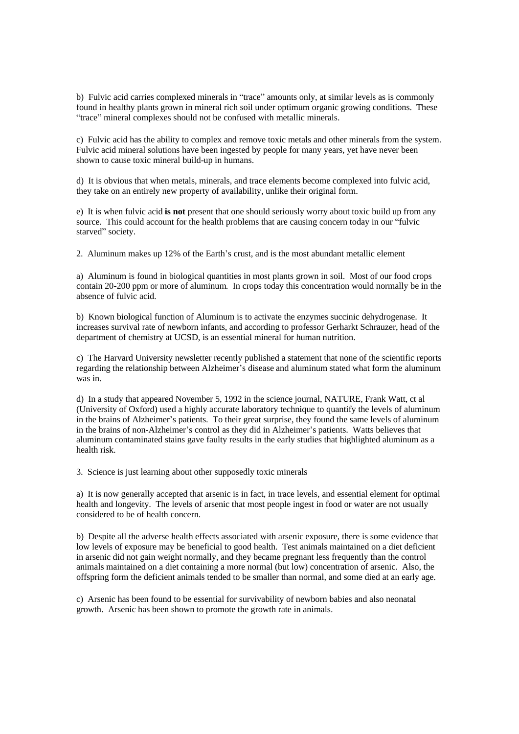b) Fulvic acid carries complexed minerals in "trace" amounts only, at similar levels as is commonly found in healthy plants grown in mineral rich soil under optimum organic growing conditions. These "trace" mineral complexes should not be confused with metallic minerals.

c) Fulvic acid has the ability to complex and remove toxic metals and other minerals from the system. Fulvic acid mineral solutions have been ingested by people for many years, yet have never been shown to cause toxic mineral build-up in humans.

d) It is obvious that when metals, minerals, and trace elements become complexed into fulvic acid, they take on an entirely new property of availability, unlike their original form.

e) It is when fulvic acid **is not** present that one should seriously worry about toxic build up from any source. This could account for the health problems that are causing concern today in our "fulvic starved" society.

2. Aluminum makes up 12% of the Earth's crust, and is the most abundant metallic element

a) Aluminum is found in biological quantities in most plants grown in soil. Most of our food crops contain 20-200 ppm or more of aluminum. In crops today this concentration would normally be in the absence of fulvic acid.

b) Known biological function of Aluminum is to activate the enzymes succinic dehydrogenase. It increases survival rate of newborn infants, and according to professor Gerharkt Schrauzer, head of the department of chemistry at UCSD, is an essential mineral for human nutrition.

c) The Harvard University newsletter recently published a statement that none of the scientific reports regarding the relationship between Alzheimer's disease and aluminum stated what form the aluminum was in.

d) In a study that appeared November 5, 1992 in the science journal, NATURE, Frank Watt, ct al (University of Oxford) used a highly accurate laboratory technique to quantify the levels of aluminum in the brains of Alzheimer's patients. To their great surprise, they found the same levels of aluminum in the brains of non-Alzheimer's control as they did in Alzheimer's patients. Watts believes that aluminum contaminated stains gave faulty results in the early studies that highlighted aluminum as a health risk.

3. Science is just learning about other supposedly toxic minerals

a) It is now generally accepted that arsenic is in fact, in trace levels, and essential element for optimal health and longevity. The levels of arsenic that most people ingest in food or water are not usually considered to be of health concern.

b) Despite all the adverse health effects associated with arsenic exposure, there is some evidence that low levels of exposure may be beneficial to good health. Test animals maintained on a diet deficient in arsenic did not gain weight normally, and they became pregnant less frequently than the control animals maintained on a diet containing a more normal (but low) concentration of arsenic. Also, the offspring form the deficient animals tended to be smaller than normal, and some died at an early age.

c) Arsenic has been found to be essential for survivability of newborn babies and also neonatal growth. Arsenic has been shown to promote the growth rate in animals.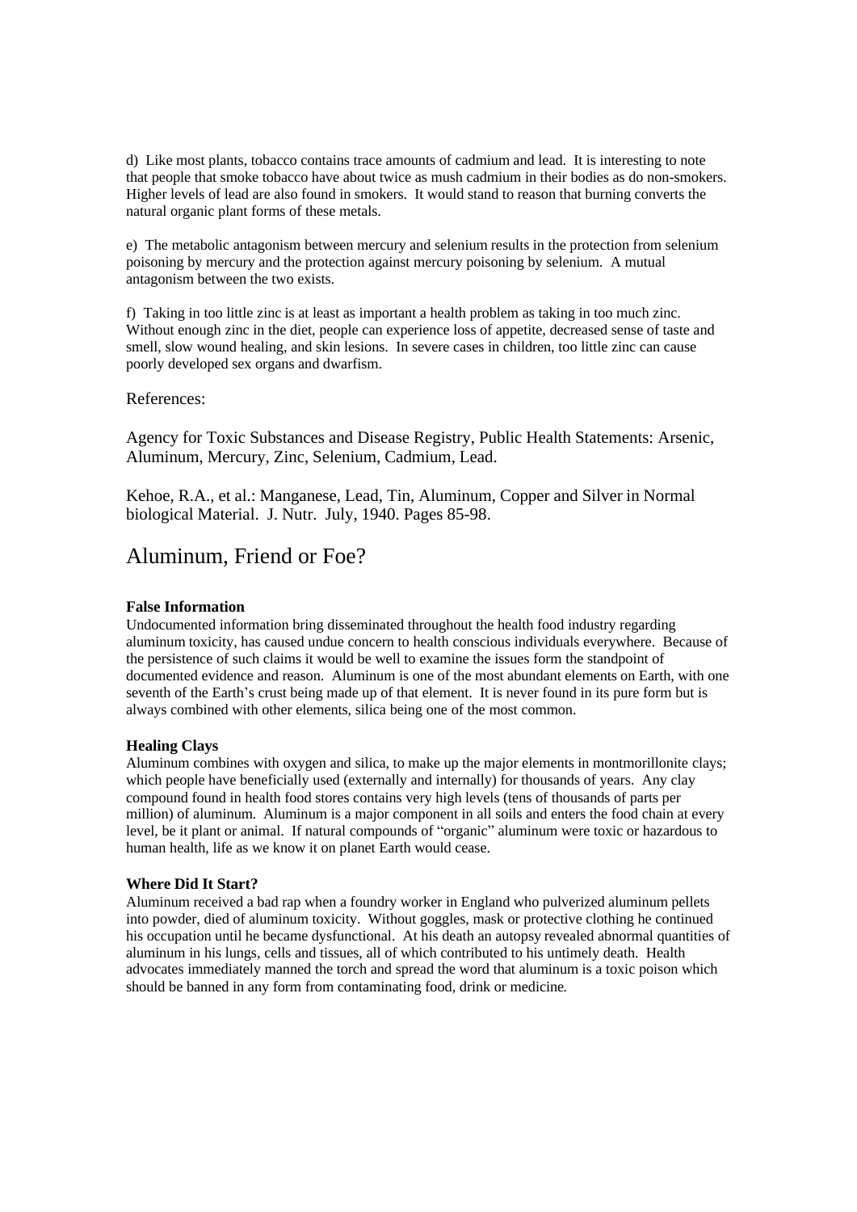d) Like most plants, tobacco contains trace amounts of cadmium and lead. It is interesting to note that people that smoke tobacco have about twice as mush cadmium in their bodies as do non-smokers. Higher levels of lead are also found in smokers. It would stand to reason that burning converts the natural organic plant forms of these metals.

e) The metabolic antagonism between mercury and selenium results in the protection from selenium poisoning by mercury and the protection against mercury poisoning by selenium. A mutual antagonism between the two exists.

f) Taking in too little zinc is at least as important a health problem as taking in too much zinc. Without enough zinc in the diet, people can experience loss of appetite, decreased sense of taste and smell, slow wound healing, and skin lesions. In severe cases in children, too little zinc can cause poorly developed sex organs and dwarfism.

References:

Agency for Toxic Substances and Disease Registry, Public Health Statements: Arsenic, Aluminum, Mercury, Zinc, Selenium, Cadmium, Lead.

Kehoe, R.A., et al.: Manganese, Lead, Tin, Aluminum, Copper and Silver in Normal biological Material. J. Nutr. July, 1940. Pages 85-98.

## Aluminum, Friend or Foe?

**False Information**
Undocumented information bring disseminated throughout the health food industry regarding aluminum toxicity, has caused undue concern to health conscious individuals everywhere. Because of the persistence of such claims it would be well to examine the issues form the standpoint of documented evidence and reason. Aluminum is one of the most abundant elements on Earth, with one seventh of the Earth's crust being made up of that element. It is never found in its pure form but is always combined with other elements, silica being one of the most common.

**Healing Clays**
Aluminum combines with oxygen and silica, to make up the major elements in montmorillonite clays; which people have beneficially used (externally and internally) for thousands of years. Any clay compound found in health food stores contains very high levels (tens of thousands of parts per million) of aluminum. Aluminum is a major component in all soils and enters the food chain at every level, be it plant or animal. If natural compounds of "organic" aluminum were toxic or hazardous to human health, life as we know it on planet Earth would cease.

**Where Did It Start?**
Aluminum received a bad rap when a foundry worker in England who pulverized aluminum pellets into powder, died of aluminum toxicity. Without goggles, mask or protective clothing he continued his occupation until he became dysfunctional. At his death an autopsy revealed abnormal quantities of aluminum in his lungs, cells and tissues, all of which contributed to his untimely death. Health advocates immediately manned the torch and spread the word that aluminum is a toxic poison which should be banned in any form from contaminating food, drink or medicine.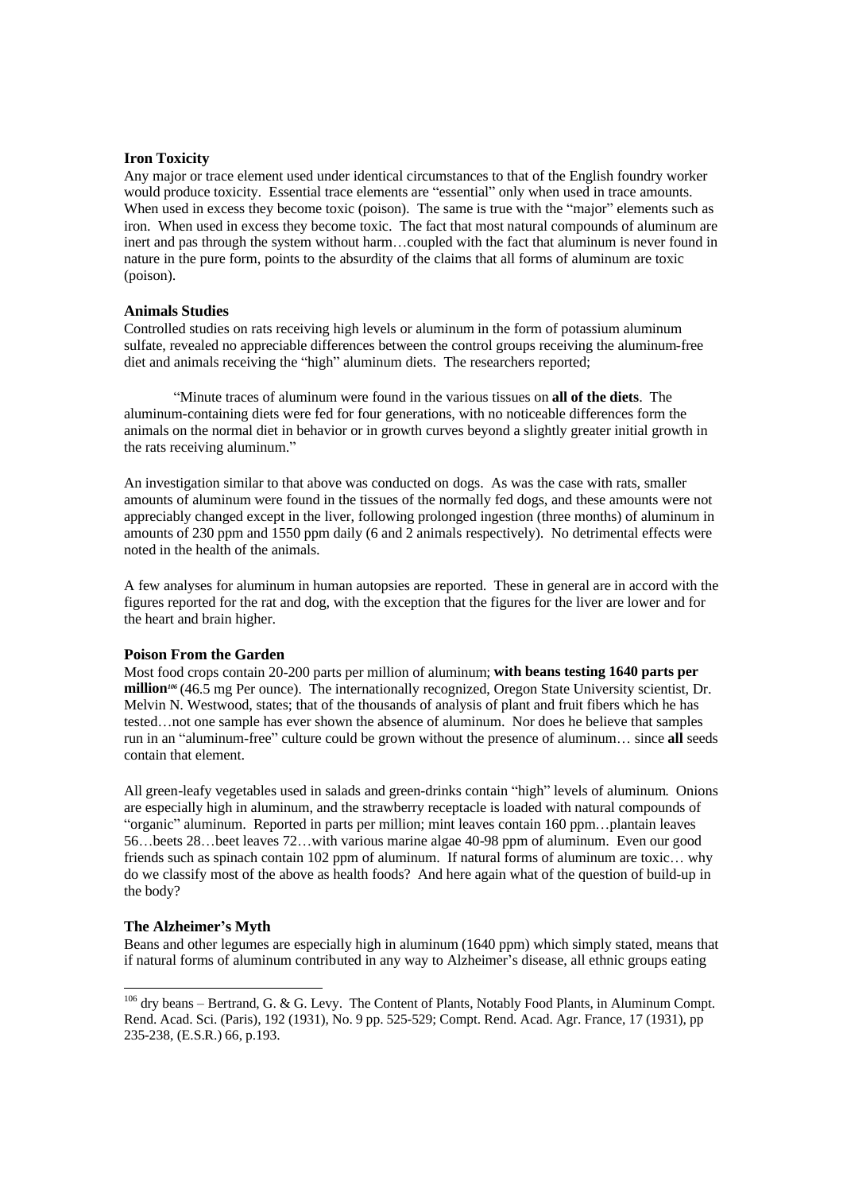**Iron Toxicity**

Any major or trace element used under identical circumstances to that of the English foundry worker would produce toxicity. Essential trace elements are "essential" only when used in trace amounts. When used in excess they become toxic (poison). The same is true with the "major" elements such as iron. When used in excess they become toxic. The fact that most natural compounds of aluminum are inert and pas through the system without harm…coupled with the fact that aluminum is never found in nature in the pure form, points to the absurdity of the claims that all forms of aluminum are toxic (poison).

**Animals Studies**

Controlled studies on rats receiving high levels or aluminum in the form of potassium aluminum sulfate, revealed no appreciable differences between the control groups receiving the aluminum-free diet and animals receiving the "high" aluminum diets. The researchers reported;

"Minute traces of aluminum were found in the various tissues on **all of the diets**. The aluminum-containing diets were fed for four generations, with no noticeable differences form the animals on the normal diet in behavior or in growth curves beyond a slightly greater initial growth in the rats receiving aluminum."

An investigation similar to that above was conducted on dogs. As was the case with rats, smaller amounts of aluminum were found in the tissues of the normally fed dogs, and these amounts were not appreciably changed except in the liver, following prolonged ingestion (three months) of aluminum in amounts of 230 ppm and 1550 ppm daily (6 and 2 animals respectively). No detrimental effects were noted in the health of the animals.

A few analyses for aluminum in human autopsies are reported. These in general are in accord with the figures reported for the rat and dog, with the exception that the figures for the liver are lower and for the heart and brain higher.

**Poison From the Garden**

Most food crops contain 20-200 parts per million of aluminum; **with beans testing 1640 parts per million**[106] (46.5 mg Per ounce). The internationally recognized, Oregon State University scientist, Dr. Melvin N. Westwood, states; that of the thousands of analysis of plant and fruit fibers which he has tested…not one sample has ever shown the absence of aluminum. Nor does he believe that samples run in an "aluminum-free" culture could be grown without the presence of aluminum… since **all** seeds contain that element.

All green-leafy vegetables used in salads and green-drinks contain "high" levels of aluminum. Onions are especially high in aluminum, and the strawberry receptacle is loaded with natural compounds of "organic" aluminum. Reported in parts per million; mint leaves contain 160 ppm…plantain leaves 56…beets 28…beet leaves 72…with various marine algae 40-98 ppm of aluminum. Even our good friends such as spinach contain 102 ppm of aluminum. If natural forms of aluminum are toxic… why do we classify most of the above as health foods? And here again what of the question of build-up in the body?

**The Alzheimer's Myth**

Beans and other legumes are especially high in aluminum (1640 ppm) which simply stated, means that if natural forms of aluminum contributed in any way to Alzheimer's disease, all ethnic groups eating

---

[106] dry beans – Bertrand, G. & G. Levy. The Content of Plants, Notably Food Plants, in Aluminum Compt. Rend. Acad. Sci. (Paris), 192 (1931), No. 9 pp. 525-529; Compt. Rend. Acad. Agr. France, 17 (1931), pp 235-238, (E.S.R.) 66, p.193.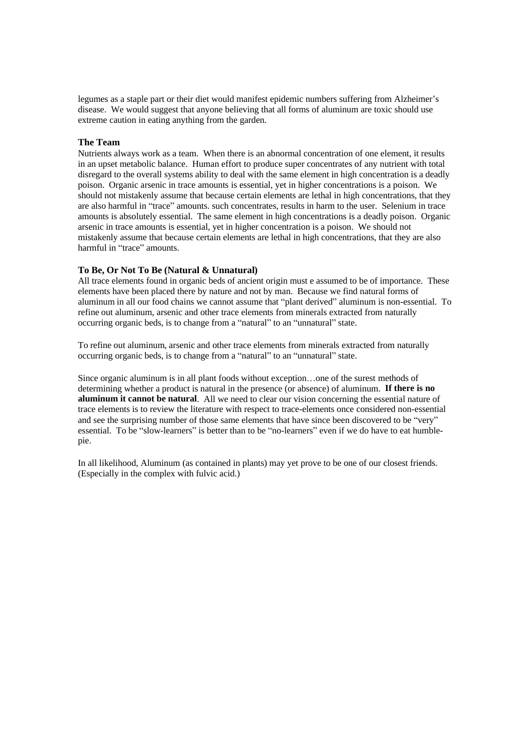legumes as a staple part or their diet would manifest epidemic numbers suffering from Alzheimer's disease. We would suggest that anyone believing that all forms of aluminum are toxic should use extreme caution in eating anything from the garden.

### The Team

Nutrients always work as a team. When there is an abnormal concentration of one element, it results in an upset metabolic balance. Human effort to produce super concentrates of any nutrient with total disregard to the overall systems ability to deal with the same element in high concentration is a deadly poison. Organic arsenic in trace amounts is essential, yet in higher concentrations is a poison. We should not mistakenly assume that because certain elements are lethal in high concentrations, that they are also harmful in "trace" amounts. such concentrates, results in harm to the user. Selenium in trace amounts is absolutely essential. The same element in high concentrations is a deadly poison. Organic arsenic in trace amounts is essential, yet in higher concentration is a poison. We should not mistakenly assume that because certain elements are lethal in high concentrations, that they are also harmful in "trace" amounts.

### To Be, Or Not To Be (Natural & Unnatural)

All trace elements found in organic beds of ancient origin must e assumed to be of importance. These elements have been placed there by nature and not by man. Because we find natural forms of aluminum in all our food chains we cannot assume that "plant derived" aluminum is non-essential. To refine out aluminum, arsenic and other trace elements from minerals extracted from naturally occurring organic beds, is to change from a "natural" to an "unnatural" state.

To refine out aluminum, arsenic and other trace elements from minerals extracted from naturally occurring organic beds, is to change from a "natural" to an "unnatural" state.

Since organic aluminum is in all plant foods without exception…one of the surest methods of determining whether a product is natural in the presence (or absence) of aluminum. **If there is no aluminum it cannot be natural**. All we need to clear our vision concerning the essential nature of trace elements is to review the literature with respect to trace-elements once considered non-essential and see the surprising number of those same elements that have since been discovered to be "very" essential. To be "slow-learners" is better than to be "no-learners" even if we do have to eat humble-pie.

In all likelihood, Aluminum (as contained in plants) may yet prove to be one of our closest friends. (Especially in the complex with fulvic acid.)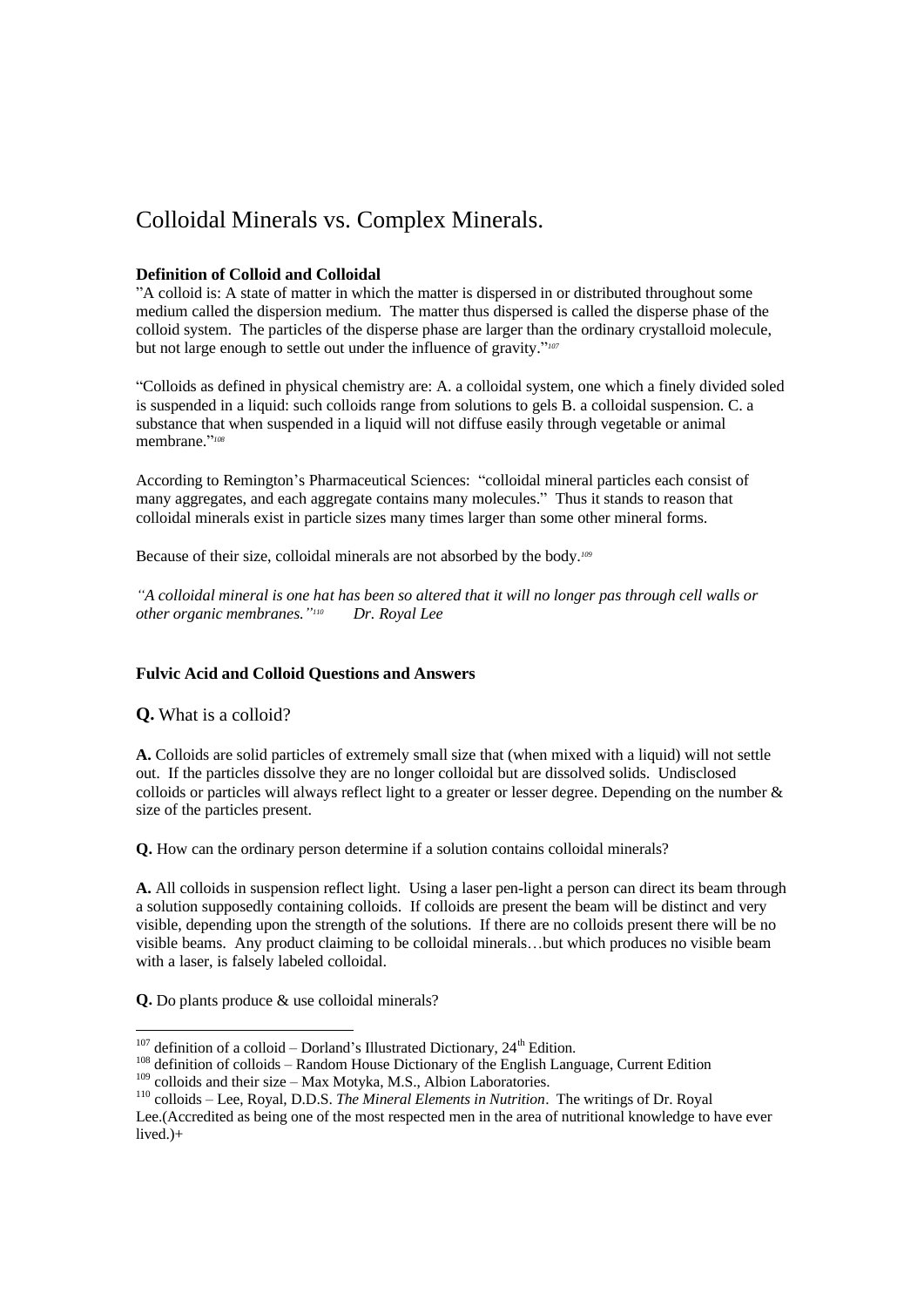# Colloidal Minerals vs. Complex Minerals.

**Definition of Colloid and Colloidal**

"A colloid is: A state of matter in which the matter is dispersed in or distributed throughout some medium called the dispersion medium. The matter thus dispersed is called the disperse phase of the colloid system. The particles of the disperse phase are larger than the ordinary crystalloid molecule, but not large enough to settle out under the influence of gravity."[107]

"Colloids as defined in physical chemistry are: A. a colloidal system, one which a finely divided soled is suspended in a liquid: such colloids range from solutions to gels B. a colloidal suspension. C. a substance that when suspended in a liquid will not diffuse easily through vegetable or animal membrane."[108]

According to Remington's Pharmaceutical Sciences: "colloidal mineral particles each consist of many aggregates, and each aggregate contains many molecules." Thus it stands to reason that colloidal minerals exist in particle sizes many times larger than some other mineral forms.

Because of their size, colloidal minerals are not absorbed by the body.[109]

*"A colloidal mineral is one hat has been so altered that it will no longer pas through cell walls or other organic membranes."[110] Dr. Royal Lee*

**Fulvic Acid and Colloid Questions and Answers**

**Q.** What is a colloid?

**A.** Colloids are solid particles of extremely small size that (when mixed with a liquid) will not settle out. If the particles dissolve they are no longer colloidal but are dissolved solids. Undisclosed colloids or particles will always reflect light to a greater or lesser degree. Depending on the number & size of the particles present.

**Q.** How can the ordinary person determine if a solution contains colloidal minerals?

**A.** All colloids in suspension reflect light. Using a laser pen-light a person can direct its beam through a solution supposedly containing colloids. If colloids are present the beam will be distinct and very visible, depending upon the strength of the solutions. If there are no colloids present there will be no visible beams. Any product claiming to be colloidal minerals…but which produces no visible beam with a laser, is falsely labeled colloidal.

**Q.** Do plants produce & use colloidal minerals?

---

[107] definition of a colloid – Dorland's Illustrated Dictionary, 24th Edition.

[108] definition of colloids – Random House Dictionary of the English Language, Current Edition

[109] colloids and their size – Max Motyka, M.S., Albion Laboratories.

[110] colloids – Lee, Royal, D.D.S. *The Mineral Elements in Nutrition*. The writings of Dr. Royal Lee.(Accredited as being one of the most respected men in the area of nutritional knowledge to have ever lived.)+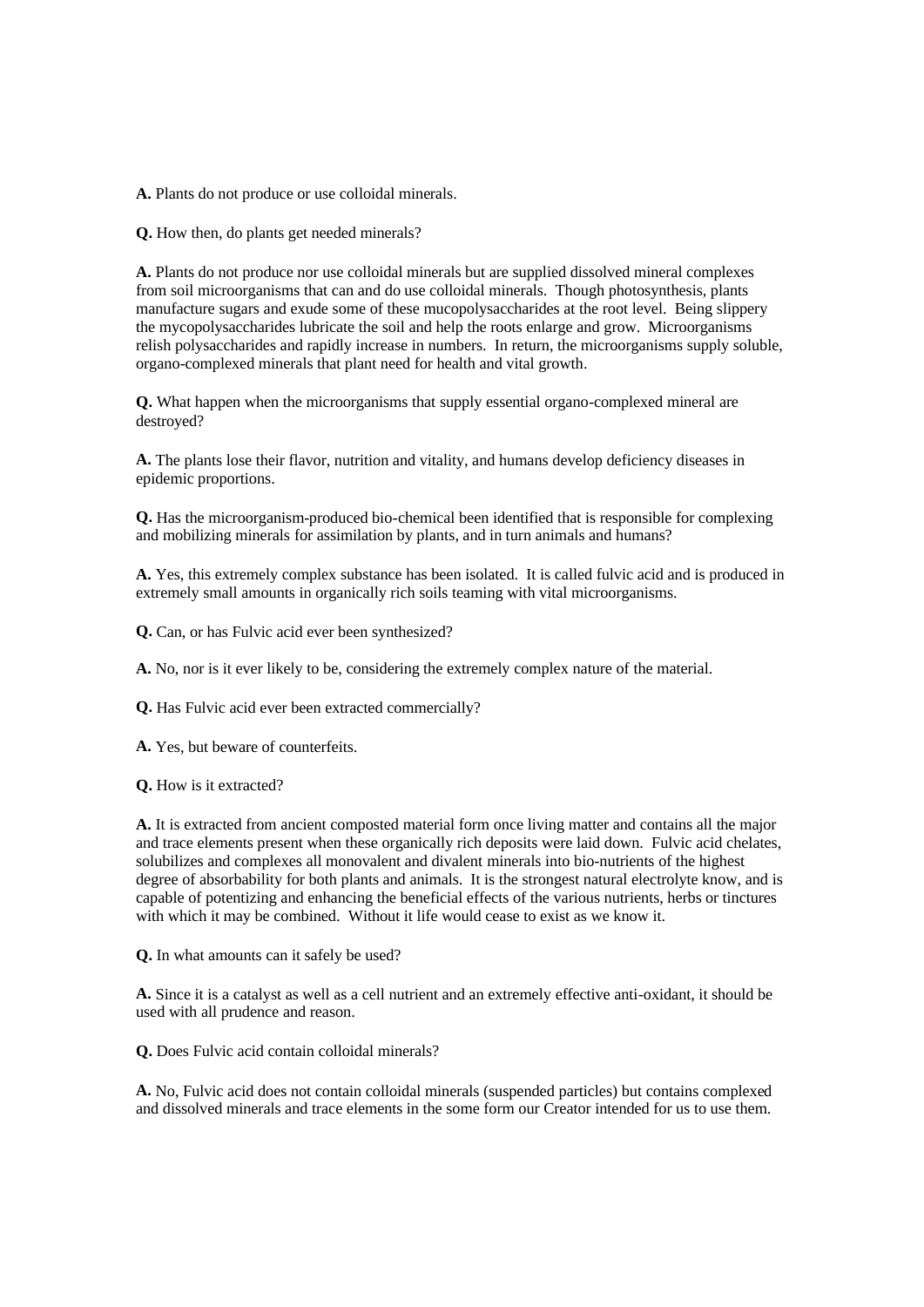**A.** Plants do not produce or use colloidal minerals.

**Q.** How then, do plants get needed minerals?

**A.** Plants do not produce nor use colloidal minerals but are supplied dissolved mineral complexes from soil microorganisms that can and do use colloidal minerals. Though photosynthesis, plants manufacture sugars and exude some of these mucopolysaccharides at the root level. Being slippery the mycopolysaccharides lubricate the soil and help the roots enlarge and grow. Microorganisms relish polysaccharides and rapidly increase in numbers. In return, the microorganisms supply soluble, organo-complexed minerals that plant need for health and vital growth.

**Q.** What happen when the microorganisms that supply essential organo-complexed mineral are destroyed?

**A.** The plants lose their flavor, nutrition and vitality, and humans develop deficiency diseases in epidemic proportions.

**Q.** Has the microorganism-produced bio-chemical been identified that is responsible for complexing and mobilizing minerals for assimilation by plants, and in turn animals and humans?

**A.** Yes, this extremely complex substance has been isolated. It is called fulvic acid and is produced in extremely small amounts in organically rich soils teaming with vital microorganisms.

**Q.** Can, or has Fulvic acid ever been synthesized?

**A.** No, nor is it ever likely to be, considering the extremely complex nature of the material.

**Q.** Has Fulvic acid ever been extracted commercially?

**A.** Yes, but beware of counterfeits.

**Q.** How is it extracted?

**A.** It is extracted from ancient composted material form once living matter and contains all the major and trace elements present when these organically rich deposits were laid down. Fulvic acid chelates, solubilizes and complexes all monovalent and divalent minerals into bio-nutrients of the highest degree of absorbability for both plants and animals. It is the strongest natural electrolyte know, and is capable of potentizing and enhancing the beneficial effects of the various nutrients, herbs or tinctures with which it may be combined. Without it life would cease to exist as we know it.

**Q.** In what amounts can it safely be used?

**A.** Since it is a catalyst as well as a cell nutrient and an extremely effective anti-oxidant, it should be used with all prudence and reason.

**Q.** Does Fulvic acid contain colloidal minerals?

**A.** No, Fulvic acid does not contain colloidal minerals (suspended particles) but contains complexed and dissolved minerals and trace elements in the some form our Creator intended for us to use them.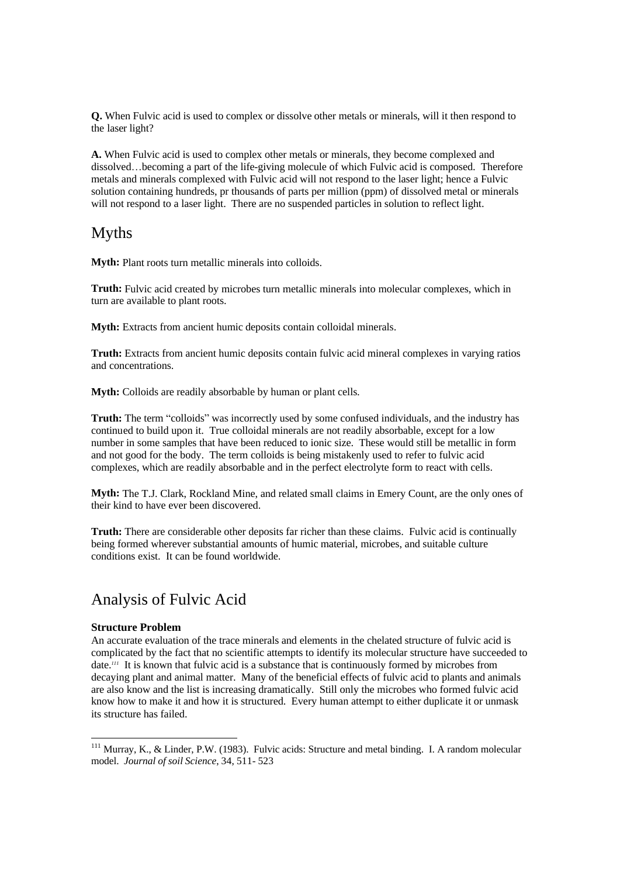**Q.** When Fulvic acid is used to complex or dissolve other metals or minerals, will it then respond to the laser light?

**A.** When Fulvic acid is used to complex other metals or minerals, they become complexed and dissolved…becoming a part of the life-giving molecule of which Fulvic acid is composed. Therefore metals and minerals complexed with Fulvic acid will not respond to the laser light; hence a Fulvic solution containing hundreds, pr thousands of parts per million (ppm) of dissolved metal or minerals will not respond to a laser light. There are no suspended particles in solution to reflect light.

## Myths

**Myth:** Plant roots turn metallic minerals into colloids.

**Truth:** Fulvic acid created by microbes turn metallic minerals into molecular complexes, which in turn are available to plant roots.

**Myth:** Extracts from ancient humic deposits contain colloidal minerals.

**Truth:** Extracts from ancient humic deposits contain fulvic acid mineral complexes in varying ratios and concentrations.

**Myth:** Colloids are readily absorbable by human or plant cells.

**Truth:** The term "colloids" was incorrectly used by some confused individuals, and the industry has continued to build upon it. True colloidal minerals are not readily absorbable, except for a low number in some samples that have been reduced to ionic size. These would still be metallic in form and not good for the body. The term colloids is being mistakenly used to refer to fulvic acid complexes, which are readily absorbable and in the perfect electrolyte form to react with cells.

**Myth:** The T.J. Clark, Rockland Mine, and related small claims in Emery Count, are the only ones of their kind to have ever been discovered.

**Truth:** There are considerable other deposits far richer than these claims. Fulvic acid is continually being formed wherever substantial amounts of humic material, microbes, and suitable culture conditions exist. It can be found worldwide.

## Analysis of Fulvic Acid

**Structure Problem**

An accurate evaluation of the trace minerals and elements in the chelated structure of fulvic acid is complicated by the fact that no scientific attempts to identify its molecular structure have succeeded to date.[111] It is known that fulvic acid is a substance that is continuously formed by microbes from decaying plant and animal matter. Many of the beneficial effects of fulvic acid to plants and animals are also know and the list is increasing dramatically. Still only the microbes who formed fulvic acid know how to make it and how it is structured. Every human attempt to either duplicate it or unmask its structure has failed.

---

[111] Murray, K., & Linder, P.W. (1983). Fulvic acids: Structure and metal binding. I. A random molecular model. *Journal of soil Science*, 34, 511- 523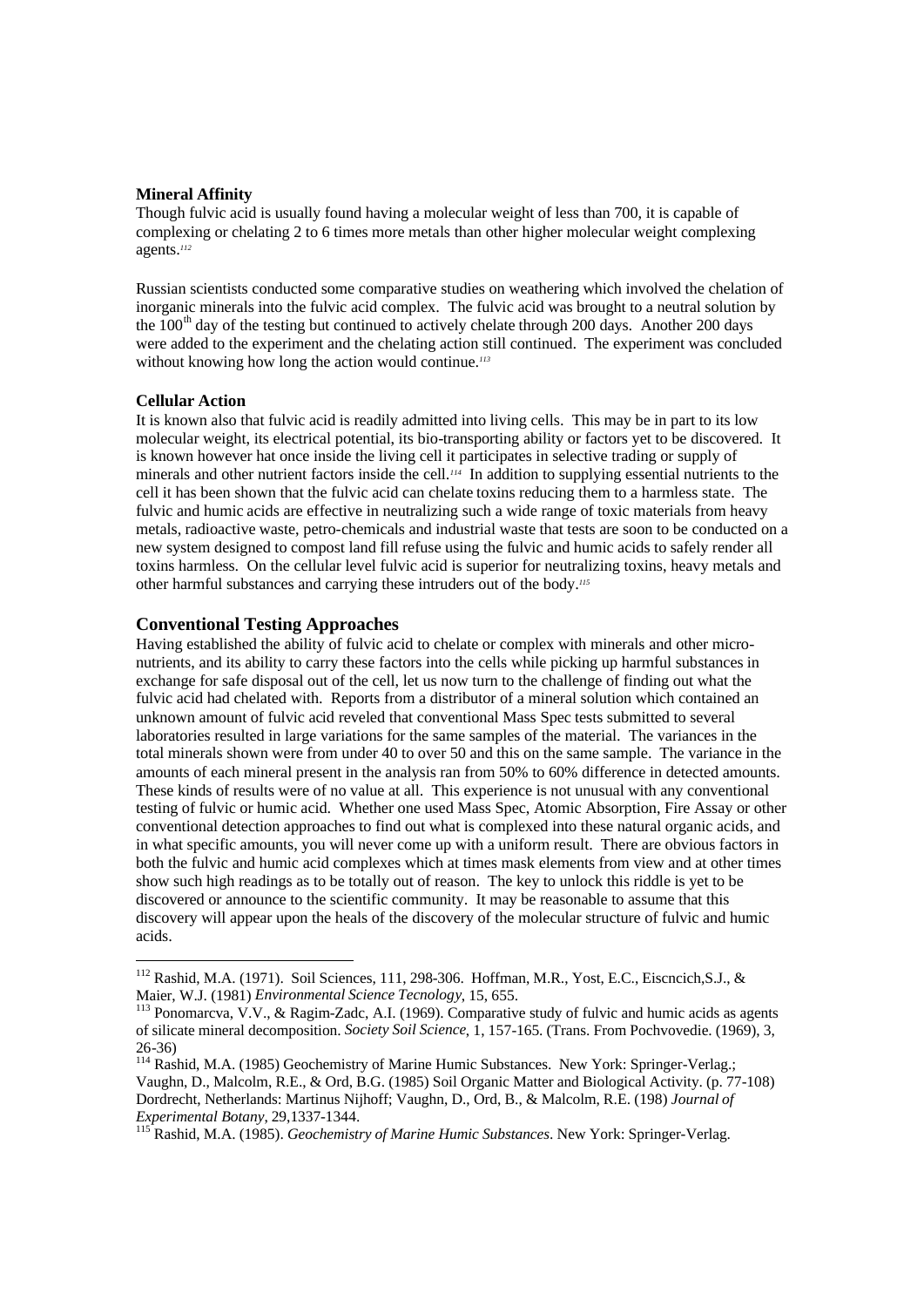**Mineral Affinity**

Though fulvic acid is usually found having a molecular weight of less than 700, it is capable of complexing or chelating 2 to 6 times more metals than other higher molecular weight complexing agents.[112]

Russian scientists conducted some comparative studies on weathering which involved the chelation of inorganic minerals into the fulvic acid complex. The fulvic acid was brought to a neutral solution by the 100th day of the testing but continued to actively chelate through 200 days. Another 200 days were added to the experiment and the chelating action still continued. The experiment was concluded without knowing how long the action would continue.[113]

**Cellular Action**

It is known also that fulvic acid is readily admitted into living cells. This may be in part to its low molecular weight, its electrical potential, its bio-transporting ability or factors yet to be discovered. It is known however hat once inside the living cell it participates in selective trading or supply of minerals and other nutrient factors inside the cell.[114] In addition to supplying essential nutrients to the cell it has been shown that the fulvic acid can chelate toxins reducing them to a harmless state. The fulvic and humic acids are effective in neutralizing such a wide range of toxic materials from heavy metals, radioactive waste, petro-chemicals and industrial waste that tests are soon to be conducted on a new system designed to compost land fill refuse using the fulvic and humic acids to safely render all toxins harmless. On the cellular level fulvic acid is superior for neutralizing toxins, heavy metals and other harmful substances and carrying these intruders out of the body.[115]

## Conventional Testing Approaches

Having established the ability of fulvic acid to chelate or complex with minerals and other micro-nutrients, and its ability to carry these factors into the cells while picking up harmful substances in exchange for safe disposal out of the cell, let us now turn to the challenge of finding out what the fulvic acid had chelated with. Reports from a distributor of a mineral solution which contained an unknown amount of fulvic acid reveled that conventional Mass Spec tests submitted to several laboratories resulted in large variations for the same samples of the material. The variances in the total minerals shown were from under 40 to over 50 and this on the same sample. The variance in the amounts of each mineral present in the analysis ran from 50% to 60% difference in detected amounts. These kinds of results were of no value at all. This experience is not unusual with any conventional testing of fulvic or humic acid. Whether one used Mass Spec, Atomic Absorption, Fire Assay or other conventional detection approaches to find out what is complexed into these natural organic acids, and in what specific amounts, you will never come up with a uniform result. There are obvious factors in both the fulvic and humic acid complexes which at times mask elements from view and at other times show such high readings as to be totally out of reason. The key to unlock this riddle is yet to be discovered or announce to the scientific community. It may be reasonable to assume that this discovery will appear upon the heals of the discovery of the molecular structure of fulvic and humic acids.

---

[112] Rashid, M.A. (1971). Soil Sciences, 111, 298-306. Hoffman, M.R., Yost, E.C., Eiscncich,S.J., & Maier, W.J. (1981) *Environmental Science Tecnology*, 15, 655.

[113] Ponomarcva, V.V., & Ragim-Zadc, A.I. (1969). Comparative study of fulvic and humic acids as agents of silicate mineral decomposition. *Society Soil Science*, 1, 157-165. (Trans. From Pochvovedie. (1969), 3, 26-36)

[114] Rashid, M.A. (1985) Geochemistry of Marine Humic Substances. New York: Springer-Verlag.; Vaughn, D., Malcolm, R.E., & Ord, B.G. (1985) Soil Organic Matter and Biological Activity. (p. 77-108) Dordrecht, Netherlands: Martinus Nijhoff; Vaughn, D., Ord, B., & Malcolm, R.E. (198) *Journal of Experimental Botany*, 29,1337-1344.

[115] Rashid, M.A. (1985). *Geochemistry of Marine Humic Substances*. New York: Springer-Verlag.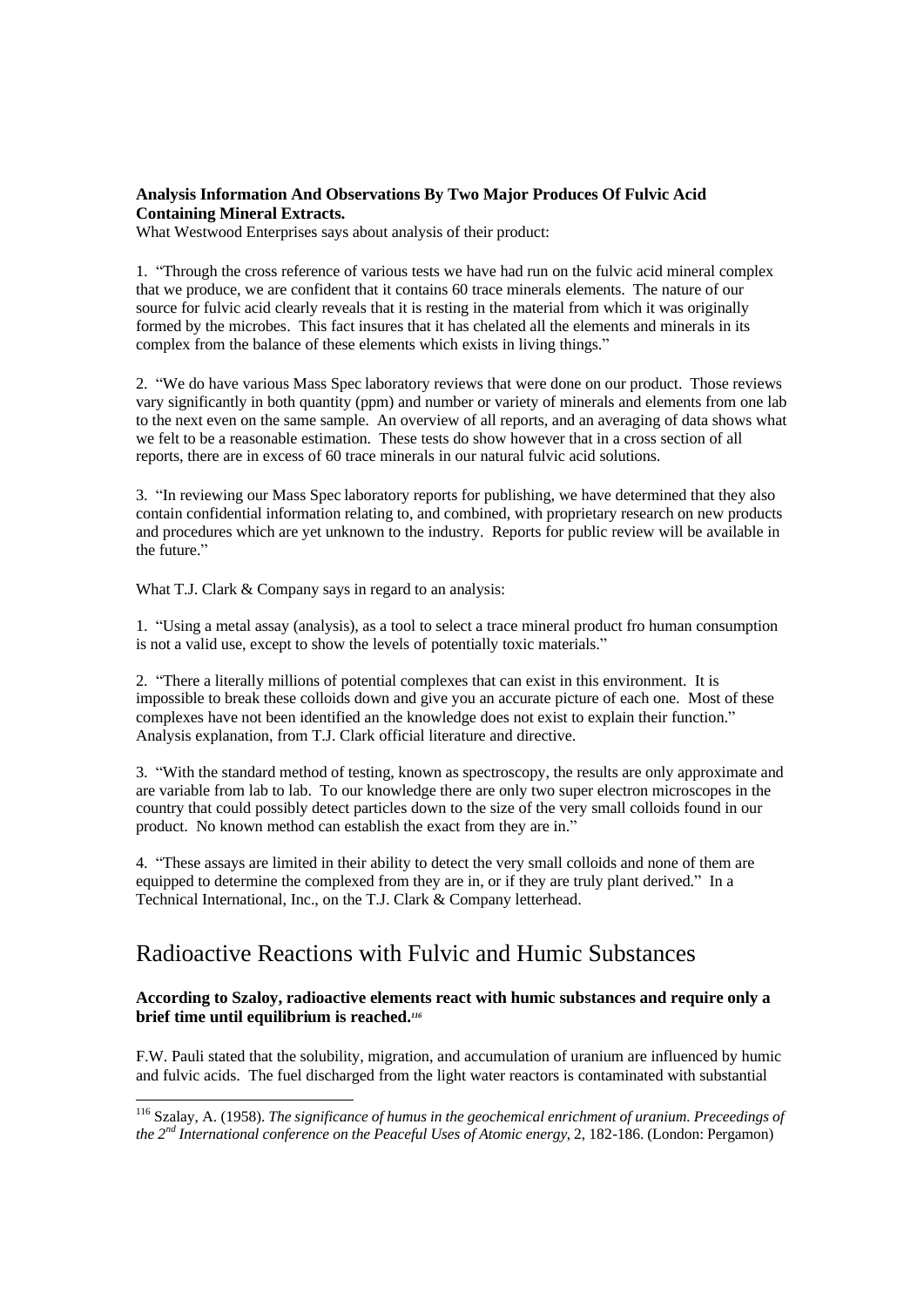**Analysis Information And Observations By Two Major Produces Of Fulvic Acid Containing Mineral Extracts.**

What Westwood Enterprises says about analysis of their product:

1. "Through the cross reference of various tests we have had run on the fulvic acid mineral complex that we produce, we are confident that it contains 60 trace minerals elements. The nature of our source for fulvic acid clearly reveals that it is resting in the material from which it was originally formed by the microbes. This fact insures that it has chelated all the elements and minerals in its complex from the balance of these elements which exists in living things."

2. "We do have various Mass Spec laboratory reviews that were done on our product. Those reviews vary significantly in both quantity (ppm) and number or variety of minerals and elements from one lab to the next even on the same sample. An overview of all reports, and an averaging of data shows what we felt to be a reasonable estimation. These tests do show however that in a cross section of all reports, there are in excess of 60 trace minerals in our natural fulvic acid solutions.

3. "In reviewing our Mass Spec laboratory reports for publishing, we have determined that they also contain confidential information relating to, and combined, with proprietary research on new products and procedures which are yet unknown to the industry. Reports for public review will be available in the future."

What T.J. Clark & Company says in regard to an analysis:

1. "Using a metal assay (analysis), as a tool to select a trace mineral product fro human consumption is not a valid use, except to show the levels of potentially toxic materials."

2. "There a literally millions of potential complexes that can exist in this environment. It is impossible to break these colloids down and give you an accurate picture of each one. Most of these complexes have not been identified an the knowledge does not exist to explain their function." Analysis explanation, from T.J. Clark official literature and directive.

3. "With the standard method of testing, known as spectroscopy, the results are only approximate and are variable from lab to lab. To our knowledge there are only two super electron microscopes in the country that could possibly detect particles down to the size of the very small colloids found in our product. No known method can establish the exact from they are in."

4. "These assays are limited in their ability to detect the very small colloids and none of them are equipped to determine the complexed from they are in, or if they are truly plant derived." In a Technical International, Inc., on the T.J. Clark & Company letterhead.

# Radioactive Reactions with Fulvic and Humic Substances

**According to Szaloy, radioactive elements react with humic substances and require only a brief time until equilibrium is reached.**[116]

F.W. Pauli stated that the solubility, migration, and accumulation of uranium are influenced by humic and fulvic acids. The fuel discharged from the light water reactors is contaminated with substantial

[116] Szalay, A. (1958). *The significance of humus in the geochemical enrichment of uranium. Preceedings of the 2nd International conference on the Peaceful Uses of Atomic energy*, 2, 182-186. (London: Pergamon)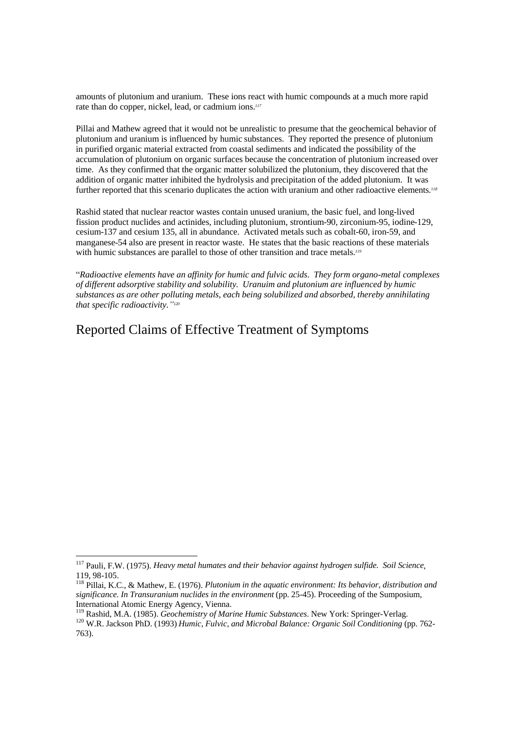amounts of plutonium and uranium. These ions react with humic compounds at a much more rapid rate than do copper, nickel, lead, or cadmium ions.[117]

Pillai and Mathew agreed that it would not be unrealistic to presume that the geochemical behavior of plutonium and uranium is influenced by humic substances. They reported the presence of plutonium in purified organic material extracted from coastal sediments and indicated the possibility of the accumulation of plutonium on organic surfaces because the concentration of plutonium increased over time. As they confirmed that the organic matter solubilized the plutonium, they discovered that the addition of organic matter inhibited the hydrolysis and precipitation of the added plutonium. It was further reported that this scenario duplicates the action with uranium and other radioactive elements.[118]

Rashid stated that nuclear reactor wastes contain unused uranium, the basic fuel, and long-lived fission product nuclides and actinides, including plutonium, strontium-90, zirconium-95, iodine-129, cesium-137 and cesium 135, all in abundance. Activated metals such as cobalt-60, iron-59, and manganese-54 also are present in reactor waste. He states that the basic reactions of these materials with humic substances are parallel to those of other transition and trace metals.[119]

"*Radioactive elements have an affinity for humic and fulvic acids. They form organo-metal complexes of different adsorptive stability and solubility. Uranuim and plutonium are influenced by humic substances as are other polluting metals, each being solubilized and absorbed, thereby annihilating that specific radioactivity."*[120]

# Reported Claims of Effective Treatment of Symptoms

---

[117] Pauli, F.W. (1975). *Heavy metal humates and their behavior against hydrogen sulfide. Soil Science*, 119, 98-105.

[118] Pillai, K.C., & Mathew, E. (1976). *Plutonium in the aquatic environment: Its behavior, distribution and significance. In Transuranium nuclides in the environment* (pp. 25-45). Proceeding of the Sumposium, International Atomic Energy Agency, Vienna.

[119] Rashid, M.A. (1985). *Geochemistry of Marine Humic Substances*. New York: Springer-Verlag.

[120] W.R. Jackson PhD. (1993) *Humic, Fulvic, and Microbal Balance: Organic Soil Conditioning* (pp. 762-763).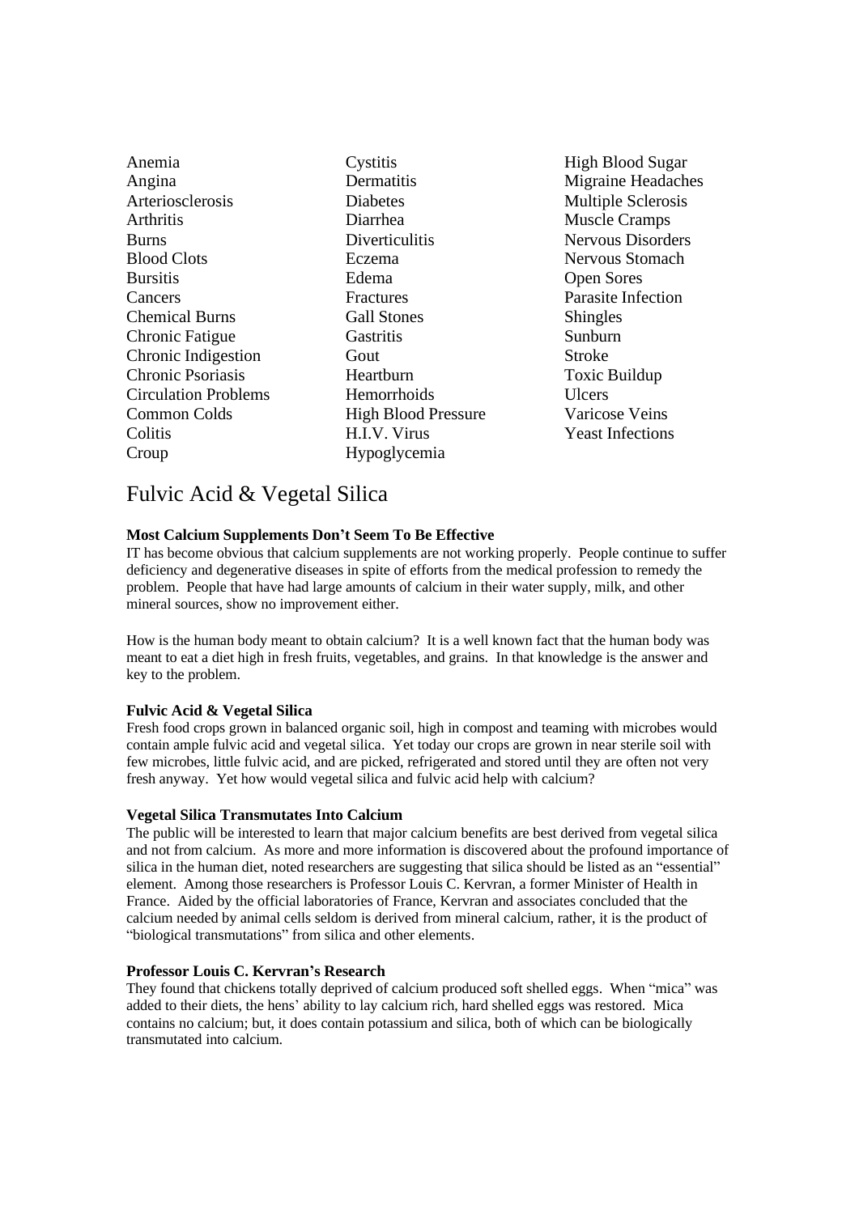- Anemia
- Angina
- Arteriosclerosis
- Arthritis
- Burns
- Blood Clots
- Bursitis
- Cancers
- Chemical Burns
- Chronic Fatigue
- Chronic Indigestion
- Chronic Psoriasis
- Circulation Problems
- Common Colds
- Colitis
- Croup
- Cystitis
- Dermatitis
- Diabetes
- Diarrhea
- Diverticulitis
- Eczema
- Edema
- Fractures
- Gall Stones
- Gastritis
- Gout
- Heartburn
- Hemorrhoids
- High Blood Pressure
- H.I.V. Virus
- Hypoglycemia
- High Blood Sugar
- Migraine Headaches
- Multiple Sclerosis
- Muscle Cramps
- Nervous Disorders
- Nervous Stomach
- Open Sores
- Parasite Infection
- Shingles
- Sunburn
- Stroke
- Toxic Buildup
- Ulcers
- Varicose Veins
- Yeast Infections

# Fulvic Acid & Vegetal Silica

**Most Calcium Supplements Don't Seem To Be Effective**

IT has become obvious that calcium supplements are not working properly. People continue to suffer deficiency and degenerative diseases in spite of efforts from the medical profession to remedy the problem. People that have had large amounts of calcium in their water supply, milk, and other mineral sources, show no improvement either.

How is the human body meant to obtain calcium? It is a well known fact that the human body was meant to eat a diet high in fresh fruits, vegetables, and grains. In that knowledge is the answer and key to the problem.

**Fulvic Acid & Vegetal Silica**

Fresh food crops grown in balanced organic soil, high in compost and teaming with microbes would contain ample fulvic acid and vegetal silica. Yet today our crops are grown in near sterile soil with few microbes, little fulvic acid, and are picked, refrigerated and stored until they are often not very fresh anyway. Yet how would vegetal silica and fulvic acid help with calcium?

**Vegetal Silica Transmutates Into Calcium**

The public will be interested to learn that major calcium benefits are best derived from vegetal silica and not from calcium. As more and more information is discovered about the profound importance of silica in the human diet, noted researchers are suggesting that silica should be listed as an "essential" element. Among those researchers is Professor Louis C. Kervran, a former Minister of Health in France. Aided by the official laboratories of France, Kervran and associates concluded that the calcium needed by animal cells seldom is derived from mineral calcium, rather, it is the product of "biological transmutations" from silica and other elements.

**Professor Louis C. Kervran's Research**

They found that chickens totally deprived of calcium produced soft shelled eggs. When "mica" was added to their diets, the hens' ability to lay calcium rich, hard shelled eggs was restored. Mica contains no calcium; but, it does contain potassium and silica, both of which can be biologically transmutated into calcium.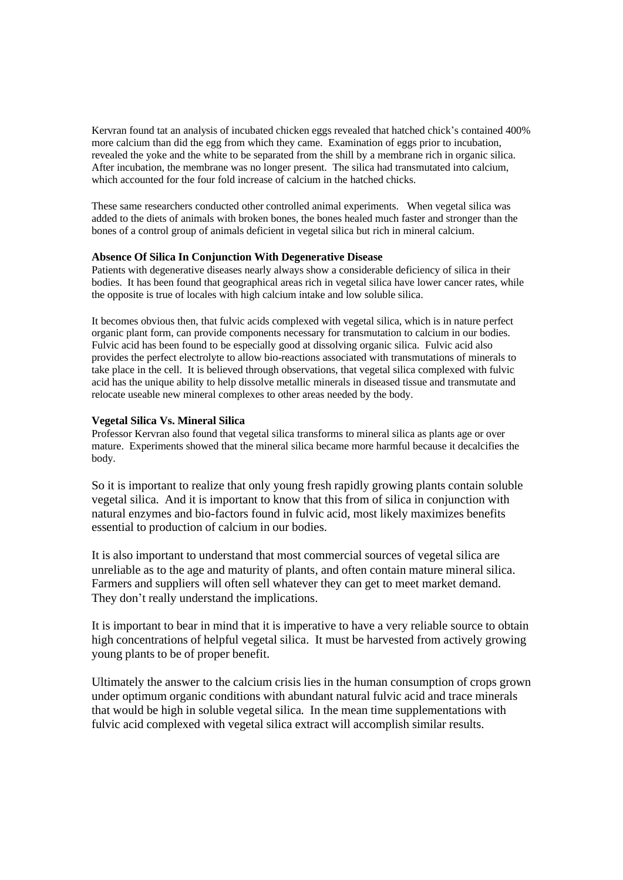Kervran found tat an analysis of incubated chicken eggs revealed that hatched chick's contained 400% more calcium than did the egg from which they came. Examination of eggs prior to incubation, revealed the yoke and the white to be separated from the shill by a membrane rich in organic silica. After incubation, the membrane was no longer present. The silica had transmutated into calcium, which accounted for the four fold increase of calcium in the hatched chicks.

These same researchers conducted other controlled animal experiments. When vegetal silica was added to the diets of animals with broken bones, the bones healed much faster and stronger than the bones of a control group of animals deficient in vegetal silica but rich in mineral calcium.

**Absence Of Silica In Conjunction With Degenerative Disease**

Patients with degenerative diseases nearly always show a considerable deficiency of silica in their bodies. It has been found that geographical areas rich in vegetal silica have lower cancer rates, while the opposite is true of locales with high calcium intake and low soluble silica.

It becomes obvious then, that fulvic acids complexed with vegetal silica, which is in nature perfect organic plant form, can provide components necessary for transmutation to calcium in our bodies. Fulvic acid has been found to be especially good at dissolving organic silica. Fulvic acid also provides the perfect electrolyte to allow bio-reactions associated with transmutations of minerals to take place in the cell. It is believed through observations, that vegetal silica complexed with fulvic acid has the unique ability to help dissolve metallic minerals in diseased tissue and transmutate and relocate useable new mineral complexes to other areas needed by the body.

**Vegetal Silica Vs. Mineral Silica**

Professor Kervran also found that vegetal silica transforms to mineral silica as plants age or over mature. Experiments showed that the mineral silica became more harmful because it decalcifies the body.

So it is important to realize that only young fresh rapidly growing plants contain soluble vegetal silica. And it is important to know that this from of silica in conjunction with natural enzymes and bio-factors found in fulvic acid, most likely maximizes benefits essential to production of calcium in our bodies.

It is also important to understand that most commercial sources of vegetal silica are unreliable as to the age and maturity of plants, and often contain mature mineral silica. Farmers and suppliers will often sell whatever they can get to meet market demand. They don't really understand the implications.

It is important to bear in mind that it is imperative to have a very reliable source to obtain high concentrations of helpful vegetal silica. It must be harvested from actively growing young plants to be of proper benefit.

Ultimately the answer to the calcium crisis lies in the human consumption of crops grown under optimum organic conditions with abundant natural fulvic acid and trace minerals that would be high in soluble vegetal silica. In the mean time supplementations with fulvic acid complexed with vegetal silica extract will accomplish similar results.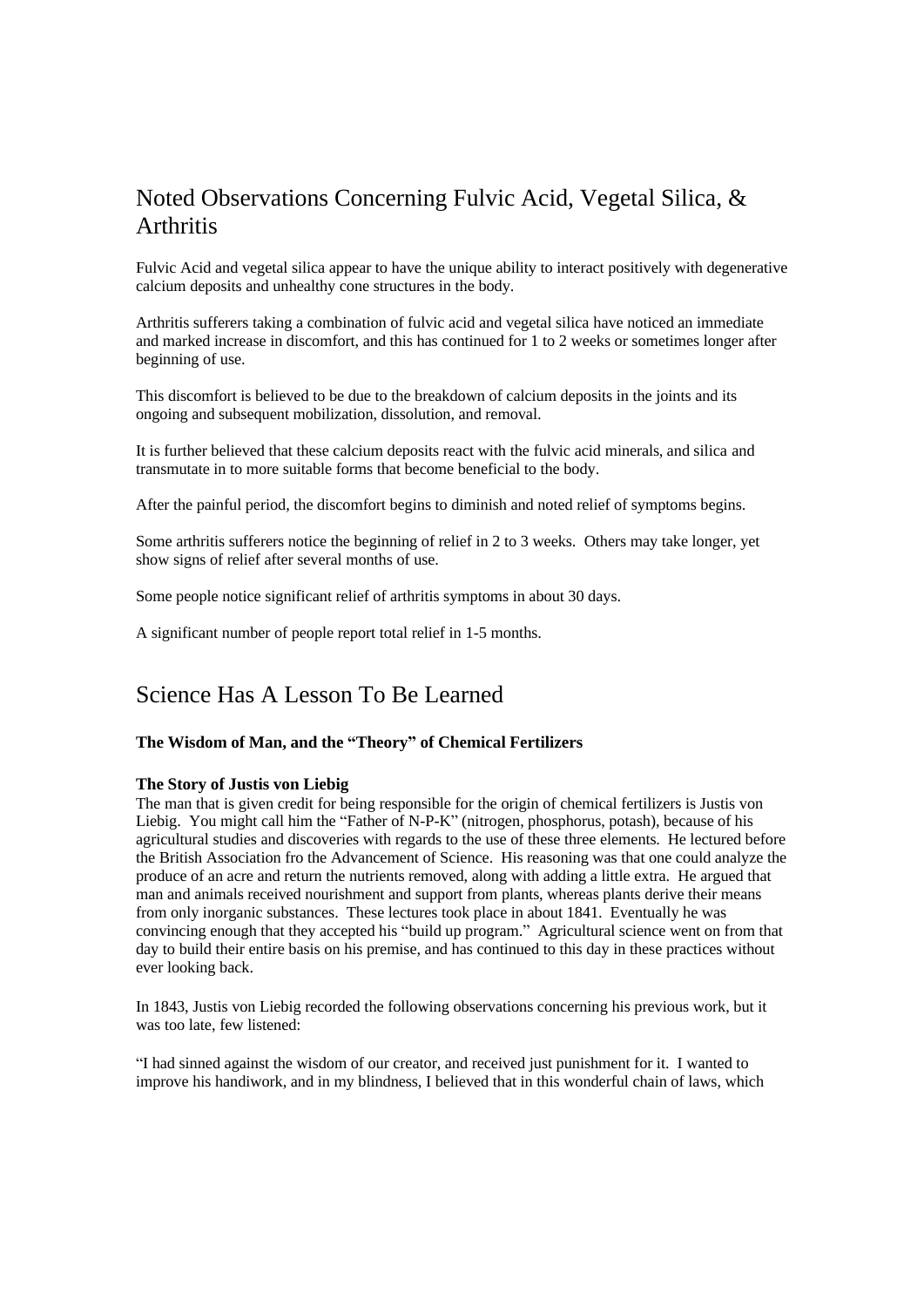## Noted Observations Concerning Fulvic Acid, Vegetal Silica, & Arthritis

Fulvic Acid and vegetal silica appear to have the unique ability to interact positively with degenerative calcium deposits and unhealthy cone structures in the body.

Arthritis sufferers taking a combination of fulvic acid and vegetal silica have noticed an immediate and marked increase in discomfort, and this has continued for 1 to 2 weeks or sometimes longer after beginning of use.

This discomfort is believed to be due to the breakdown of calcium deposits in the joints and its ongoing and subsequent mobilization, dissolution, and removal.

It is further believed that these calcium deposits react with the fulvic acid minerals, and silica and transmutate in to more suitable forms that become beneficial to the body.

After the painful period, the discomfort begins to diminish and noted relief of symptoms begins.

Some arthritis sufferers notice the beginning of relief in 2 to 3 weeks. Others may take longer, yet show signs of relief after several months of use.

Some people notice significant relief of arthritis symptoms in about 30 days.

A significant number of people report total relief in 1-5 months.

## Science Has A Lesson To Be Learned

**The Wisdom of Man, and the "Theory" of Chemical Fertilizers**

**The Story of Justis von Liebig**
The man that is given credit for being responsible for the origin of chemical fertilizers is Justis von Liebig. You might call him the "Father of N-P-K" (nitrogen, phosphorus, potash), because of his agricultural studies and discoveries with regards to the use of these three elements. He lectured before the British Association fro the Advancement of Science. His reasoning was that one could analyze the produce of an acre and return the nutrients removed, along with adding a little extra. He argued that man and animals received nourishment and support from plants, whereas plants derive their means from only inorganic substances. These lectures took place in about 1841. Eventually he was convincing enough that they accepted his "build up program." Agricultural science went on from that day to build their entire basis on his premise, and has continued to this day in these practices without ever looking back.

In 1843, Justis von Liebig recorded the following observations concerning his previous work, but it was too late, few listened:

"I had sinned against the wisdom of our creator, and received just punishment for it. I wanted to improve his handiwork, and in my blindness, I believed that in this wonderful chain of laws, which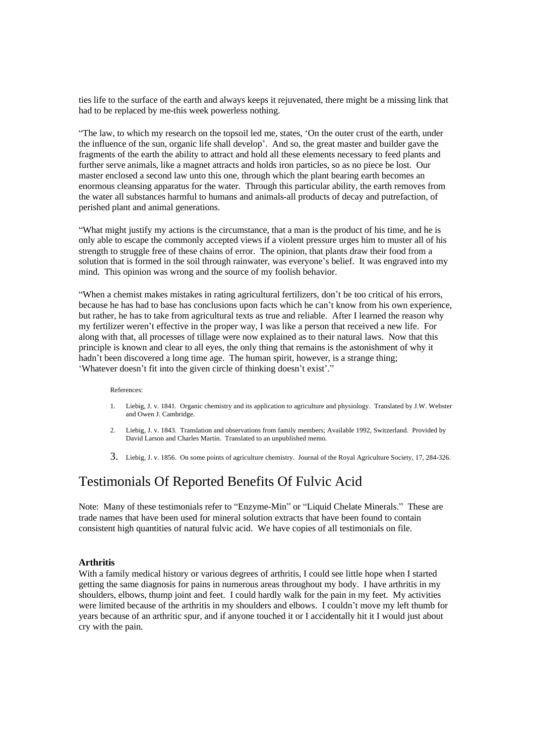ties life to the surface of the earth and always keeps it rejuvenated, there might be a missing link that had to be replaced by me-this week powerless nothing.

"The law, to which my research on the topsoil led me, states, 'On the outer crust of the earth, under the influence of the sun, organic life shall develop'. And so, the great master and builder gave the fragments of the earth the ability to attract and hold all these elements necessary to feed plants and further serve animals, like a magnet attracts and holds iron particles, so as no piece be lost. Our master enclosed a second law unto this one, through which the plant bearing earth becomes an enormous cleansing apparatus for the water. Through this particular ability, the earth removes from the water all substances harmful to humans and animals-all products of decay and putrefaction, of perished plant and animal generations.

"What might justify my actions is the circumstance, that a man is the product of his time, and he is only able to escape the commonly accepted views if a violent pressure urges him to muster all of his strength to struggle free of these chains of error. The opinion, that plants draw their food from a solution that is formed in the soil through rainwater, was everyone's belief. It was engraved into my mind. This opinion was wrong and the source of my foolish behavior.

"When a chemist makes mistakes in rating agricultural fertilizers, don't be too critical of his errors, because he has had to base has conclusions upon facts which he can't know from his own experience, but rather, he has to take from agricultural texts as true and reliable. After I learned the reason why my fertilizer weren't effective in the proper way, I was like a person that received a new life. For along with that, all processes of tillage were now explained as to their natural laws. Now that this principle is known and clear to all eyes, the only thing that remains is the astonishment of why it hadn't been discovered a long time age. The human spirit, however, is a strange thing; 'Whatever doesn't fit into the given circle of thinking doesn't exist'."

References:

1. Liebig, J. v. 1841. Organic chemistry and its application to agriculture and physiology. Translated by J.W. Webster and Owen J. Cambridge.
2. Liebig, J. v. 1843. Translation and observations from family members; Available 1992, Switzerland. Provided by David Larson and Charles Martin. Translated to an unpublished memo.
3. Liebig, J. v. 1856. On some points of agriculture chemistry. Journal of the Royal Agriculture Society, 17, 284-326.

# Testimonials Of Reported Benefits Of Fulvic Acid

Note: Many of these testimonials refer to "Enzyme-Min" or "Liquid Chelate Minerals." These are trade names that have been used for mineral solution extracts that have been found to contain consistent high quantities of natural fulvic acid. We have copies of all testimonials on file.

**Arthritis**

With a family medical history or various degrees of arthritis, I could see little hope when I started getting the same diagnosis for pains in numerous areas throughout my body. I have arthritis in my shoulders, elbows, thump joint and feet. I could hardly walk for the pain in my feet. My activities were limited because of the arthritis in my shoulders and elbows. I couldn't move my left thumb for years because of an arthritic spur, and if anyone touched it or I accidentally hit it I would just about cry with the pain.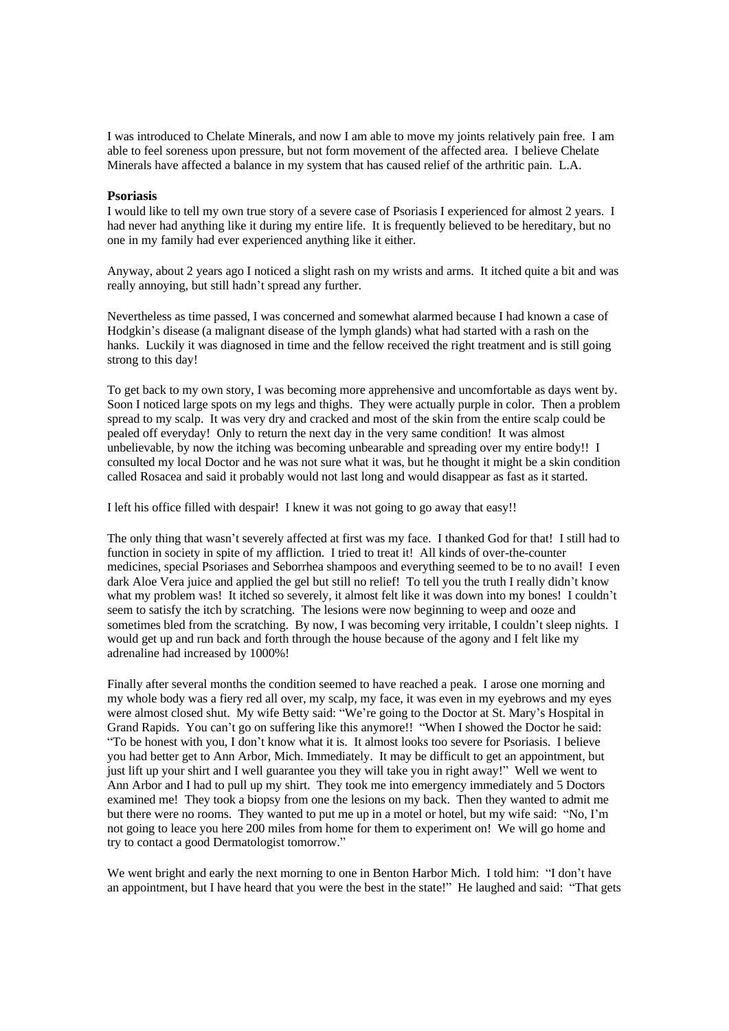I was introduced to Chelate Minerals, and now I am able to move my joints relatively pain free. I am able to feel soreness upon pressure, but not form movement of the affected area. I believe Chelate Minerals have affected a balance in my system that has caused relief of the arthritic pain. L.A.

**Psoriasis**

I would like to tell my own true story of a severe case of Psoriasis I experienced for almost 2 years. I had never had anything like it during my entire life. It is frequently believed to be hereditary, but no one in my family had ever experienced anything like it either.

Anyway, about 2 years ago I noticed a slight rash on my wrists and arms. It itched quite a bit and was really annoying, but still hadn't spread any further.

Nevertheless as time passed, I was concerned and somewhat alarmed because I had known a case of Hodgkin's disease (a malignant disease of the lymph glands) what had started with a rash on the hanks. Luckily it was diagnosed in time and the fellow received the right treatment and is still going strong to this day!

To get back to my own story, I was becoming more apprehensive and uncomfortable as days went by. Soon I noticed large spots on my legs and thighs. They were actually purple in color. Then a problem spread to my scalp. It was very dry and cracked and most of the skin from the entire scalp could be pealed off everyday! Only to return the next day in the very same condition! It was almost unbelievable, by now the itching was becoming unbearable and spreading over my entire body!! I consulted my local Doctor and he was not sure what it was, but he thought it might be a skin condition called Rosacea and said it probably would not last long and would disappear as fast as it started.

I left his office filled with despair! I knew it was not going to go away that easy!!

The only thing that wasn't severely affected at first was my face. I thanked God for that! I still had to function in society in spite of my affliction. I tried to treat it! All kinds of over-the-counter medicines, special Psoriases and Seborrhea shampoos and everything seemed to be to no avail! I even dark Aloe Vera juice and applied the gel but still no relief! To tell you the truth I really didn't know what my problem was! It itched so severely, it almost felt like it was down into my bones! I couldn't seem to satisfy the itch by scratching. The lesions were now beginning to weep and ooze and sometimes bled from the scratching. By now, I was becoming very irritable, I couldn't sleep nights. I would get up and run back and forth through the house because of the agony and I felt like my adrenaline had increased by 1000%!

Finally after several months the condition seemed to have reached a peak. I arose one morning and my whole body was a fiery red all over, my scalp, my face, it was even in my eyebrows and my eyes were almost closed shut. My wife Betty said: "We're going to the Doctor at St. Mary's Hospital in Grand Rapids. You can't go on suffering like this anymore!! "When I showed the Doctor he said: "To be honest with you, I don't know what it is. It almost looks too severe for Psoriasis. I believe you had better get to Ann Arbor, Mich. Immediately. It may be difficult to get an appointment, but just lift up your shirt and I well guarantee you they will take you in right away!" Well we went to Ann Arbor and I had to pull up my shirt. They took me into emergency immediately and 5 Doctors examined me! They took a biopsy from one the lesions on my back. Then they wanted to admit me but there were no rooms. They wanted to put me up in a motel or hotel, but my wife said: "No, I'm not going to leace you here 200 miles from home for them to experiment on! We will go home and try to contact a good Dermatologist tomorrow."

We went bright and early the next morning to one in Benton Harbor Mich. I told him: "I don't have an appointment, but I have heard that you were the best in the state!" He laughed and said: "That gets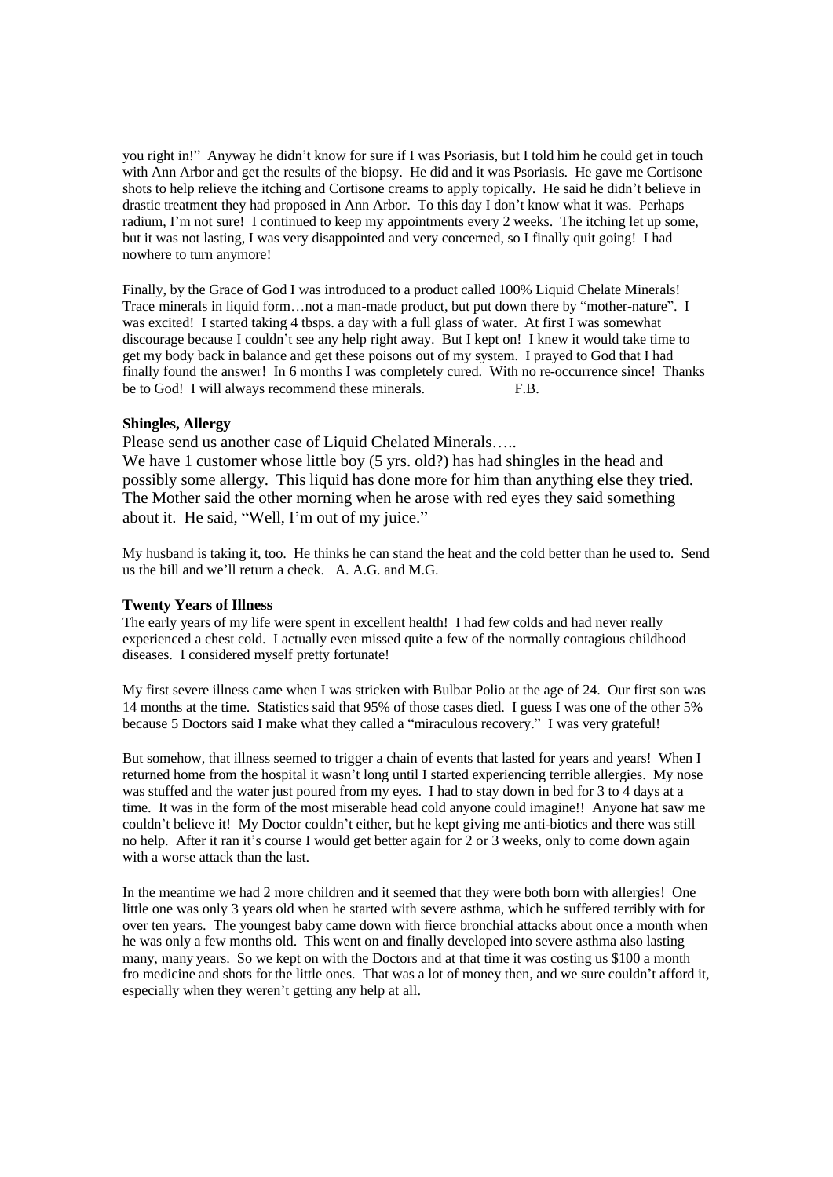you right in!" Anyway he didn't know for sure if I was Psoriasis, but I told him he could get in touch with Ann Arbor and get the results of the biopsy. He did and it was Psoriasis. He gave me Cortisone shots to help relieve the itching and Cortisone creams to apply topically. He said he didn't believe in drastic treatment they had proposed in Ann Arbor. To this day I don't know what it was. Perhaps radium, I'm not sure! I continued to keep my appointments every 2 weeks. The itching let up some, but it was not lasting, I was very disappointed and very concerned, so I finally quit going! I had nowhere to turn anymore!

Finally, by the Grace of God I was introduced to a product called 100% Liquid Chelate Minerals! Trace minerals in liquid form…not a man-made product, but put down there by "mother-nature". I was excited! I started taking 4 tbsps. a day with a full glass of water. At first I was somewhat discourage because I couldn't see any help right away. But I kept on! I knew it would take time to get my body back in balance and get these poisons out of my system. I prayed to God that I had finally found the answer! In 6 months I was completely cured. With no re-occurrence since! Thanks be to God! I will always recommend these minerals. F.B.

**Shingles, Allergy**

Please send us another case of Liquid Chelated Minerals…..
We have 1 customer whose little boy (5 yrs. old?) has had shingles in the head and possibly some allergy. This liquid has done more for him than anything else they tried. The Mother said the other morning when he arose with red eyes they said something about it. He said, "Well, I'm out of my juice."

My husband is taking it, too. He thinks he can stand the heat and the cold better than he used to. Send us the bill and we'll return a check. A. A.G. and M.G.

**Twenty Years of Illness**

The early years of my life were spent in excellent health! I had few colds and had never really experienced a chest cold. I actually even missed quite a few of the normally contagious childhood diseases. I considered myself pretty fortunate!

My first severe illness came when I was stricken with Bulbar Polio at the age of 24. Our first son was 14 months at the time. Statistics said that 95% of those cases died. I guess I was one of the other 5% because 5 Doctors said I make what they called a "miraculous recovery." I was very grateful!

But somehow, that illness seemed to trigger a chain of events that lasted for years and years! When I returned home from the hospital it wasn't long until I started experiencing terrible allergies. My nose was stuffed and the water just poured from my eyes. I had to stay down in bed for 3 to 4 days at a time. It was in the form of the most miserable head cold anyone could imagine!! Anyone hat saw me couldn't believe it! My Doctor couldn't either, but he kept giving me anti-biotics and there was still no help. After it ran it's course I would get better again for 2 or 3 weeks, only to come down again with a worse attack than the last.

In the meantime we had 2 more children and it seemed that they were both born with allergies! One little one was only 3 years old when he started with severe asthma, which he suffered terribly with for over ten years. The youngest baby came down with fierce bronchial attacks about once a month when he was only a few months old. This went on and finally developed into severe asthma also lasting many, many years. So we kept on with the Doctors and at that time it was costing us $100 a month fro medicine and shots for the little ones. That was a lot of money then, and we sure couldn't afford it, especially when they weren't getting any help at all.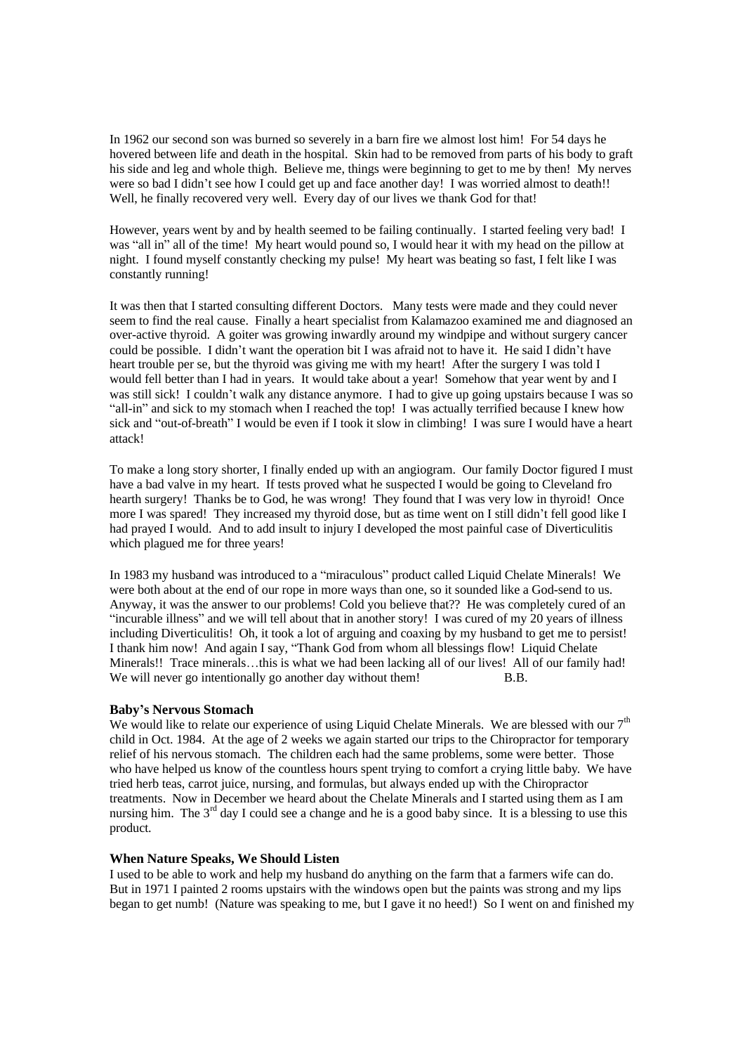In 1962 our second son was burned so severely in a barn fire we almost lost him! For 54 days he hovered between life and death in the hospital. Skin had to be removed from parts of his body to graft his side and leg and whole thigh. Believe me, things were beginning to get to me by then! My nerves were so bad I didn't see how I could get up and face another day! I was worried almost to death!! Well, he finally recovered very well. Every day of our lives we thank God for that!

However, years went by and by health seemed to be failing continually. I started feeling very bad! I was "all in" all of the time! My heart would pound so, I would hear it with my head on the pillow at night. I found myself constantly checking my pulse! My heart was beating so fast, I felt like I was constantly running!

It was then that I started consulting different Doctors. Many tests were made and they could never seem to find the real cause. Finally a heart specialist from Kalamazoo examined me and diagnosed an over-active thyroid. A goiter was growing inwardly around my windpipe and without surgery cancer could be possible. I didn't want the operation bit I was afraid not to have it. He said I didn't have heart trouble per se, but the thyroid was giving me with my heart! After the surgery I was told I would fell better than I had in years. It would take about a year! Somehow that year went by and I was still sick! I couldn't walk any distance anymore. I had to give up going upstairs because I was so "all-in" and sick to my stomach when I reached the top! I was actually terrified because I knew how sick and "out-of-breath" I would be even if I took it slow in climbing! I was sure I would have a heart attack!

To make a long story shorter, I finally ended up with an angiogram. Our family Doctor figured I must have a bad valve in my heart. If tests proved what he suspected I would be going to Cleveland fro hearth surgery! Thanks be to God, he was wrong! They found that I was very low in thyroid! Once more I was spared! They increased my thyroid dose, but as time went on I still didn't fell good like I had prayed I would. And to add insult to injury I developed the most painful case of Diverticulitis which plagued me for three years!

In 1983 my husband was introduced to a "miraculous" product called Liquid Chelate Minerals! We were both about at the end of our rope in more ways than one, so it sounded like a God-send to us. Anyway, it was the answer to our problems! Cold you believe that?? He was completely cured of an "incurable illness" and we will tell about that in another story! I was cured of my 20 years of illness including Diverticulitis! Oh, it took a lot of arguing and coaxing by my husband to get me to persist! I thank him now! And again I say, "Thank God from whom all blessings flow! Liquid Chelate Minerals!! Trace minerals…this is what we had been lacking all of our lives! All of our family had! We will never go intentionally go another day without them! B.B.

**Baby's Nervous Stomach**

We would like to relate our experience of using Liquid Chelate Minerals. We are blessed with our 7th child in Oct. 1984. At the age of 2 weeks we again started our trips to the Chiropractor for temporary relief of his nervous stomach. The children each had the same problems, some were better. Those who have helped us know of the countless hours spent trying to comfort a crying little baby. We have tried herb teas, carrot juice, nursing, and formulas, but always ended up with the Chiropractor treatments. Now in December we heard about the Chelate Minerals and I started using them as I am nursing him. The 3rd day I could see a change and he is a good baby since. It is a blessing to use this product.

**When Nature Speaks, We Should Listen**

I used to be able to work and help my husband do anything on the farm that a farmers wife can do. But in 1971 I painted 2 rooms upstairs with the windows open but the paints was strong and my lips began to get numb! (Nature was speaking to me, but I gave it no heed!) So I went on and finished my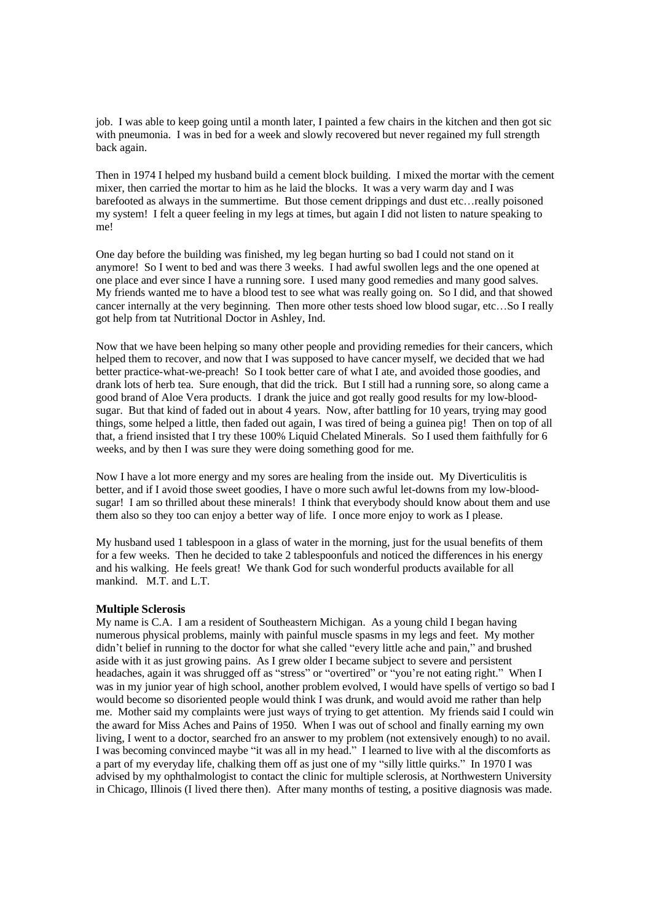job. I was able to keep going until a month later, I painted a few chairs in the kitchen and then got sic with pneumonia. I was in bed for a week and slowly recovered but never regained my full strength back again.

Then in 1974 I helped my husband build a cement block building. I mixed the mortar with the cement mixer, then carried the mortar to him as he laid the blocks. It was a very warm day and I was barefooted as always in the summertime. But those cement drippings and dust etc…really poisoned my system! I felt a queer feeling in my legs at times, but again I did not listen to nature speaking to me!

One day before the building was finished, my leg began hurting so bad I could not stand on it anymore! So I went to bed and was there 3 weeks. I had awful swollen legs and the one opened at one place and ever since I have a running sore. I used many good remedies and many good salves. My friends wanted me to have a blood test to see what was really going on. So I did, and that showed cancer internally at the very beginning. Then more other tests shoed low blood sugar, etc…So I really got help from tat Nutritional Doctor in Ashley, Ind.

Now that we have been helping so many other people and providing remedies for their cancers, which helped them to recover, and now that I was supposed to have cancer myself, we decided that we had better practice-what-we-preach! So I took better care of what I ate, and avoided those goodies, and drank lots of herb tea. Sure enough, that did the trick. But I still had a running sore, so along came a good brand of Aloe Vera products. I drank the juice and got really good results for my low-blood-sugar. But that kind of faded out in about 4 years. Now, after battling for 10 years, trying may good things, some helped a little, then faded out again, I was tired of being a guinea pig! Then on top of all that, a friend insisted that I try these 100% Liquid Chelated Minerals. So I used them faithfully for 6 weeks, and by then I was sure they were doing something good for me.

Now I have a lot more energy and my sores are healing from the inside out. My Diverticulitis is better, and if I avoid those sweet goodies, I have o more such awful let-downs from my low-blood-sugar! I am so thrilled about these minerals! I think that everybody should know about them and use them also so they too can enjoy a better way of life. I once more enjoy to work as I please.

My husband used 1 tablespoon in a glass of water in the morning, just for the usual benefits of them for a few weeks. Then he decided to take 2 tablespoonfuls and noticed the differences in his energy and his walking. He feels great! We thank God for such wonderful products available for all mankind. M.T. and L.T.

**Multiple Sclerosis**

My name is C.A. I am a resident of Southeastern Michigan. As a young child I began having numerous physical problems, mainly with painful muscle spasms in my legs and feet. My mother didn't belief in running to the doctor for what she called "every little ache and pain," and brushed aside with it as just growing pains. As I grew older I became subject to severe and persistent headaches, again it was shrugged off as "stress" or "overtired" or "you're not eating right." When I was in my junior year of high school, another problem evolved, I would have spells of vertigo so bad I would become so disoriented people would think I was drunk, and would avoid me rather than help me. Mother said my complaints were just ways of trying to get attention. My friends said I could win the award for Miss Aches and Pains of 1950. When I was out of school and finally earning my own living, I went to a doctor, searched fro an answer to my problem (not extensively enough) to no avail. I was becoming convinced maybe "it was all in my head." I learned to live with al the discomforts as a part of my everyday life, chalking them off as just one of my "silly little quirks." In 1970 I was advised by my ophthalmologist to contact the clinic for multiple sclerosis, at Northwestern University in Chicago, Illinois (I lived there then). After many months of testing, a positive diagnosis was made.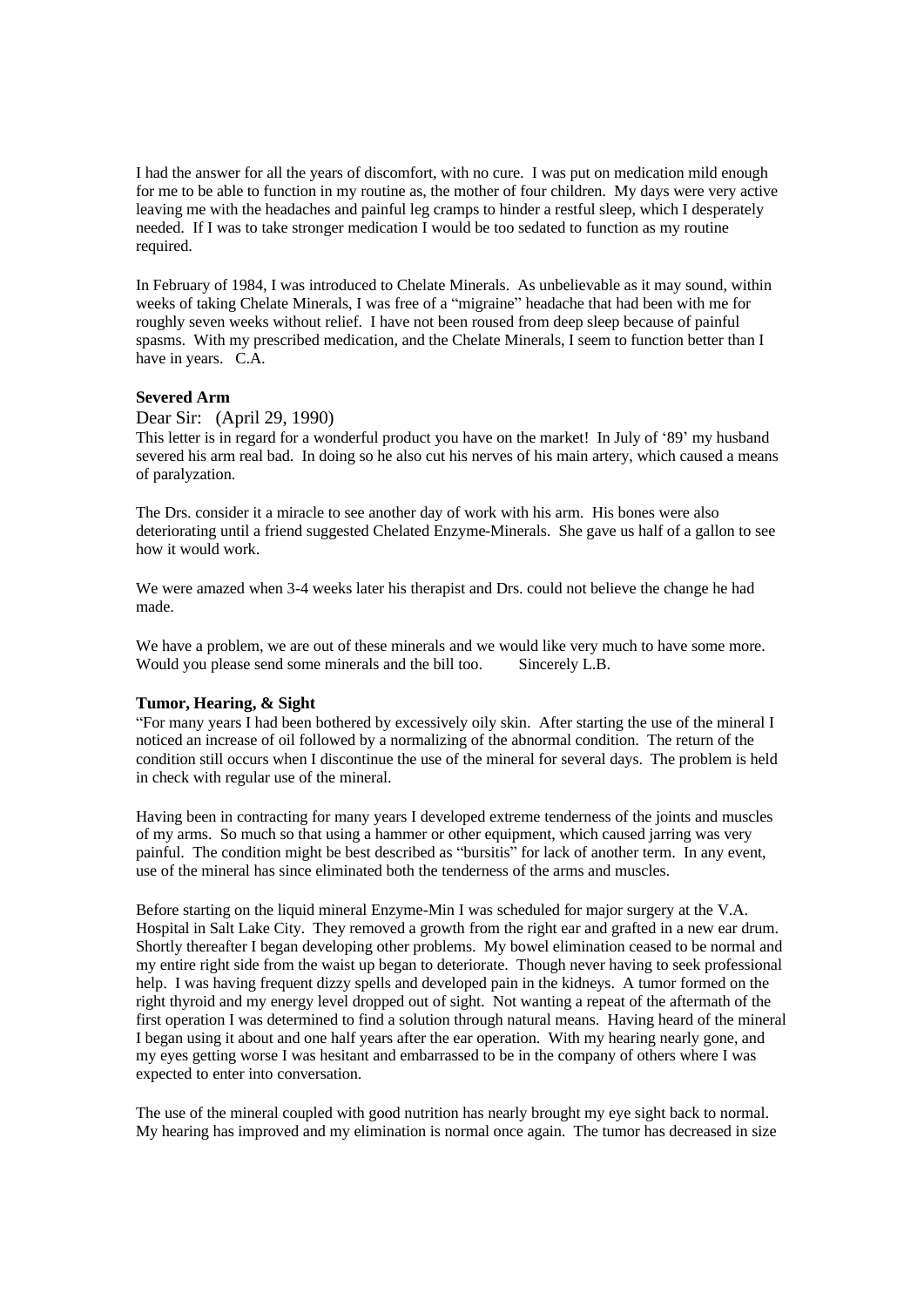I had the answer for all the years of discomfort, with no cure. I was put on medication mild enough for me to be able to function in my routine as, the mother of four children. My days were very active leaving me with the headaches and painful leg cramps to hinder a restful sleep, which I desperately needed. If I was to take stronger medication I would be too sedated to function as my routine required.

In February of 1984, I was introduced to Chelate Minerals. As unbelievable as it may sound, within weeks of taking Chelate Minerals, I was free of a "migraine" headache that had been with me for roughly seven weeks without relief. I have not been roused from deep sleep because of painful spasms. With my prescribed medication, and the Chelate Minerals, I seem to function better than I have in years. C.A.

**Severed Arm**

Dear Sir: (April 29, 1990)
This letter is in regard for a wonderful product you have on the market! In July of '89' my husband severed his arm real bad. In doing so he also cut his nerves of his main artery, which caused a means of paralyzation.

The Drs. consider it a miracle to see another day of work with his arm. His bones were also deteriorating until a friend suggested Chelated Enzyme-Minerals. She gave us half of a gallon to see how it would work.

We were amazed when 3-4 weeks later his therapist and Drs. could not believe the change he had made.

We have a problem, we are out of these minerals and we would like very much to have some more. Would you please send some minerals and the bill too. Sincerely L.B.

**Tumor, Hearing, & Sight**

"For many years I had been bothered by excessively oily skin. After starting the use of the mineral I noticed an increase of oil followed by a normalizing of the abnormal condition. The return of the condition still occurs when I discontinue the use of the mineral for several days. The problem is held in check with regular use of the mineral.

Having been in contracting for many years I developed extreme tenderness of the joints and muscles of my arms. So much so that using a hammer or other equipment, which caused jarring was very painful. The condition might be best described as "bursitis" for lack of another term. In any event, use of the mineral has since eliminated both the tenderness of the arms and muscles.

Before starting on the liquid mineral Enzyme-Min I was scheduled for major surgery at the V.A. Hospital in Salt Lake City. They removed a growth from the right ear and grafted in a new ear drum. Shortly thereafter I began developing other problems. My bowel elimination ceased to be normal and my entire right side from the waist up began to deteriorate. Though never having to seek professional help. I was having frequent dizzy spells and developed pain in the kidneys. A tumor formed on the right thyroid and my energy level dropped out of sight. Not wanting a repeat of the aftermath of the first operation I was determined to find a solution through natural means. Having heard of the mineral I began using it about and one half years after the ear operation. With my hearing nearly gone, and my eyes getting worse I was hesitant and embarrassed to be in the company of others where I was expected to enter into conversation.

The use of the mineral coupled with good nutrition has nearly brought my eye sight back to normal. My hearing has improved and my elimination is normal once again. The tumor has decreased in size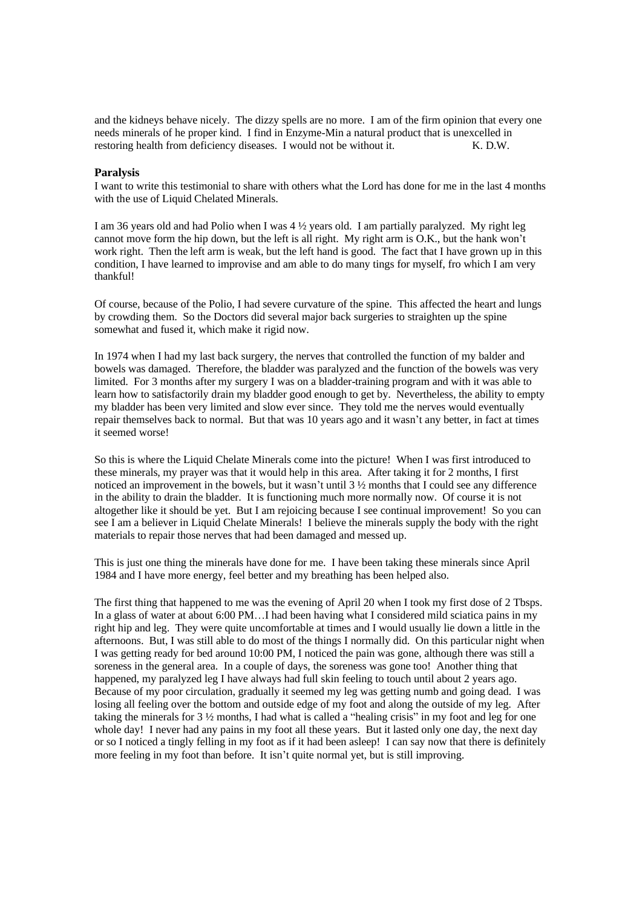and the kidneys behave nicely. The dizzy spells are no more. I am of the firm opinion that every one needs minerals of he proper kind. I find in Enzyme-Min a natural product that is unexcelled in restoring health from deficiency diseases. I would not be without it. K. D.W.

**Paralysis**

I want to write this testimonial to share with others what the Lord has done for me in the last 4 months with the use of Liquid Chelated Minerals.

I am 36 years old and had Polio when I was 4 ½ years old. I am partially paralyzed. My right leg cannot move form the hip down, but the left is all right. My right arm is O.K., but the hank won't work right. Then the left arm is weak, but the left hand is good. The fact that I have grown up in this condition, I have learned to improvise and am able to do many tings for myself, fro which I am very thankful!

Of course, because of the Polio, I had severe curvature of the spine. This affected the heart and lungs by crowding them. So the Doctors did several major back surgeries to straighten up the spine somewhat and fused it, which make it rigid now.

In 1974 when I had my last back surgery, the nerves that controlled the function of my balder and bowels was damaged. Therefore, the bladder was paralyzed and the function of the bowels was very limited. For 3 months after my surgery I was on a bladder-training program and with it was able to learn how to satisfactorily drain my bladder good enough to get by. Nevertheless, the ability to empty my bladder has been very limited and slow ever since. They told me the nerves would eventually repair themselves back to normal. But that was 10 years ago and it wasn't any better, in fact at times it seemed worse!

So this is where the Liquid Chelate Minerals come into the picture! When I was first introduced to these minerals, my prayer was that it would help in this area. After taking it for 2 months, I first noticed an improvement in the bowels, but it wasn't until 3 ½ months that I could see any difference in the ability to drain the bladder. It is functioning much more normally now. Of course it is not altogether like it should be yet. But I am rejoicing because I see continual improvement! So you can see I am a believer in Liquid Chelate Minerals! I believe the minerals supply the body with the right materials to repair those nerves that had been damaged and messed up.

This is just one thing the minerals have done for me. I have been taking these minerals since April 1984 and I have more energy, feel better and my breathing has been helped also.

The first thing that happened to me was the evening of April 20 when I took my first dose of 2 Tbsps. In a glass of water at about 6:00 PM…I had been having what I considered mild sciatica pains in my right hip and leg. They were quite uncomfortable at times and I would usually lie down a little in the afternoons. But, I was still able to do most of the things I normally did. On this particular night when I was getting ready for bed around 10:00 PM, I noticed the pain was gone, although there was still a soreness in the general area. In a couple of days, the soreness was gone too! Another thing that happened, my paralyzed leg I have always had full skin feeling to touch until about 2 years ago. Because of my poor circulation, gradually it seemed my leg was getting numb and going dead. I was losing all feeling over the bottom and outside edge of my foot and along the outside of my leg. After taking the minerals for 3 ½ months, I had what is called a "healing crisis" in my foot and leg for one whole day! I never had any pains in my foot all these years. But it lasted only one day, the next day or so I noticed a tingly felling in my foot as if it had been asleep! I can say now that there is definitely more feeling in my foot than before. It isn't quite normal yet, but is still improving.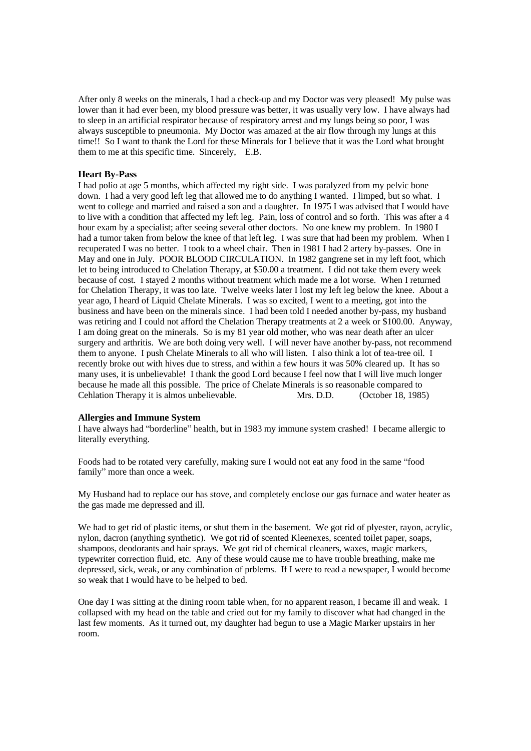After only 8 weeks on the minerals, I had a check-up and my Doctor was very pleased! My pulse was lower than it had ever been, my blood pressure was better, it was usually very low. I have always had to sleep in an artificial respirator because of respiratory arrest and my lungs being so poor, I was always susceptible to pneumonia. My Doctor was amazed at the air flow through my lungs at this time!! So I want to thank the Lord for these Minerals for I believe that it was the Lord what brought them to me at this specific time. Sincerely, E.B.

**Heart By-Pass**

I had polio at age 5 months, which affected my right side. I was paralyzed from my pelvic bone down. I had a very good left leg that allowed me to do anything I wanted. I limped, but so what. I went to college and married and raised a son and a daughter. In 1975 I was advised that I would have to live with a condition that affected my left leg. Pain, loss of control and so forth. This was after a 4 hour exam by a specialist; after seeing several other doctors. No one knew my problem. In 1980 I had a tumor taken from below the knee of that left leg. I was sure that had been my problem. When I recuperated I was no better. I took to a wheel chair. Then in 1981 I had 2 artery by-passes. One in May and one in July. POOR BLOOD CIRCULATION. In 1982 gangrene set in my left foot, which let to being introduced to Chelation Therapy, at $50.00 a treatment. I did not take them every week because of cost. I stayed 2 months without treatment which made me a lot worse. When I returned for Chelation Therapy, it was too late. Twelve weeks later I lost my left leg below the knee. About a year ago, I heard of Liquid Chelate Minerals. I was so excited, I went to a meeting, got into the business and have been on the minerals since. I had been told I needed another by-pass, my husband was retiring and I could not afford the Chelation Therapy treatments at 2 a week or $100.00. Anyway, I am doing great on the minerals. So is my 81 year old mother, who was near death after an ulcer surgery and arthritis. We are both doing very well. I will never have another by-pass, not recommend them to anyone. I push Chelate Minerals to all who will listen. I also think a lot of tea-tree oil. I recently broke out with hives due to stress, and within a few hours it was 50% cleared up. It has so many uses, it is unbelievable! I thank the good Lord because I feel now that I will live much longer because he made all this possible. The price of Chelate Minerals is so reasonable compared to Cehlation Therapy it is almos unbelievable. Mrs. D.D. (October 18, 1985)

**Allergies and Immune System**

I have always had "borderline" health, but in 1983 my immune system crashed! I became allergic to literally everything.

Foods had to be rotated very carefully, making sure I would not eat any food in the same "food family" more than once a week.

My Husband had to replace our has stove, and completely enclose our gas furnace and water heater as the gas made me depressed and ill.

We had to get rid of plastic items, or shut them in the basement. We got rid of plyester, rayon, acrylic, nylon, dacron (anything synthetic). We got rid of scented Kleenexes, scented toilet paper, soaps, shampoos, deodorants and hair sprays. We got rid of chemical cleaners, waxes, magic markers, typewriter correction fluid, etc. Any of these would cause me to have trouble breathing, make me depressed, sick, weak, or any combination of prblems. If I were to read a newspaper, I would become so weak that I would have to be helped to bed.

One day I was sitting at the dining room table when, for no apparent reason, I became ill and weak. I collapsed with my head on the table and cried out for my family to discover what had changed in the last few moments. As it turned out, my daughter had begun to use a Magic Marker upstairs in her room.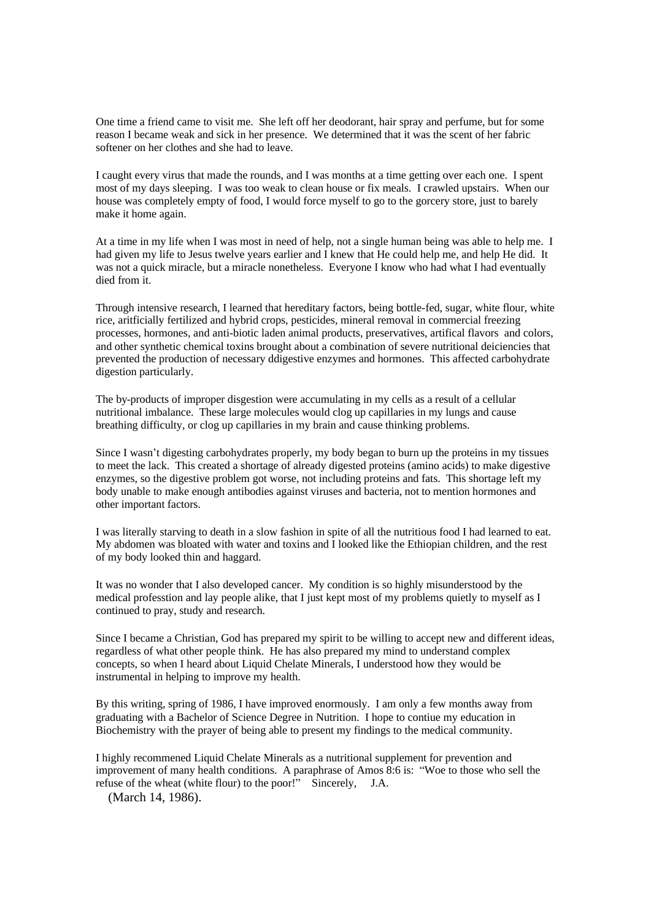One time a friend came to visit me. She left off her deodorant, hair spray and perfume, but for some reason I became weak and sick in her presence. We determined that it was the scent of her fabric softener on her clothes and she had to leave.

I caught every virus that made the rounds, and I was months at a time getting over each one. I spent most of my days sleeping. I was too weak to clean house or fix meals. I crawled upstairs. When our house was completely empty of food, I would force myself to go to the gorcery store, just to barely make it home again.

At a time in my life when I was most in need of help, not a single human being was able to help me. I had given my life to Jesus twelve years earlier and I knew that He could help me, and help He did. It was not a quick miracle, but a miracle nonetheless. Everyone I know who had what I had eventually died from it.

Through intensive research, I learned that hereditary factors, being bottle-fed, sugar, white flour, white rice, aritficially fertilized and hybrid crops, pesticides, mineral removal in commercial freezing processes, hormones, and anti-biotic laden animal products, preservatives, artifical flavors and colors, and other synthetic chemical toxins brought about a combination of severe nutritional deiciencies that prevented the production of necessary ddigestive enzymes and hormones. This affected carbohydrate digestion particularly.

The by-products of improper disgestion were accumulating in my cells as a result of a cellular nutritional imbalance. These large molecules would clog up capillaries in my lungs and cause breathing difficulty, or clog up capillaries in my brain and cause thinking problems.

Since I wasn't digesting carbohydrates properly, my body began to burn up the proteins in my tissues to meet the lack. This created a shortage of already digested proteins (amino acids) to make digestive enzymes, so the digestive problem got worse, not including proteins and fats. This shortage left my body unable to make enough antibodies against viruses and bacteria, not to mention hormones and other important factors.

I was literally starving to death in a slow fashion in spite of all the nutritious food I had learned to eat. My abdomen was bloated with water and toxins and I looked like the Ethiopian children, and the rest of my body looked thin and haggard.

It was no wonder that I also developed cancer. My condition is so highly misunderstood by the medical professtion and lay people alike, that I just kept most of my problems quietly to myself as I continued to pray, study and research.

Since I became a Christian, God has prepared my spirit to be willing to accept new and different ideas, regardless of what other people think. He has also prepared my mind to understand complex concepts, so when I heard about Liquid Chelate Minerals, I understood how they would be instrumental in helping to improve my health.

By this writing, spring of 1986, I have improved enormously. I am only a few months away from graduating with a Bachelor of Science Degree in Nutrition. I hope to contiue my education in Biochemistry with the prayer of being able to present my findings to the medical community.

I highly recommened Liquid Chelate Minerals as a nutritional supplement for prevention and improvement of many health conditions. A paraphrase of Amos 8:6 is: "Woe to those who sell the refuse of the wheat (white flour) to the poor!" Sincerely, J.A.

(March 14, 1986).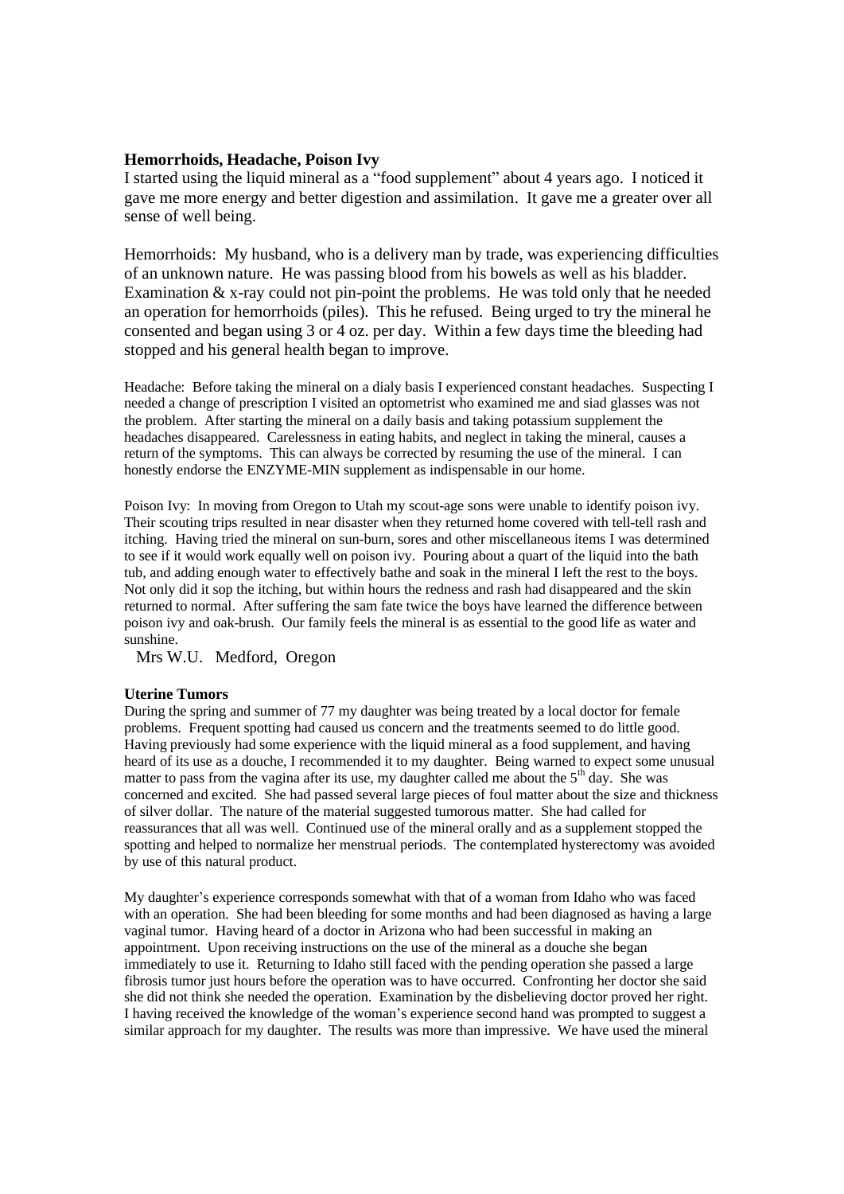**Hemorrhoids, Headache, Poison Ivy**

I started using the liquid mineral as a "food supplement" about 4 years ago. I noticed it gave me more energy and better digestion and assimilation. It gave me a greater over all sense of well being.

Hemorrhoids: My husband, who is a delivery man by trade, was experiencing difficulties of an unknown nature. He was passing blood from his bowels as well as his bladder. Examination & x-ray could not pin-point the problems. He was told only that he needed an operation for hemorrhoids (piles). This he refused. Being urged to try the mineral he consented and began using 3 or 4 oz. per day. Within a few days time the bleeding had stopped and his general health began to improve.

Headache: Before taking the mineral on a dialy basis I experienced constant headaches. Suspecting I needed a change of prescription I visited an optometrist who examined me and siad glasses was not the problem. After starting the mineral on a daily basis and taking potassium supplement the headaches disappeared. Carelessness in eating habits, and neglect in taking the mineral, causes a return of the symptoms. This can always be corrected by resuming the use of the mineral. I can honestly endorse the ENZYME-MIN supplement as indispensable in our home.

Poison Ivy: In moving from Oregon to Utah my scout-age sons were unable to identify poison ivy. Their scouting trips resulted in near disaster when they returned home covered with tell-tell rash and itching. Having tried the mineral on sun-burn, sores and other miscellaneous items I was determined to see if it would work equally well on poison ivy. Pouring about a quart of the liquid into the bath tub, and adding enough water to effectively bathe and soak in the mineral I left the rest to the boys. Not only did it sop the itching, but within hours the redness and rash had disappeared and the skin returned to normal. After suffering the sam fate twice the boys have learned the difference between poison ivy and oak-brush. Our family feels the mineral is as essential to the good life as water and sunshine.

Mrs W.U. Medford, Oregon

**Uterine Tumors**

During the spring and summer of 77 my daughter was being treated by a local doctor for female problems. Frequent spotting had caused us concern and the treatments seemed to do little good. Having previously had some experience with the liquid mineral as a food supplement, and having heard of its use as a douche, I recommended it to my daughter. Being warned to expect some unusual matter to pass from the vagina after its use, my daughter called me about the 5th day. She was concerned and excited. She had passed several large pieces of foul matter about the size and thickness of silver dollar. The nature of the material suggested tumorous matter. She had called for reassurances that all was well. Continued use of the mineral orally and as a supplement stopped the spotting and helped to normalize her menstrual periods. The contemplated hysterectomy was avoided by use of this natural product.

My daughter's experience corresponds somewhat with that of a woman from Idaho who was faced with an operation. She had been bleeding for some months and had been diagnosed as having a large vaginal tumor. Having heard of a doctor in Arizona who had been successful in making an appointment. Upon receiving instructions on the use of the mineral as a douche she began immediately to use it. Returning to Idaho still faced with the pending operation she passed a large fibrosis tumor just hours before the operation was to have occurred. Confronting her doctor she said she did not think she needed the operation. Examination by the disbelieving doctor proved her right. I having received the knowledge of the woman's experience second hand was prompted to suggest a similar approach for my daughter. The results was more than impressive. We have used the mineral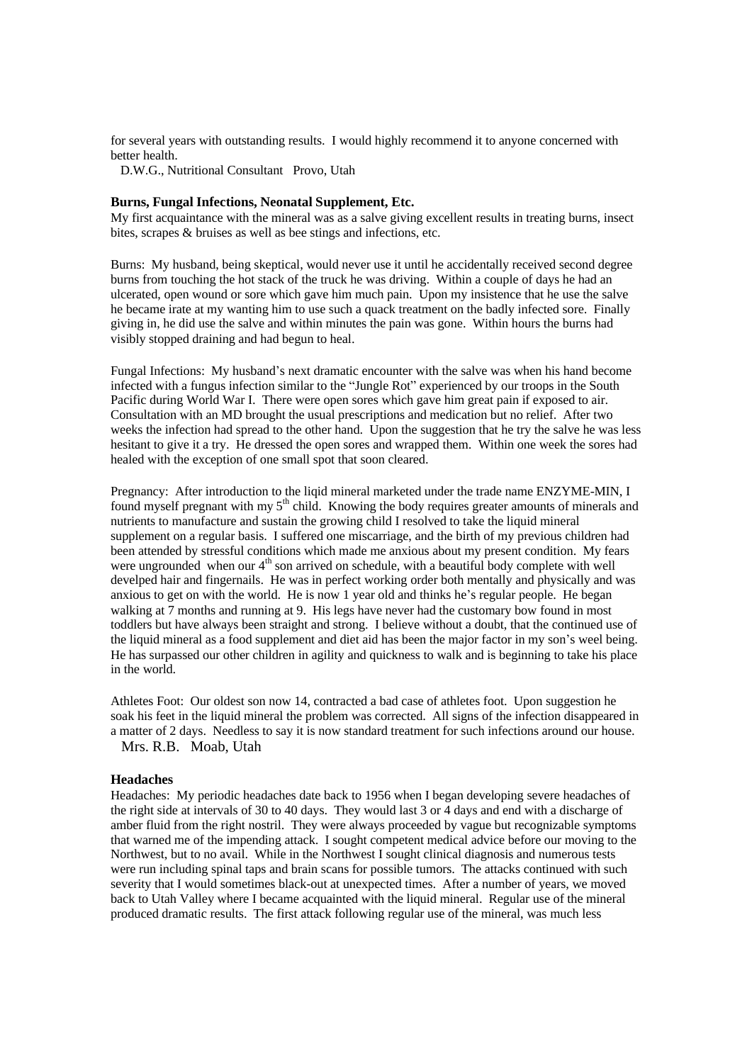for several years with outstanding results. I would highly recommend it to anyone concerned with better health.

D.W.G., Nutritional Consultant Provo, Utah

**Burns, Fungal Infections, Neonatal Supplement, Etc.**

My first acquaintance with the mineral was as a salve giving excellent results in treating burns, insect bites, scrapes & bruises as well as bee stings and infections, etc.

Burns: My husband, being skeptical, would never use it until he accidentally received second degree burns from touching the hot stack of the truck he was driving. Within a couple of days he had an ulcerated, open wound or sore which gave him much pain. Upon my insistence that he use the salve he became irate at my wanting him to use such a quack treatment on the badly infected sore. Finally giving in, he did use the salve and within minutes the pain was gone. Within hours the burns had visibly stopped draining and had begun to heal.

Fungal Infections: My husband's next dramatic encounter with the salve was when his hand become infected with a fungus infection similar to the "Jungle Rot" experienced by our troops in the South Pacific during World War I. There were open sores which gave him great pain if exposed to air. Consultation with an MD brought the usual prescriptions and medication but no relief. After two weeks the infection had spread to the other hand. Upon the suggestion that he try the salve he was less hesitant to give it a try. He dressed the open sores and wrapped them. Within one week the sores had healed with the exception of one small spot that soon cleared.

Pregnancy: After introduction to the liqid mineral marketed under the trade name ENZYME-MIN, I found myself pregnant with my 5th child. Knowing the body requires greater amounts of minerals and nutrients to manufacture and sustain the growing child I resolved to take the liquid mineral supplement on a regular basis. I suffered one miscarriage, and the birth of my previous children had been attended by stressful conditions which made me anxious about my present condition. My fears were ungrounded when our 4th son arrived on schedule, with a beautiful body complete with well develped hair and fingernails. He was in perfect working order both mentally and physically and was anxious to get on with the world. He is now 1 year old and thinks he's regular people. He began walking at 7 months and running at 9. His legs have never had the customary bow found in most toddlers but have always been straight and strong. I believe without a doubt, that the continued use of the liquid mineral as a food supplement and diet aid has been the major factor in my son's weel being. He has surpassed our other children in agility and quickness to walk and is beginning to take his place in the world.

Athletes Foot: Our oldest son now 14, contracted a bad case of athletes foot. Upon suggestion he soak his feet in the liquid mineral the problem was corrected. All signs of the infection disappeared in a matter of 2 days. Needless to say it is now standard treatment for such infections around our house.

Mrs. R.B. Moab, Utah

**Headaches**

Headaches: My periodic headaches date back to 1956 when I began developing severe headaches of the right side at intervals of 30 to 40 days. They would last 3 or 4 days and end with a discharge of amber fluid from the right nostril. They were always proceeded by vague but recognizable symptoms that warned me of the impending attack. I sought competent medical advice before our moving to the Northwest, but to no avail. While in the Northwest I sought clinical diagnosis and numerous tests were run including spinal taps and brain scans for possible tumors. The attacks continued with such severity that I would sometimes black-out at unexpected times. After a number of years, we moved back to Utah Valley where I became acquainted with the liquid mineral. Regular use of the mineral produced dramatic results. The first attack following regular use of the mineral, was much less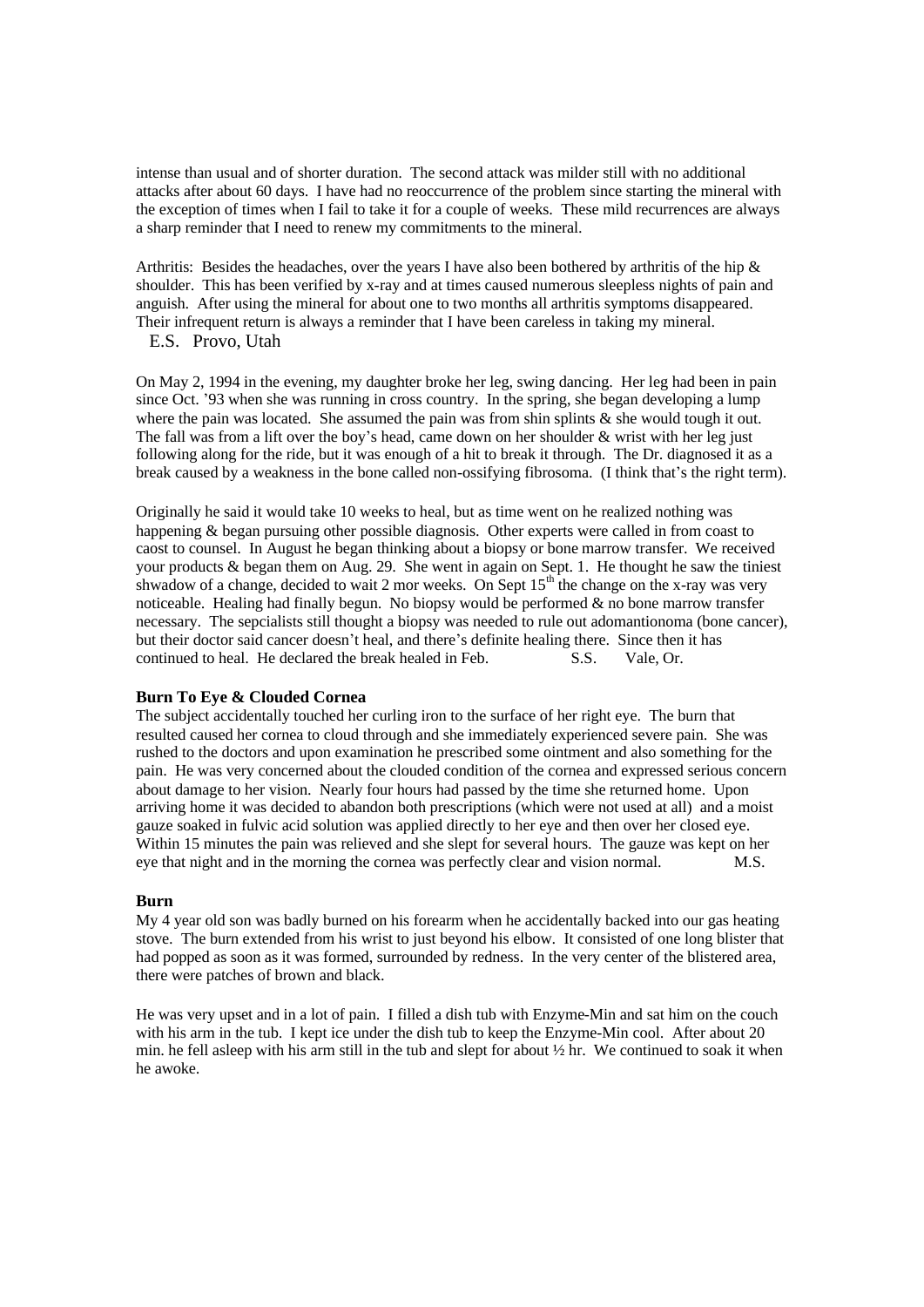intense than usual and of shorter duration. The second attack was milder still with no additional attacks after about 60 days. I have had no reoccurrence of the problem since starting the mineral with the exception of times when I fail to take it for a couple of weeks. These mild recurrences are always a sharp reminder that I need to renew my commitments to the mineral.

Arthritis: Besides the headaches, over the years I have also been bothered by arthritis of the hip & shoulder. This has been verified by x-ray and at times caused numerous sleepless nights of pain and anguish. After using the mineral for about one to two months all arthritis symptoms disappeared. Their infrequent return is always a reminder that I have been careless in taking my mineral.
E.S. Provo, Utah

On May 2, 1994 in the evening, my daughter broke her leg, swing dancing. Her leg had been in pain since Oct. '93 when she was running in cross country. In the spring, she began developing a lump where the pain was located. She assumed the pain was from shin splints & she would tough it out. The fall was from a lift over the boy's head, came down on her shoulder & wrist with her leg just following along for the ride, but it was enough of a hit to break it through. The Dr. diagnosed it as a break caused by a weakness in the bone called non-ossifying fibrosoma. (I think that's the right term).

Originally he said it would take 10 weeks to heal, but as time went on he realized nothing was happening & began pursuing other possible diagnosis. Other experts were called in from coast to caost to counsel. In August he began thinking about a biopsy or bone marrow transfer. We received your products & began them on Aug. 29. She went in again on Sept. 1. He thought he saw the tiniest shwadow of a change, decided to wait 2 mor weeks. On Sept 15th the change on the x-ray was very noticeable. Healing had finally begun. No biopsy would be performed & no bone marrow transfer necessary. The sepcialists still thought a biopsy was needed to rule out adomantionoma (bone cancer), but their doctor said cancer doesn't heal, and there's definite healing there. Since then it has continued to heal. He declared the break healed in Feb. S.S. Vale, Or.

**Burn To Eye & Clouded Cornea**

The subject accidentally touched her curling iron to the surface of her right eye. The burn that resulted caused her cornea to cloud through and she immediately experienced severe pain. She was rushed to the doctors and upon examination he prescribed some ointment and also something for the pain. He was very concerned about the clouded condition of the cornea and expressed serious concern about damage to her vision. Nearly four hours had passed by the time she returned home. Upon arriving home it was decided to abandon both prescriptions (which were not used at all) and a moist gauze soaked in fulvic acid solution was applied directly to her eye and then over her closed eye. Within 15 minutes the pain was relieved and she slept for several hours. The gauze was kept on her eye that night and in the morning the cornea was perfectly clear and vision normal. M.S.

**Burn**

My 4 year old son was badly burned on his forearm when he accidentally backed into our gas heating stove. The burn extended from his wrist to just beyond his elbow. It consisted of one long blister that had popped as soon as it was formed, surrounded by redness. In the very center of the blistered area, there were patches of brown and black.

He was very upset and in a lot of pain. I filled a dish tub with Enzyme-Min and sat him on the couch with his arm in the tub. I kept ice under the dish tub to keep the Enzyme-Min cool. After about 20 min. he fell asleep with his arm still in the tub and slept for about ½ hr. We continued to soak it when he awoke.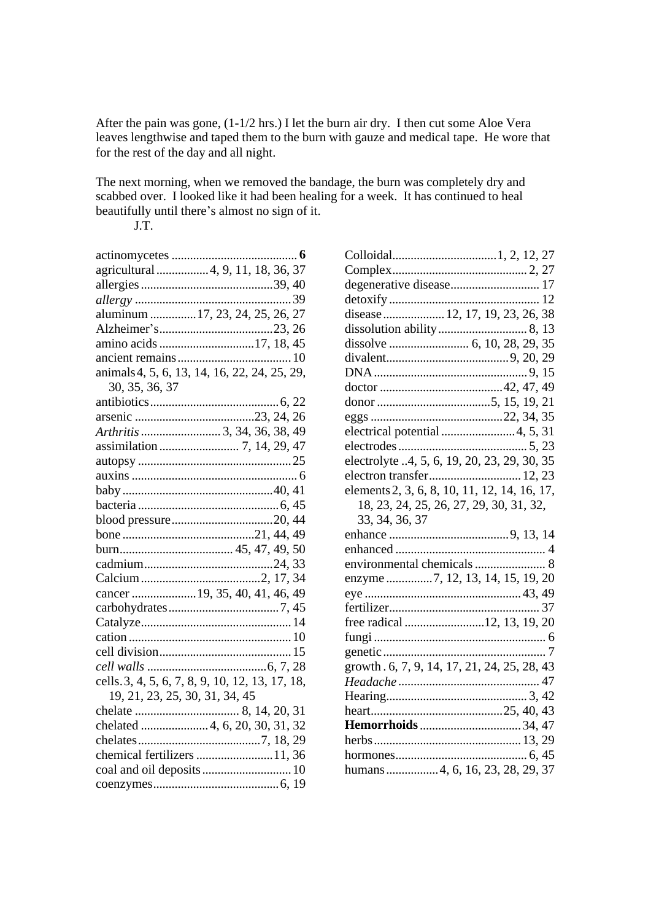After the pain was gone, (1-1/2 hrs.) I let the burn air dry. I then cut some Aloe Vera leaves lengthwise and taped them to the burn with gauze and medical tape. He wore that for the rest of the day and all night.

The next morning, when we removed the bandage, the burn was completely dry and scabbed over. I looked like it had been healing for a week. It has continued to heal beautifully until there's almost no sign of it.

J.T.

actinomycetes ........................................ **6**
agricultural ................ 4, 9, 11, 18, 36, 37
allergies .......................................... 39, 40
*allergy* .................................................. 39
aluminum .............. 17, 23, 24, 25, 26, 27
Alzheimer's ...................................... 23, 26
amino acids .............................. 17, 18, 45
ancient remains .................................... 10
animals 4, 5, 6, 13, 14, 16, 22, 24, 25, 29, 30, 35, 36, 37
antibiotics .......................................... 6, 22
arsenic ...................................... 23, 24, 26
*Arthritis* .......................... 3, 34, 36, 38, 49
assimilation .......................... 7, 14, 29, 47
autopsy ................................................. 25
auxins ..................................................... 6
baby ................................................ 40, 41
bacteria ............................................. 6, 45
blood pressure ................................. 20, 44
bone .......................................... 21, 44, 49
burn .................................... 45, 47, 49, 50
cadmium .......................................... 24, 33
Calcium ....................................... 2, 17, 34
cancer .................... 19, 35, 40, 41, 46, 49
carbohydrates .................................... 7, 45
Catalyze ................................................ 14
cation .................................................... 10
cell division .......................................... 15
*cell walls* ....................................... 6, 7, 28
cells. 3, 4, 5, 6, 7, 8, 9, 10, 12, 13, 17, 18, 19, 21, 23, 25, 30, 31, 34, 45
chelate ................................. 8, 14, 20, 31
chelated ...................... 4, 6, 20, 30, 31, 32
chelates ....................................... 7, 18, 29
chemical fertilizers ......................... 11, 36
coal and oil deposits ............................ 10
coenzymes ......................................... 6, 19
Colloidal ................................. 1, 2, 12, 27
Complex ........................................... 2, 27
degenerative disease ............................ 17
detoxify ................................................ 12
disease .................... 12, 17, 19, 23, 26, 38
dissolution ability ............................ 8, 13
dissolve .......................... 6, 10, 28, 29, 35
divalent ........................................ 9, 20, 29
DNA .................................................. 9, 15
doctor ........................................ 42, 47, 49
donor ..................................... 5, 15, 19, 21
eggs ........................................... 22, 34, 35
electrical potential ........................ 4, 5, 31
electrodes .......................................... 5, 23
electrolyte ..4, 5, 6, 19, 20, 23, 29, 30, 35
electron transfer ............................. 12, 23
elements 2, 3, 6, 8, 10, 11, 12, 14, 16, 17, 18, 23, 24, 25, 26, 27, 29, 30, 31, 32, 33, 34, 36, 37
enhance ....................................... 9, 13, 14
enhanced ................................................ 4
environmental chemicals ....................... 8
enzyme ............... 7, 12, 13, 14, 15, 19, 20
eye .................................................. 43, 49
fertilizer ................................................ 37
free radical .......................... 12, 13, 19, 20
fungi ....................................................... 6
genetic .................................................... 7
growth . 6, 7, 9, 14, 17, 21, 24, 25, 28, 43
*Headache* ............................................. 47
Hearing ............................................. 3, 42
heart ........................................... 25, 40, 43
**Hemorrhoids** ................................. 34, 47
herbs ............................................... 13, 29
hormones .......................................... 6, 45
humans ................. 4, 6, 16, 23, 28, 29, 37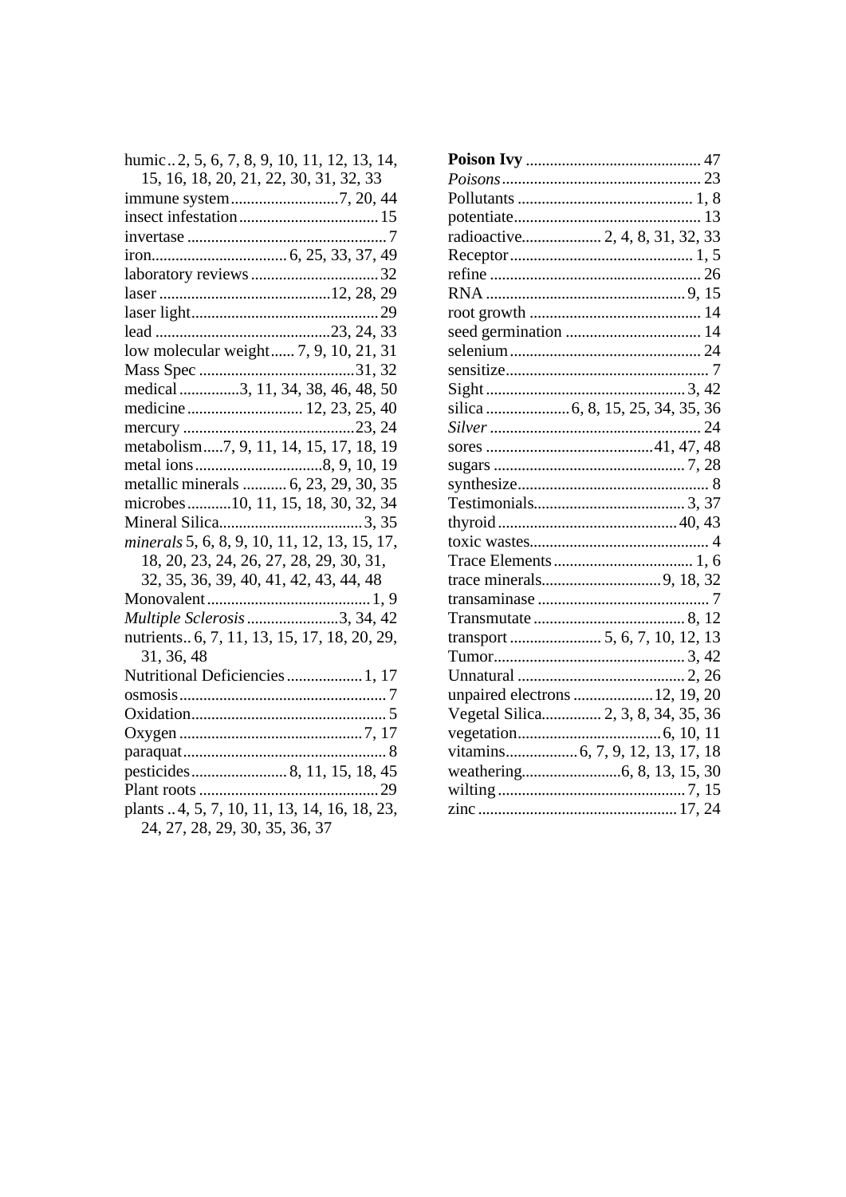humic .. 2, 5, 6, 7, 8, 9, 10, 11, 12, 13, 14, 15, 16, 18, 20, 21, 22, 30, 31, 32, 33

immune system ........................... 7, 20, 44

insect infestation ................................... 15

invertase .................................................. 7

iron ................................. 6, 25, 33, 37, 49

laboratory reviews ................................ 32

laser ........................................... 12, 28, 29

laser light ............................................... 29

lead ............................................ 23, 24, 33

low molecular weight ...... 7, 9, 10, 21, 31

Mass Spec ....................................... 31, 32

medical ............... 3, 11, 34, 38, 46, 48, 50

medicine ............................. 12, 23, 25, 40

mercury ........................................... 23, 24

metabolism ..... 7, 9, 11, 14, 15, 17, 18, 19

metal ions ................................ 8, 9, 10, 19

metallic minerals ........... 6, 23, 29, 30, 35

microbes ........... 10, 11, 15, 18, 30, 32, 34

Mineral Silica .................................... 3, 35

*minerals* 5, 6, 8, 9, 10, 11, 12, 13, 15, 17, 18, 20, 23, 24, 26, 27, 28, 29, 30, 31, 32, 35, 36, 39, 40, 41, 42, 43, 44, 48

Monovalent ......................................... 1, 9

*Multiple Sclerosis* ....................... 3, 34, 42

nutrients .. 6, 7, 11, 13, 15, 17, 18, 20, 29, 31, 36, 48

Nutritional Deficiencies ................... 1, 17

osmosis .................................................... 7

Oxidation ................................................. 5

Oxygen .............................................. 7, 17

paraquat ................................................... 8

pesticides ........................ 8, 11, 15, 18, 45

Plant roots ............................................. 29

plants .. 4, 5, 7, 10, 11, 13, 14, 16, 18, 23, 24, 27, 28, 29, 30, 35, 36, 37

**Poison Ivy** ............................................ 47

*Poisons* ................................................... 23

Pollutants ............................................ 1, 8

potentiate ............................................... 13

radioactive .................... 2, 4, 8, 31, 32, 33

Receptor .............................................. 1, 5

refine ...................................................... 26

RNA .................................................. 9, 15

root growth ........................................... 14

seed germination .................................. 14

selenium ................................................ 24

sensitize ................................................... 7

Sight .................................................. 3, 42

silica ..................... 6, 8, 15, 25, 34, 35, 36

*Silver* ..................................................... 24

sores .......................................... 41, 47, 48

sugars ................................................ 7, 28

synthesize ................................................ 8

Testimonials ...................................... 3, 37

thyroid ............................................. 40, 43

toxic wastes ............................................. 4

Trace Elements ................................... 1, 6

trace minerals .............................. 9, 18, 32

transaminase ........................................... 7

Transmutate ...................................... 8, 12

transport ....................... 5, 6, 7, 10, 12, 13

Tumor ................................................ 3, 42

Unnatural ........................................... 2, 26

unpaired electrons .................... 12, 19, 20

Vegetal Silica ............... 2, 3, 8, 34, 35, 36

vegetation .................................... 6, 10, 11

vitamins .................. 6, 7, 9, 12, 13, 17, 18

weathering ......................... 6, 8, 13, 15, 30

wilting ............................................... 7, 15

zinc .................................................. 17, 24